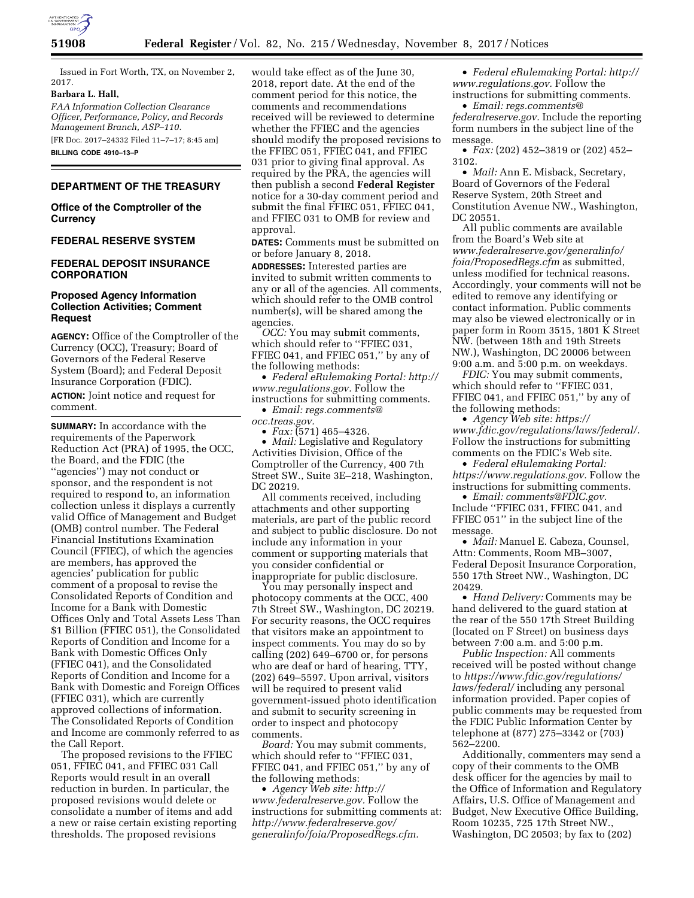Issued in Fort Worth, TX, on November 2, 2017.

**Barbara L. Hall,**

*FAA Information Collection Clearance Officer, Performance, Policy, and Records Management Branch, ASP–110.*

[FR Doc. 2017–24332 Filed 11–7–17; 8:45 am]

**BILLING CODE 4910–13–P**

## DEPARTMENT OF THE TREASURY

### Office of the Comptroller of the Currency

## FEDERAL RESERVE SYSTEM

## FEDERAL DEPOSIT INSURANCE CORPORATION

### Proposed Agency Information Collection Activities; Comment Request

**AGENCY:** Office of the Comptroller of the Currency (OCC), Treasury; Board of Governors of the Federal Reserve System (Board); and Federal Deposit Insurance Corporation (FDIC).

**ACTION:** Joint notice and request for comment.

**SUMMARY:** In accordance with the requirements of the Paperwork Reduction Act (PRA) of 1995, the OCC, the Board, and the FDIC (the ''agencies'') may not conduct or sponsor, and the respondent is not required to respond to, an information collection unless it displays a currently valid Office of Management and Budget (OMB) control number. The Federal Financial Institutions Examination Council (FFIEC), of which the agencies are members, has approved the agencies' publication for public comment of a proposal to revise the Consolidated Reports of Condition and Income for a Bank with Domestic Offices Only and Total Assets Less Than $1 Billion (FFIEC 051), the Consolidated Reports of Condition and Income for a Bank with Domestic Offices Only (FFIEC 041), and the Consolidated Reports of Condition and Income for a Bank with Domestic and Foreign Offices (FFIEC 031), which are currently approved collections of information. The Consolidated Reports of Condition and Income are commonly referred to as the Call Report.

The proposed revisions to the FFIEC 051, FFIEC 041, and FFIEC 031 Call Reports would result in an overall reduction in burden. In particular, the proposed revisions would delete or consolidate a number of items and add a new or raise certain existing reporting thresholds. The proposed revisions would take effect as of the June 30, 2018, report date. At the end of the comment period for this notice, the comments and recommendations received will be reviewed to determine whether the FFIEC and the agencies should modify the proposed revisions to the FFIEC 051, FFIEC 041, and FFIEC 031 prior to giving final approval. As required by the PRA, the agencies will then publish a second **Federal Register** notice for a 30-day comment period and submit the final FFIEC 051, FFIEC 041, and FFIEC 031 to OMB for review and approval.

**DATES:** Comments must be submitted on or before January 8, 2018.

**ADDRESSES:** Interested parties are invited to submit written comments to any or all of the agencies. All comments, which should refer to the OMB control number(s), will be shared among the agencies.

*OCC:* You may submit comments, which should refer to ''FFIEC 031, FFIEC 041, and FFIEC 051,'' by any of the following methods:

- *Federal eRulemaking Portal: http://www.regulations.gov.* Follow the instructions for submitting comments.
- *Email: regs.comments@occ.treas.gov.*
- *Fax:* (571) 465–4326.
- *Mail:* Legislative and Regulatory Activities Division, Office of the Comptroller of the Currency, 400 7th Street SW., Suite 3E–218, Washington, DC 20219.

All comments received, including attachments and other supporting materials, are part of the public record and subject to public disclosure. Do not include any information in your comment or supporting materials that you consider confidential or inappropriate for public disclosure.

You may personally inspect and photocopy comments at the OCC, 400 7th Street SW., Washington, DC 20219. For security reasons, the OCC requires that visitors make an appointment to inspect comments. You may do so by calling (202) 649–6700 or, for persons who are deaf or hard of hearing, TTY, (202) 649–5597. Upon arrival, visitors will be required to present valid government-issued photo identification and submit to security screening in order to inspect and photocopy comments.

*Board:* You may submit comments, which should refer to ''FFIEC 031, FFIEC 041, and FFIEC 051,'' by any of the following methods:

- *Agency Web site: http://www.federalreserve.gov.* Follow the instructions for submitting comments at: *http://www.federalreserve.gov/generalinfo/foia/ProposedRegs.cfm.*
- *Federal eRulemaking Portal: http://www.regulations.gov.* Follow the instructions for submitting comments.
- *Email: regs.comments@federalreserve.gov.* Include the reporting form numbers in the subject line of the message.
- *Fax:* (202) 452–3819 or (202) 452–3102.
- *Mail:* Ann E. Misback, Secretary, Board of Governors of the Federal Reserve System, 20th Street and Constitution Avenue NW., Washington, DC 20551.

All public comments are available from the Board's Web site at *www.federalreserve.gov/generalinfo/foia/ProposedRegs.cfm* as submitted, unless modified for technical reasons. Accordingly, your comments will not be edited to remove any identifying or contact information. Public comments may also be viewed electronically or in paper form in Room 3515, 1801 K Street NW. (between 18th and 19th Streets NW.), Washington, DC 20006 between 9:00 a.m. and 5:00 p.m. on weekdays.

*FDIC:* You may submit comments, which should refer to ''FFIEC 031, FFIEC 041, and FFIEC 051,'' by any of the following methods:

- *Agency Web site: https://www.fdic.gov/regulations/laws/federal/.* Follow the instructions for submitting comments on the FDIC's Web site.
- *Federal eRulemaking Portal: https://www.regulations.gov.* Follow the instructions for submitting comments.
- *Email: comments@FDIC.gov.* Include ''FFIEC 031, FFIEC 041, and FFIEC 051'' in the subject line of the message.
- *Mail:* Manuel E. Cabeza, Counsel, Attn: Comments, Room MB–3007, Federal Deposit Insurance Corporation, 550 17th Street NW., Washington, DC 20429.
- *Hand Delivery:* Comments may be hand delivered to the guard station at the rear of the 550 17th Street Building (located on F Street) on business days between 7:00 a.m. and 5:00 p.m.

*Public Inspection:* All comments received will be posted without change to *https://www.fdic.gov/regulations/laws/federal/* including any personal information provided. Paper copies of public comments may be requested from the FDIC Public Information Center by telephone at (877) 275–3342 or (703) 562–2200.

Additionally, commenters may send a copy of their comments to the OMB desk officer for the agencies by mail to the Office of Information and Regulatory Affairs, U.S. Office of Management and Budget, New Executive Office Building, Room 10235, 725 17th Street NW., Washington, DC 20503; by fax to (202)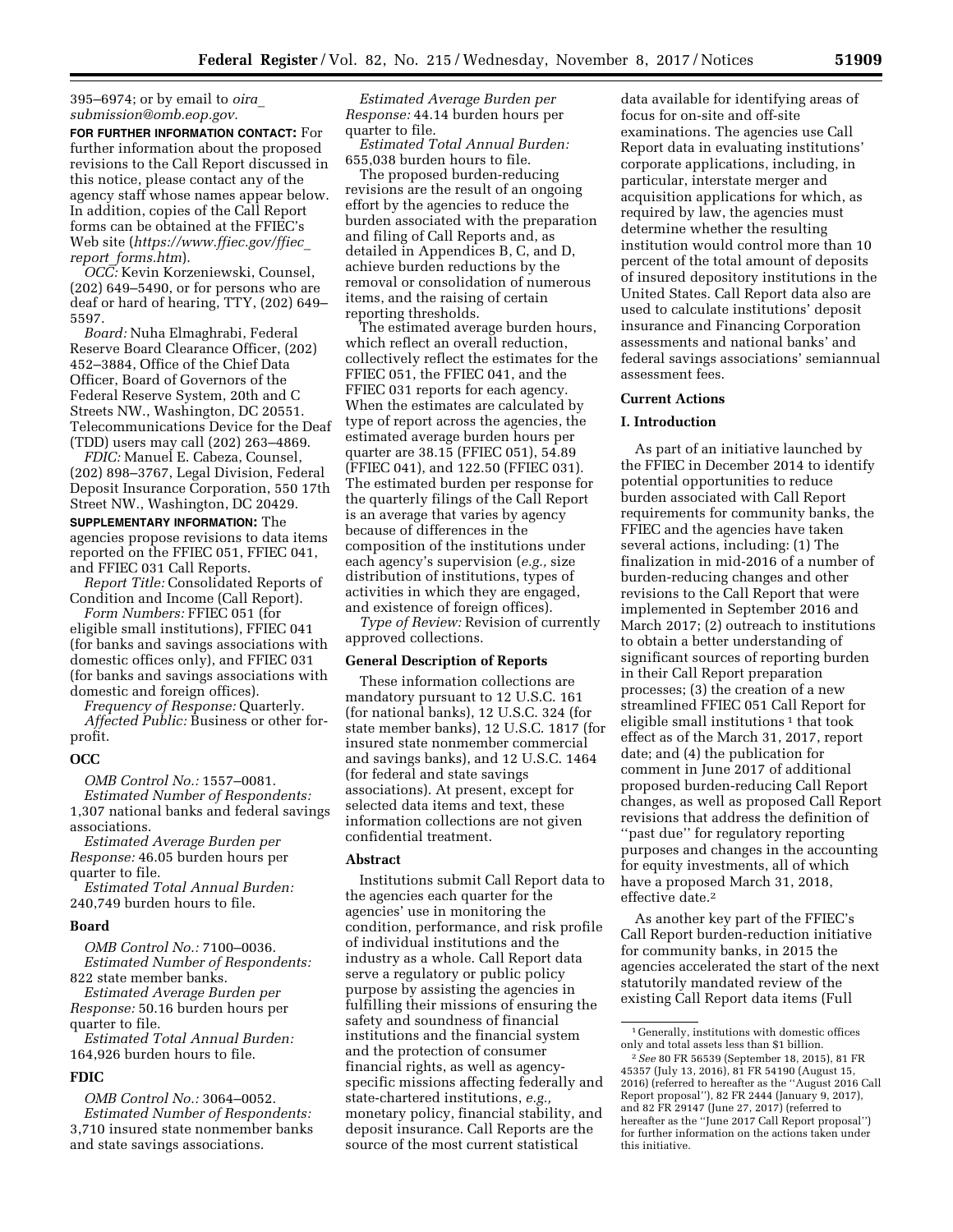395–6974; or by email to *oira_submission@omb.eop.gov.*

**FOR FURTHER INFORMATION CONTACT:** For further information about the proposed revisions to the Call Report discussed in this notice, please contact any of the agency staff whose names appear below. In addition, copies of the Call Report forms can be obtained at the FFIEC's Web site (*https://www.ffiec.gov/ffiec_report_forms.htm*).

*OCC:* Kevin Korzeniewski, Counsel, (202) 649–5490, or for persons who are deaf or hard of hearing, TTY, (202) 649–5597.

*Board:* Nuha Elmaghrabi, Federal Reserve Board Clearance Officer, (202) 452–3884, Office of the Chief Data Officer, Board of Governors of the Federal Reserve System, 20th and C Streets NW., Washington, DC 20551. Telecommunications Device for the Deaf (TDD) users may call (202) 263–4869.

*FDIC:* Manuel E. Cabeza, Counsel, (202) 898–3767, Legal Division, Federal Deposit Insurance Corporation, 550 17th Street NW., Washington, DC 20429.

**SUPPLEMENTARY INFORMATION:** The agencies propose revisions to data items reported on the FFIEC 051, FFIEC 041, and FFIEC 031 Call Reports.

*Report Title:* Consolidated Reports of Condition and Income (Call Report).

*Form Numbers:* FFIEC 051 (for eligible small institutions), FFIEC 041 (for banks and savings associations with domestic offices only), and FFIEC 031 (for banks and savings associations with domestic and foreign offices).

*Frequency of Response:* Quarterly.

*Affected Public:* Business or other for-profit.

**OCC**

*OMB Control No.:* 1557–0081.

*Estimated Number of Respondents:* 1,307 national banks and federal savings associations.

*Estimated Average Burden per Response:* 46.05 burden hours per quarter to file.

*Estimated Total Annual Burden:* 240,749 burden hours to file.

**Board**

*OMB Control No.:* 7100–0036.

*Estimated Number of Respondents:* 822 state member banks.

*Estimated Average Burden per Response:* 50.16 burden hours per quarter to file.

*Estimated Total Annual Burden:* 164,926 burden hours to file.

**FDIC**

*OMB Control No.:* 3064–0052.

*Estimated Number of Respondents:* 3,710 insured state nonmember banks and state savings associations.

*Estimated Average Burden per Response:* 44.14 burden hours per quarter to file.

*Estimated Total Annual Burden:* 655,038 burden hours to file.

The proposed burden-reducing revisions are the result of an ongoing effort by the agencies to reduce the burden associated with the preparation and filing of Call Reports and, as detailed in Appendices B, C, and D, achieve burden reductions by the removal or consolidation of numerous items, and the raising of certain reporting thresholds.

The estimated average burden hours, which reflect an overall reduction, collectively reflect the estimates for the FFIEC 051, the FFIEC 041, and the FFIEC 031 reports for each agency. When the estimates are calculated by type of report across the agencies, the estimated average burden hours per quarter are 38.15 (FFIEC 051), 54.89 (FFIEC 041), and 122.50 (FFIEC 031). The estimated burden per response for the quarterly filings of the Call Report is an average that varies by agency because of differences in the composition of the institutions under each agency's supervision (*e.g.,* size distribution of institutions, types of activities in which they are engaged, and existence of foreign offices).

*Type of Review:* Revision of currently approved collections.

**General Description of Reports**

These information collections are mandatory pursuant to 12 U.S.C. 161 (for national banks), 12 U.S.C. 324 (for state member banks), 12 U.S.C. 1817 (for insured state nonmember commercial and savings banks), and 12 U.S.C. 1464 (for federal and state savings associations). At present, except for selected data items and text, these information collections are not given confidential treatment.

**Abstract**

Institutions submit Call Report data to the agencies each quarter for the agencies' use in monitoring the condition, performance, and risk profile of individual institutions and the industry as a whole. Call Report data serve a regulatory or public policy purpose by assisting the agencies in fulfilling their missions of ensuring the safety and soundness of financial institutions and the financial system and the protection of consumer financial rights, as well as agency-specific missions affecting federally and state-chartered institutions, *e.g.,* monetary policy, financial stability, and deposit insurance. Call Reports are the source of the most current statistical data available for identifying areas of focus for on-site and off-site examinations. The agencies use Call Report data in evaluating institutions' corporate applications, including, in particular, interstate merger and acquisition applications for which, as required by law, the agencies must determine whether the resulting institution would control more than 10 percent of the total amount of deposits of insured depository institutions in the United States. Call Report data also are used to calculate institutions' deposit insurance and Financing Corporation assessments and national banks' and federal savings associations' semiannual assessment fees.

**Current Actions**

**I. Introduction**

As part of an initiative launched by the FFIEC in December 2014 to identify potential opportunities to reduce burden associated with Call Report requirements for community banks, the FFIEC and the agencies have taken several actions, including: (1) The finalization in mid-2016 of a number of burden-reducing changes and other revisions to the Call Report that were implemented in September 2016 and March 2017; (2) outreach to institutions to obtain a better understanding of significant sources of reporting burden in their Call Report preparation processes; (3) the creation of a new streamlined FFIEC 051 Call Report for eligible small institutions [1] that took effect as of the March 31, 2017, report date; and (4) the publication for comment in June 2017 of additional proposed burden-reducing Call Report changes, as well as proposed Call Report revisions that address the definition of "past due" for regulatory reporting purposes and changes in the accounting for equity investments, all of which have a proposed March 31, 2018, effective date.[2]

As another key part of the FFIEC's Call Report burden-reduction initiative for community banks, in 2015 the agencies accelerated the start of the next statutorily mandated review of the existing Call Report data items (Full

[1] Generally, institutions with domestic offices only and total assets less than $1 billion.

[2] *See* 80 FR 56539 (September 18, 2015), 81 FR 45357 (July 13, 2016), 81 FR 54190 (August 15, 2016) (referred to hereafter as the "August 2016 Call Report proposal"), 82 FR 2444 (January 9, 2017), and 82 FR 29147 (June 27, 2017) (referred to hereafter as the "June 2017 Call Report proposal") for further information on the actions taken under this initiative.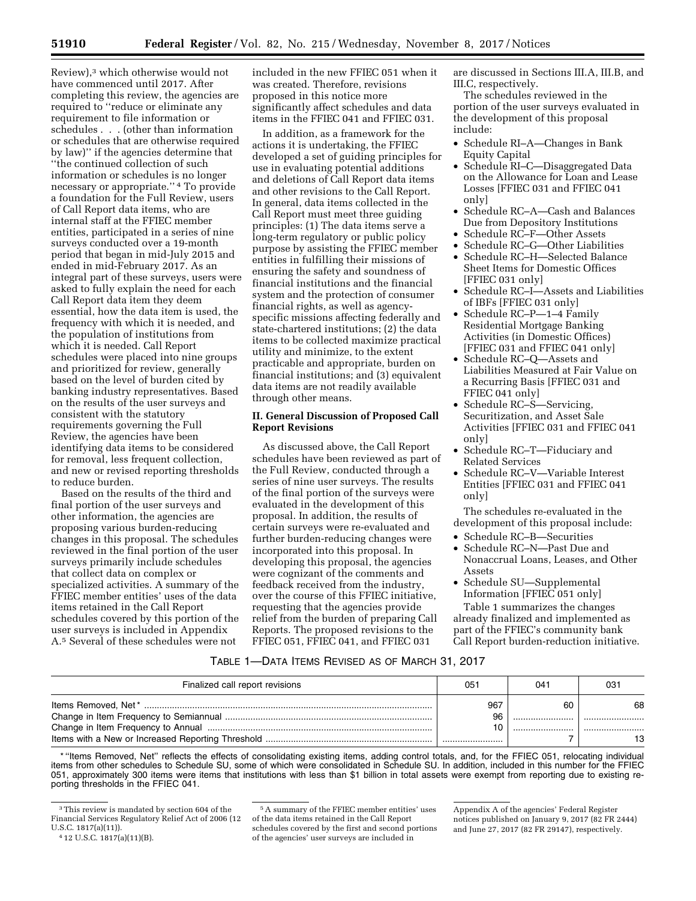Review),[3] which otherwise would not have commenced until 2017. After completing this review, the agencies are required to ''reduce or eliminate any requirement to file information or schedules . . . (other than information or schedules that are otherwise required by law)'' if the agencies determine that ''the continued collection of such information or schedules is no longer necessary or appropriate.''[4] To provide a foundation for the Full Review, users of Call Report data items, who are internal staff at the FFIEC member entities, participated in a series of nine surveys conducted over a 19-month period that began in mid-July 2015 and ended in mid-February 2017. As an integral part of these surveys, users were asked to fully explain the need for each Call Report data item they deem essential, how the data item is used, the frequency with which it is needed, and the population of institutions from which it is needed. Call Report schedules were placed into nine groups and prioritized for review, generally based on the level of burden cited by banking industry representatives. Based on the results of the user surveys and consistent with the statutory requirements governing the Full Review, the agencies have been identifying data items to be considered for removal, less frequent collection, and new or revised reporting thresholds to reduce burden.

Based on the results of the third and final portion of the user surveys and other information, the agencies are proposing various burden-reducing changes in this proposal. The schedules reviewed in the final portion of the user surveys primarily include schedules that collect data on complex or specialized activities. A summary of the FFIEC member entities' uses of the data items retained in the Call Report schedules covered by this portion of the user surveys is included in Appendix A.[5] Several of these schedules were not included in the new FFIEC 051 when it was created. Therefore, revisions proposed in this notice more significantly affect schedules and data items in the FFIEC 041 and FFIEC 031.

In addition, as a framework for the actions it is undertaking, the FFIEC developed a set of guiding principles for use in evaluating potential additions and deletions of Call Report data items and other revisions to the Call Report. In general, data items collected in the Call Report must meet three guiding principles: (1) The data items serve a long-term regulatory or public policy purpose by assisting the FFIEC member entities in fulfilling their missions of ensuring the safety and soundness of financial institutions and the financial system and the protection of consumer financial rights, as well as agency-specific missions affecting federally and state-chartered institutions; (2) the data items to be collected maximize practical utility and minimize, to the extent practicable and appropriate, burden on financial institutions; and (3) equivalent data items are not readily available through other means.

## II. General Discussion of Proposed Call Report Revisions

As discussed above, the Call Report schedules have been reviewed as part of the Full Review, conducted through a series of nine user surveys. The results of the final portion of the surveys were evaluated in the development of this proposal. In addition, the results of certain surveys were re-evaluated and further burden-reducing changes were incorporated into this proposal. In developing this proposal, the agencies were cognizant of the comments and feedback received from the industry, over the course of this FFIEC initiative, requesting that the agencies provide relief from the burden of preparing Call Reports. The proposed revisions to the FFIEC 051, FFIEC 041, and FFIEC 031 are discussed in Sections III.A, III.B, and III.C, respectively.

The schedules reviewed in the portion of the user surveys evaluated in the development of this proposal include:

- Schedule RI–A—Changes in Bank Equity Capital
- Schedule RI–C—Disaggregated Data on the Allowance for Loan and Lease Losses [FFIEC 031 and FFIEC 041 only]
- Schedule RC–A—Cash and Balances Due from Depository Institutions
- Schedule RC–F—Other Assets
- Schedule RC–G—Other Liabilities
- Schedule RC–H—Selected Balance Sheet Items for Domestic Offices [FFIEC 031 only]
- Schedule RC–I—Assets and Liabilities of IBFs [FFIEC 031 only]
- Schedule RC–P—1–4 Family Residential Mortgage Banking Activities (in Domestic Offices) [FFIEC 031 and FFIEC 041 only]
- Schedule RC–Q—Assets and Liabilities Measured at Fair Value on a Recurring Basis [FFIEC 031 and FFIEC 041 only]
- Schedule RC–S—Servicing, Securitization, and Asset Sale Activities [FFIEC 031 and FFIEC 041 only]
- Schedule RC–T—Fiduciary and Related Services
- Schedule RC–V—Variable Interest Entities [FFIEC 031 and FFIEC 041 only]

The schedules re-evaluated in the development of this proposal include:

- Schedule RC–B—Securities
- Schedule RC–N—Past Due and Nonaccrual Loans, Leases, and Other Assets
- Schedule SU—Supplemental Information [FFIEC 051 only]

Table 1 summarizes the changes already finalized and implemented as part of the FFIEC's community bank Call Report burden-reduction initiative.

TABLE 1—DATA ITEMS REVISED AS OF MARCH 31, 2017

| Finalized call report revisions | 051 | 041 | 031 |
|---|---|---|---|
| Items Removed, Net* | 967 | 60 | 68 |
| Change in Item Frequency to Semiannual | 96 | | |
| Change in Item Frequency to Annual | 10 | | |
| Items with a New or Increased Reporting Threshold | | 7 | 13 |

* ''Items Removed, Net'' reflects the effects of consolidating existing items, adding control totals, and, for the FFIEC 051, relocating individual items from other schedules to Schedule SU, some of which were consolidated in Schedule SU. In addition, included in this number for the FFIEC 051, approximately 300 items were items that institutions with less than $1 billion in total assets were exempt from reporting due to existing reporting thresholds in the FFIEC 041.

[3] This review is mandated by section 604 of the Financial Services Regulatory Relief Act of 2006 (12 U.S.C. 1817(a)(11)).

[4] 12 U.S.C. 1817(a)(11)(B).

[5] A summary of the FFIEC member entities' uses of the data items retained in the Call Report schedules covered by the first and second portions of the agencies' user surveys are included in Appendix A of the agencies' Federal Register notices published on January 9, 2017 (82 FR 2444) and June 27, 2017 (82 FR 29147), respectively.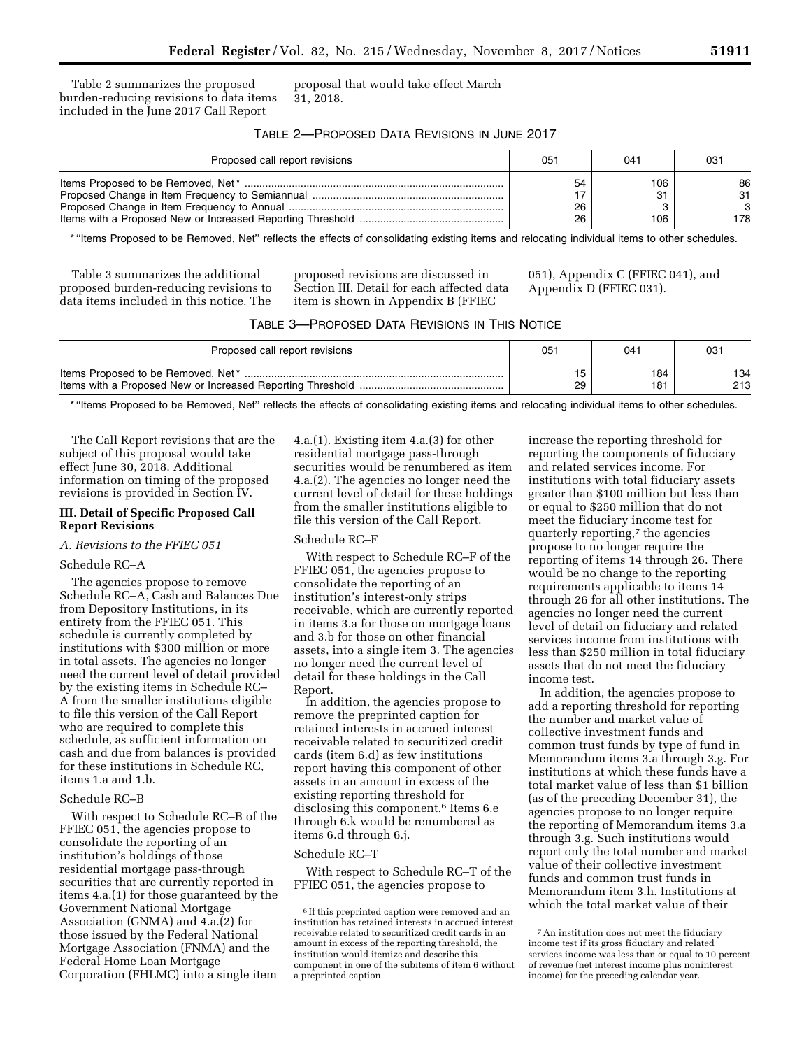Table 2 summarizes the proposed burden-reducing revisions to data items included in the June 2017 Call Report proposal that would take effect March 31, 2018.

TABLE 2—PROPOSED DATA REVISIONS IN JUNE 2017

| Proposed call report revisions | 051 | 041 | 031 |
|---|---|---|---|
| Items Proposed to be Removed, Net* | 54 | 106 | 86 |
| Proposed Change in Item Frequency to Semiannual | 17 | 31 | 31 |
| Proposed Change in Item Frequency to Annual | 26 | 3 | 3 |
| Items with a Proposed New or Increased Reporting Threshold | 26 | 106 | 178 |

* "Items Proposed to be Removed, Net" reflects the effects of consolidating existing items and relocating individual items to other schedules.

Table 3 summarizes the additional proposed burden-reducing revisions to data items included in this notice. The proposed revisions are discussed in Section III. Detail for each affected data item is shown in Appendix B (FFIEC 051), Appendix C (FFIEC 041), and Appendix D (FFIEC 031).

TABLE 3—PROPOSED DATA REVISIONS IN THIS NOTICE

| Proposed call report revisions | 051 | 041 | 031 |
|---|---|---|---|
| Items Proposed to be Removed, Net* | 15 | 184 | 134 |
| Items with a Proposed New or Increased Reporting Threshold | 29 | 181 | 213 |

* "Items Proposed to be Removed, Net" reflects the effects of consolidating existing items and relocating individual items to other schedules.

The Call Report revisions that are the subject of this proposal would take effect June 30, 2018. Additional information on timing of the proposed revisions is provided in Section IV.

## III. Detail of Specific Proposed Call Report Revisions

### *A. Revisions to the FFIEC 051*

#### Schedule RC–A

The agencies propose to remove Schedule RC–A, Cash and Balances Due from Depository Institutions, in its entirety from the FFIEC 051. This schedule is currently completed by institutions with $300 million or more in total assets. The agencies no longer need the current level of detail provided by the existing items in Schedule RC–A from the smaller institutions eligible to file this version of the Call Report who are required to complete this schedule, as sufficient information on cash and due from balances is provided for these institutions in Schedule RC, items 1.a and 1.b.

#### Schedule RC–B

With respect to Schedule RC–B of the FFIEC 051, the agencies propose to consolidate the reporting of an institution's holdings of those residential mortgage pass-through securities that are currently reported in items 4.a.(1) for those guaranteed by the Government National Mortgage Association (GNMA) and 4.a.(2) for those issued by the Federal National Mortgage Association (FNMA) and the Federal Home Loan Mortgage Corporation (FHLMC) into a single item 4.a.(1). Existing item 4.a.(3) for other residential mortgage pass-through securities would be renumbered as item 4.a.(2). The agencies no longer need the current level of detail for these holdings from the smaller institutions eligible to file this version of the Call Report.

#### Schedule RC–F

With respect to Schedule RC–F of the FFIEC 051, the agencies propose to consolidate the reporting of an institution's interest-only strips receivable, which are currently reported in items 3.a for those on mortgage loans and 3.b for those on other financial assets, into a single item 3. The agencies no longer need the current level of detail for these holdings in the Call Report.

In addition, the agencies propose to remove the preprinted caption for retained interests in accrued interest receivable related to securitized credit cards (item 6.d) as few institutions report having this component of other assets in an amount in excess of the existing reporting threshold for disclosing this component.[6] Items 6.e through 6.k would be renumbered as items 6.d through 6.j.

#### Schedule RC–T

With respect to Schedule RC–T of the FFIEC 051, the agencies propose to increase the reporting threshold for reporting the components of fiduciary and related services income. For institutions with total fiduciary assets greater than $100 million but less than or equal to $250 million that do not meet the fiduciary income test for quarterly reporting,[7] the agencies propose to no longer require the reporting of items 14 through 26. There would be no change to the reporting requirements applicable to items 14 through 26 for all other institutions. The agencies no longer need the current level of detail on fiduciary and related services income from institutions with less than $250 million in total fiduciary assets that do not meet the fiduciary income test.

In addition, the agencies propose to add a reporting threshold for reporting the number and market value of collective investment funds and common trust funds by type of fund in Memorandum items 3.a through 3.g. For institutions at which these funds have a total market value of less than $1 billion (as of the preceding December 31), the agencies propose to no longer require the reporting of Memorandum items 3.a through 3.g. Such institutions would report only the total number and market value of their collective investment funds and common trust funds in Memorandum item 3.h. Institutions at which the total market value of their

[6] If this preprinted caption were removed and an institution has retained interests in accrued interest receivable related to securitized credit cards in an amount in excess of the reporting threshold, the institution would itemize and describe this component in one of the subitems of item 6 without a preprinted caption.

[7] An institution does not meet the fiduciary income test if its gross fiduciary and related services income was less than or equal to 10 percent of revenue (net interest income plus noninterest income) for the preceding calendar year.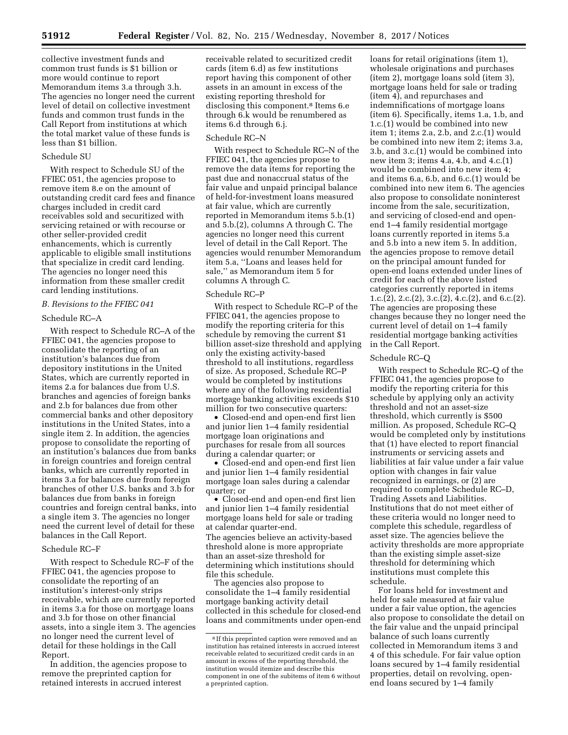collective investment funds and common trust funds is $1 billion or more would continue to report Memorandum items 3.a through 3.h. The agencies no longer need the current level of detail on collective investment funds and common trust funds in the Call Report from institutions at which the total market value of these funds is less than $1 billion.

#### Schedule SU

With respect to Schedule SU of the FFIEC 051, the agencies propose to remove item 8.e on the amount of outstanding credit card fees and finance charges included in credit card receivables sold and securitized with servicing retained or with recourse or other seller-provided credit enhancements, which is currently applicable to eligible small institutions that specialize in credit card lending. The agencies no longer need this information from these smaller credit card lending institutions.

### B. Revisions to the FFIEC 041

#### Schedule RC–A

With respect to Schedule RC–A of the FFIEC 041, the agencies propose to consolidate the reporting of an institution's balances due from depository institutions in the United States, which are currently reported in items 2.a for balances due from U.S. branches and agencies of foreign banks and 2.b for balances due from other commercial banks and other depository institutions in the United States, into a single item 2. In addition, the agencies propose to consolidate the reporting of an institution's balances due from banks in foreign countries and foreign central banks, which are currently reported in items 3.a for balances due from foreign branches of other U.S. banks and 3.b for balances due from banks in foreign countries and foreign central banks, into a single item 3. The agencies no longer need the current level of detail for these balances in the Call Report.

#### Schedule RC–F

With respect to Schedule RC–F of the FFIEC 041, the agencies propose to consolidate the reporting of an institution's interest-only strips receivable, which are currently reported in items 3.a for those on mortgage loans and 3.b for those on other financial assets, into a single item 3. The agencies no longer need the current level of detail for these holdings in the Call Report.

In addition, the agencies propose to remove the preprinted caption for retained interests in accrued interest receivable related to securitized credit cards (item 6.d) as few institutions report having this component of other assets in an amount in excess of the existing reporting threshold for disclosing this component.[8] Items 6.e through 6.k would be renumbered as items 6.d through 6.j.

#### Schedule RC–N

With respect to Schedule RC–N of the FFIEC 041, the agencies propose to remove the data items for reporting the past due and nonaccrual status of the fair value and unpaid principal balance of held-for-investment loans measured at fair value, which are currently reported in Memorandum items 5.b.(1) and 5.b.(2), columns A through C. The agencies no longer need this current level of detail in the Call Report. The agencies would renumber Memorandum item 5.a, ''Loans and leases held for sale,'' as Memorandum item 5 for columns A through C.

#### Schedule RC–P

With respect to Schedule RC–P of the FFIEC 041, the agencies propose to modify the reporting criteria for this schedule by removing the current $1 billion asset-size threshold and applying only the existing activity-based threshold to all institutions, regardless of size. As proposed, Schedule RC–P would be completed by institutions where any of the following residential mortgage banking activities exceeds $10 million for two consecutive quarters:

- Closed-end and open-end first lien and junior lien 1–4 family residential mortgage loan originations and purchases for resale from all sources during a calendar quarter; or
- Closed-end and open-end first lien and junior lien 1–4 family residential mortgage loan sales during a calendar quarter; or
- Closed-end and open-end first lien and junior lien 1–4 family residential mortgage loans held for sale or trading at calendar quarter-end.

The agencies believe an activity-based threshold alone is more appropriate than an asset-size threshold for determining which institutions should file this schedule.

The agencies also propose to consolidate the 1–4 family residential mortgage banking activity detail collected in this schedule for closed-end loans and commitments under open-end loans for retail originations (item 1), wholesale originations and purchases (item 2), mortgage loans sold (item 3), mortgage loans held for sale or trading (item 4), and repurchases and indemnifications of mortgage loans (item 6). Specifically, items 1.a, 1.b, and 1.c.(1) would be combined into new item 1; items 2.a, 2.b, and 2.c.(1) would be combined into new item 2; items 3.a, 3.b, and 3.c.(1) would be combined into new item 3; items 4.a, 4.b, and 4.c.(1) would be combined into new item 4; and items 6.a, 6.b, and 6.c.(1) would be combined into new item 6. The agencies also propose to consolidate noninterest income from the sale, securitization, and servicing of closed-end and open-end 1–4 family residential mortgage loans currently reported in items 5.a and 5.b into a new item 5. In addition, the agencies propose to remove detail on the principal amount funded for open-end loans extended under lines of credit for each of the above listed categories currently reported in items 1.c.(2), 2.c.(2), 3.c.(2), 4.c.(2), and 6.c.(2). The agencies are proposing these changes because they no longer need the current level of detail on 1–4 family residential mortgage banking activities in the Call Report.

#### Schedule RC–Q

With respect to Schedule RC–Q of the FFIEC 041, the agencies propose to modify the reporting criteria for this schedule by applying only an activity threshold and not an asset-size threshold, which currently is $500 million. As proposed, Schedule RC–Q would be completed only by institutions that (1) have elected to report financial instruments or servicing assets and liabilities at fair value under a fair value option with changes in fair value recognized in earnings, or (2) are required to complete Schedule RC–D, Trading Assets and Liabilities. Institutions that do not meet either of these criteria would no longer need to complete this schedule, regardless of asset size. The agencies believe the activity thresholds are more appropriate than the existing simple asset-size threshold for determining which institutions must complete this schedule.

For loans held for investment and held for sale measured at fair value under a fair value option, the agencies also propose to consolidate the detail on the fair value and the unpaid principal balance of such loans currently collected in Memorandum items 3 and 4 of this schedule. For fair value option loans secured by 1–4 family residential properties, detail on revolving, open-end loans secured by 1–4 family

[8] If this preprinted caption were removed and an institution has retained interests in accrued interest receivable related to securitized credit cards in an amount in excess of the reporting threshold, the institution would itemize and describe this component in one of the subitems of item 6 without a preprinted caption.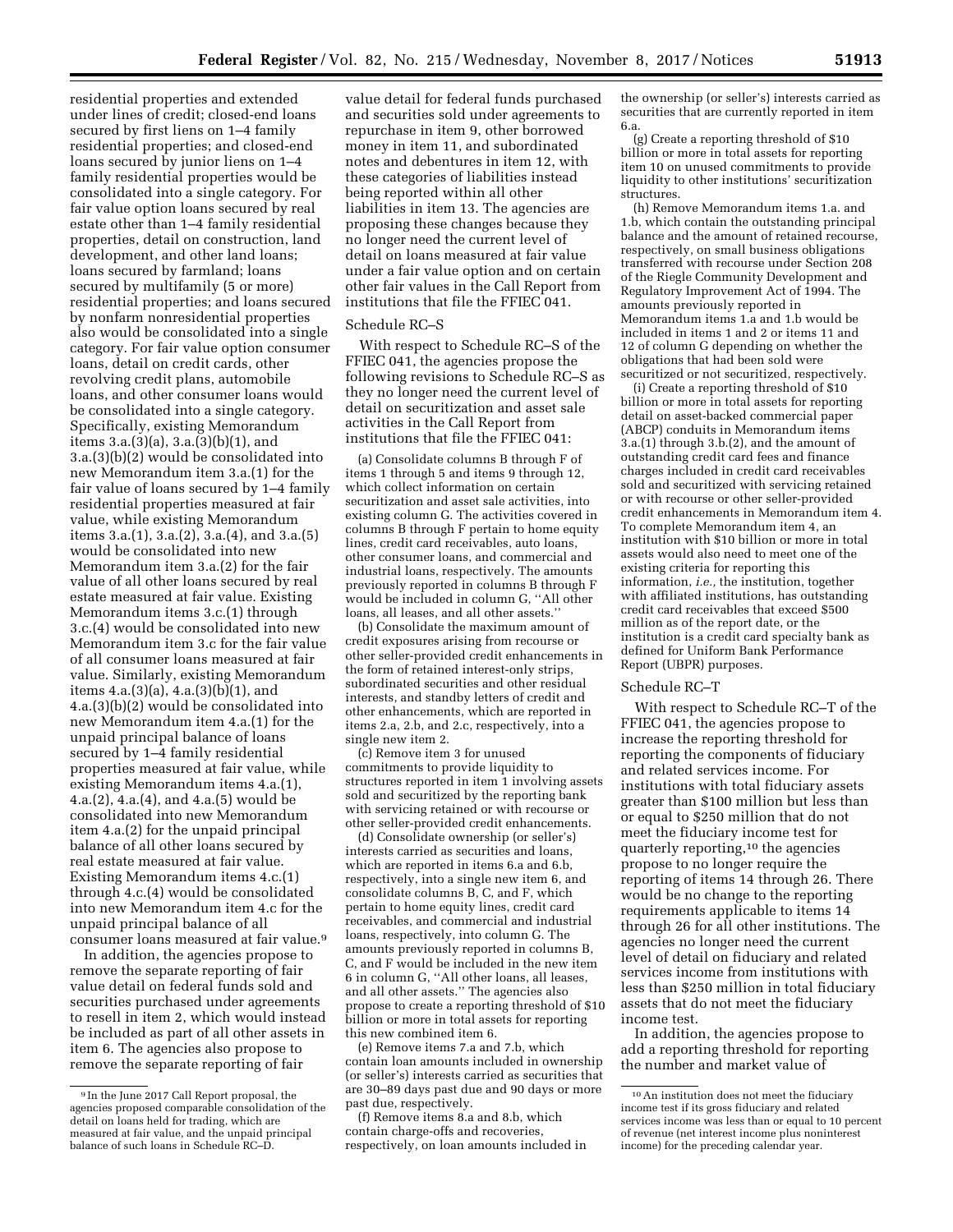residential properties and extended under lines of credit; closed-end loans secured by first liens on 1–4 family residential properties; and closed-end loans secured by junior liens on 1–4 family residential properties would be consolidated into a single category. For fair value option loans secured by real estate other than 1–4 family residential properties, detail on construction, land development, and other land loans; loans secured by farmland; loans secured by multifamily (5 or more) residential properties; and loans secured by nonfarm nonresidential properties also would be consolidated into a single category. For fair value option consumer loans, detail on credit cards, other revolving credit plans, automobile loans, and other consumer loans would be consolidated into a single category. Specifically, existing Memorandum items 3.a.(3)(a), 3.a.(3)(b)(1), and 3.a.(3)(b)(2) would be consolidated into new Memorandum item 3.a.(1) for the fair value of loans secured by 1–4 family residential properties measured at fair value, while existing Memorandum items 3.a.(1), 3.a.(2), 3.a.(4), and 3.a.(5) would be consolidated into new Memorandum item 3.a.(2) for the fair value of all other loans secured by real estate measured at fair value. Existing Memorandum items 3.c.(1) through 3.c.(4) would be consolidated into new Memorandum item 3.c for the fair value of all consumer loans measured at fair value. Similarly, existing Memorandum items 4.a.(3)(a), 4.a.(3)(b)(1), and 4.a.(3)(b)(2) would be consolidated into new Memorandum item 4.a.(1) for the unpaid principal balance of loans secured by 1–4 family residential properties measured at fair value, while existing Memorandum items 4.a.(1), 4.a.(2), 4.a.(4), and 4.a.(5) would be consolidated into new Memorandum item 4.a.(2) for the unpaid principal balance of all other loans secured by real estate measured at fair value. Existing Memorandum items 4.c.(1) through 4.c.(4) would be consolidated into new Memorandum item 4.c for the unpaid principal balance of all consumer loans measured at fair value.[9]

In addition, the agencies propose to remove the separate reporting of fair value detail on federal funds sold and securities purchased under agreements to resell in item 2, which would instead be included as part of all other assets in item 6. The agencies also propose to remove the separate reporting of fair value detail for federal funds purchased and securities sold under agreements to repurchase in item 9, other borrowed money in item 11, and subordinated notes and debentures in item 12, with these categories of liabilities instead being reported within all other liabilities in item 13. The agencies are proposing these changes because they no longer need the current level of detail on loans measured at fair value under a fair value option and on certain other fair values in the Call Report from institutions that file the FFIEC 041.

### Schedule RC–S

With respect to Schedule RC–S of the FFIEC 041, the agencies propose the following revisions to Schedule RC–S as they no longer need the current level of detail on securitization and asset sale activities in the Call Report from institutions that file the FFIEC 041:

(a) Consolidate columns B through F of items 1 through 5 and items 9 through 12, which collect information on certain securitization and asset sale activities, into existing column G. The activities covered in columns B through F pertain to home equity lines, credit card receivables, auto loans, other consumer loans, and commercial and industrial loans, respectively. The amounts previously reported in columns B through F would be included in column G, ''All other loans, all leases, and all other assets.''

(b) Consolidate the maximum amount of credit exposures arising from recourse or other seller-provided credit enhancements in the form of retained interest-only strips, subordinated securities and other residual interests, and standby letters of credit and other enhancements, which are reported in items 2.a, 2.b, and 2.c, respectively, into a single new item 2.

(c) Remove item 3 for unused commitments to provide liquidity to structures reported in item 1 involving assets sold and securitized by the reporting bank with servicing retained or with recourse or other seller-provided credit enhancements.

(d) Consolidate ownership (or seller's) interests carried as securities and loans, which are reported in items 6.a and 6.b, respectively, into a single new item 6, and consolidate columns B, C, and F, which pertain to home equity lines, credit card receivables, and commercial and industrial loans, respectively, into column G. The amounts previously reported in columns B, C, and F would be included in the new item 6 in column G, ''All other loans, all leases, and all other assets.'' The agencies also propose to create a reporting threshold of $10 billion or more in total assets for reporting this new combined item 6.

(e) Remove items 7.a and 7.b, which contain loan amounts included in ownership (or seller's) interests carried as securities that are 30–89 days past due and 90 days or more past due, respectively.

(f) Remove items 8.a and 8.b, which contain charge-offs and recoveries, respectively, on loan amounts included in the ownership (or seller's) interests carried as securities that are currently reported in item 6.a.

(g) Create a reporting threshold of $10 billion or more in total assets for reporting item 10 on unused commitments to provide liquidity to other institutions' securitization structures.

(h) Remove Memorandum items 1.a. and 1.b, which contain the outstanding principal balance and the amount of retained recourse, respectively, on small business obligations transferred with recourse under Section 208 of the Riegle Community Development and Regulatory Improvement Act of 1994. The amounts previously reported in Memorandum items 1.a and 1.b would be included in items 1 and 2 or items 11 and 12 of column G depending on whether the obligations that had been sold were securitized or not securitized, respectively.

(i) Create a reporting threshold of $10 billion or more in total assets for reporting detail on asset-backed commercial paper (ABCP) conduits in Memorandum items 3.a.(1) through 3.b.(2), and the amount of outstanding credit card fees and finance charges included in credit card receivables sold and securitized with servicing retained or with recourse or other seller-provided credit enhancements in Memorandum item 4. To complete Memorandum item 4, an institution with $10 billion or more in total assets would also need to meet one of the existing criteria for reporting this information, *i.e.,* the institution, together with affiliated institutions, has outstanding credit card receivables that exceed $500 million as of the report date, or the institution is a credit card specialty bank as defined for Uniform Bank Performance Report (UBPR) purposes.

### Schedule RC–T

With respect to Schedule RC–T of the FFIEC 041, the agencies propose to increase the reporting threshold for reporting the components of fiduciary and related services income. For institutions with total fiduciary assets greater than $100 million but less than or equal to $250 million that do not meet the fiduciary income test for quarterly reporting,[10] the agencies propose to no longer require the reporting of items 14 through 26. There would be no change to the reporting requirements applicable to items 14 through 26 for all other institutions. The agencies no longer need the current level of detail on fiduciary and related services income from institutions with less than $250 million in total fiduciary assets that do not meet the fiduciary income test.

In addition, the agencies propose to add a reporting threshold for reporting the number and market value of

---

[9] In the June 2017 Call Report proposal, the agencies proposed comparable consolidation of the detail on loans held for trading, which are measured at fair value, and the unpaid principal balance of such loans in Schedule RC–D.

[10] An institution does not meet the fiduciary income test if its gross fiduciary and related services income was less than or equal to 10 percent of revenue (net interest income plus noninterest income) for the preceding calendar year.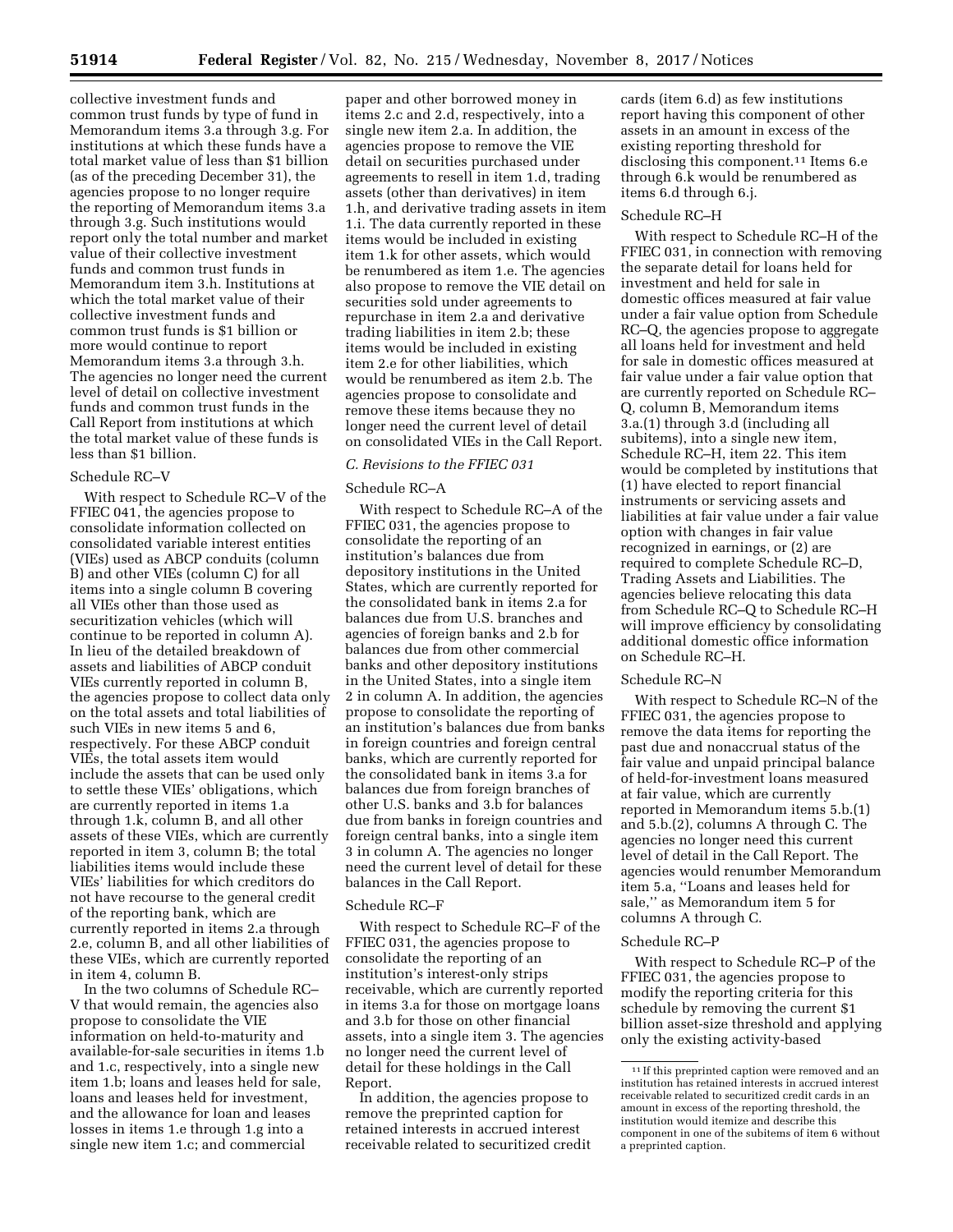collective investment funds and common trust funds by type of fund in Memorandum items 3.a through 3.g. For institutions at which these funds have a total market value of less than $1 billion (as of the preceding December 31), the agencies propose to no longer require the reporting of Memorandum items 3.a through 3.g. Such institutions would report only the total number and market value of their collective investment funds and common trust funds in Memorandum item 3.h. Institutions at which the total market value of their collective investment funds and common trust funds is $1 billion or more would continue to report Memorandum items 3.a through 3.h. The agencies no longer need the current level of detail on collective investment funds and common trust funds in the Call Report from institutions at which the total market value of these funds is less than $1 billion.

Schedule RC–V

With respect to Schedule RC–V of the FFIEC 041, the agencies propose to consolidate information collected on consolidated variable interest entities (VIEs) used as ABCP conduits (column B) and other VIEs (column C) for all items into a single column B covering all VIEs other than those used as securitization vehicles (which will continue to be reported in column A). In lieu of the detailed breakdown of assets and liabilities of ABCP conduit VIEs currently reported in column B, the agencies propose to collect data only on the total assets and total liabilities of such VIEs in new items 5 and 6, respectively. For these ABCP conduit VIEs, the total assets item would include the assets that can be used only to settle these VIEs' obligations, which are currently reported in items 1.a through 1.k, column B, and all other assets of these VIEs, which are currently reported in item 3, column B; the total liabilities items would include these VIEs' liabilities for which creditors do not have recourse to the general credit of the reporting bank, which are currently reported in items 2.a through 2.e, column B, and all other liabilities of these VIEs, which are currently reported in item 4, column B.

In the two columns of Schedule RC–V that would remain, the agencies also propose to consolidate the VIE information on held-to-maturity and available-for-sale securities in items 1.b and 1.c, respectively, into a single new item 1.b; loans and leases held for sale, loans and leases held for investment, and the allowance for loan and leases losses in items 1.e through 1.g into a single new item 1.c; and commercial paper and other borrowed money in items 2.c and 2.d, respectively, into a single new item 2.a. In addition, the agencies propose to remove the VIE detail on securities purchased under agreements to resell in item 1.d, trading assets (other than derivatives) in item 1.h, and derivative trading assets in item 1.i. The data currently reported in these items would be included in existing item 1.k for other assets, which would be renumbered as item 1.e. The agencies also propose to remove the VIE detail on securities sold under agreements to repurchase in item 2.a and derivative trading liabilities in item 2.b; these items would be included in existing item 2.e for other liabilities, which would be renumbered as item 2.b. The agencies propose to consolidate and remove these items because they no longer need the current level of detail on consolidated VIEs in the Call Report.

*C. Revisions to the FFIEC 031*

Schedule RC–A

With respect to Schedule RC–A of the FFIEC 031, the agencies propose to consolidate the reporting of an institution's balances due from depository institutions in the United States, which are currently reported for the consolidated bank in items 2.a for balances due from U.S. branches and agencies of foreign banks and 2.b for balances due from other commercial banks and other depository institutions in the United States, into a single item 2 in column A. In addition, the agencies propose to consolidate the reporting of an institution's balances due from banks in foreign countries and foreign central banks, which are currently reported for the consolidated bank in items 3.a for balances due from foreign branches of other U.S. banks and 3.b for balances due from banks in foreign countries and foreign central banks, into a single item 3 in column A. The agencies no longer need the current level of detail for these balances in the Call Report.

Schedule RC–F

With respect to Schedule RC–F of the FFIEC 031, the agencies propose to consolidate the reporting of an institution's interest-only strips receivable, which are currently reported in items 3.a for those on mortgage loans and 3.b for those on other financial assets, into a single item 3. The agencies no longer need the current level of detail for these holdings in the Call Report.

In addition, the agencies propose to remove the preprinted caption for retained interests in accrued interest receivable related to securitized credit cards (item 6.d) as few institutions report having this component of other assets in an amount in excess of the existing reporting threshold for disclosing this component.[11] Items 6.e through 6.k would be renumbered as items 6.d through 6.j.

Schedule RC–H

With respect to Schedule RC–H of the FFIEC 031, in connection with removing the separate detail for loans held for investment and held for sale in domestic offices measured at fair value under a fair value option from Schedule RC–Q, the agencies propose to aggregate all loans held for investment and held for sale in domestic offices measured at fair value under a fair value option that are currently reported on Schedule RC–Q, column B, Memorandum items 3.a.(1) through 3.d (including all subitems), into a single new item, Schedule RC–H, item 22. This item would be completed by institutions that (1) have elected to report financial instruments or servicing assets and liabilities at fair value under a fair value option with changes in fair value recognized in earnings, or (2) are required to complete Schedule RC–D, Trading Assets and Liabilities. The agencies believe relocating this data from Schedule RC–Q to Schedule RC–H will improve efficiency by consolidating additional domestic office information on Schedule RC–H.

Schedule RC–N

With respect to Schedule RC–N of the FFIEC 031, the agencies propose to remove the data items for reporting the past due and nonaccrual status of the fair value and unpaid principal balance of held-for-investment loans measured at fair value, which are currently reported in Memorandum items 5.b.(1) and 5.b.(2), columns A through C. The agencies no longer need this current level of detail in the Call Report. The agencies would renumber Memorandum item 5.a, ''Loans and leases held for sale,'' as Memorandum item 5 for columns A through C.

Schedule RC–P

With respect to Schedule RC–P of the FFIEC 031, the agencies propose to modify the reporting criteria for this schedule by removing the current $1 billion asset-size threshold and applying only the existing activity-based

[11] If this preprinted caption were removed and an institution has retained interests in accrued interest receivable related to securitized credit cards in an amount in excess of the reporting threshold, the institution would itemize and describe this component in one of the subitems of item 6 without a preprinted caption.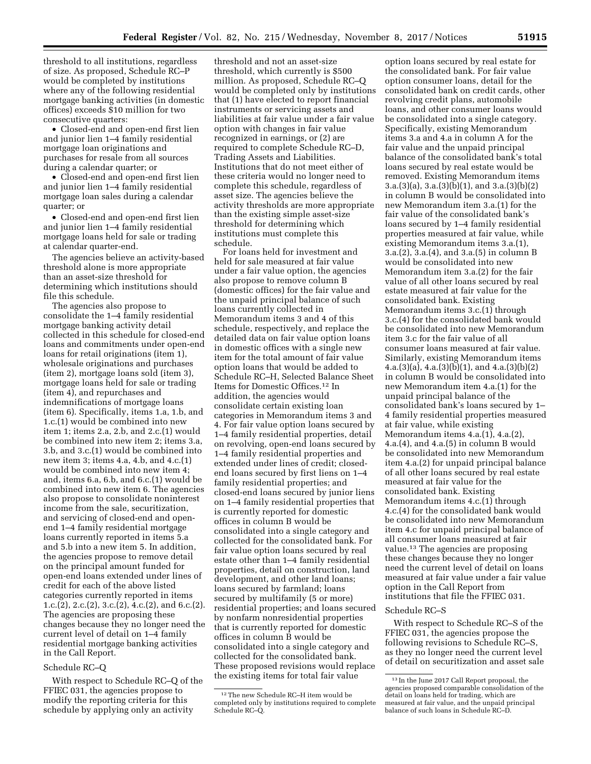threshold to all institutions, regardless of size. As proposed, Schedule RC–P would be completed by institutions where any of the following residential mortgage banking activities (in domestic offices) exceeds $10 million for two consecutive quarters:

- Closed-end and open-end first lien and junior lien 1–4 family residential mortgage loan originations and purchases for resale from all sources during a calendar quarter; or
- Closed-end and open-end first lien and junior lien 1–4 family residential mortgage loan sales during a calendar quarter; or
- Closed-end and open-end first lien and junior lien 1–4 family residential mortgage loans held for sale or trading at calendar quarter-end.

The agencies believe an activity-based threshold alone is more appropriate than an asset-size threshold for determining which institutions should file this schedule.

The agencies also propose to consolidate the 1–4 family residential mortgage banking activity detail collected in this schedule for closed-end loans and commitments under open-end loans for retail originations (item 1), wholesale originations and purchases (item 2), mortgage loans sold (item 3), mortgage loans held for sale or trading (item 4), and repurchases and indemnifications of mortgage loans (item 6). Specifically, items 1.a, 1.b, and 1.c.(1) would be combined into new item 1; items 2.a, 2.b, and 2.c.(1) would be combined into new item 2; items 3.a, 3.b, and 3.c.(1) would be combined into new item 3; items 4.a, 4.b, and 4.c.(1) would be combined into new item 4; and, items 6.a, 6.b, and 6.c.(1) would be combined into new item 6. The agencies also propose to consolidate noninterest income from the sale, securitization, and servicing of closed-end and open-end 1–4 family residential mortgage loans currently reported in items 5.a and 5.b into a new item 5. In addition, the agencies propose to remove detail on the principal amount funded for open-end loans extended under lines of credit for each of the above listed categories currently reported in items 1.c.(2), 2.c.(2), 3.c.(2), 4.c.(2), and 6.c.(2). The agencies are proposing these changes because they no longer need the current level of detail on 1–4 family residential mortgage banking activities in the Call Report.

### Schedule RC–Q

With respect to Schedule RC–Q of the FFIEC 031, the agencies propose to modify the reporting criteria for this schedule by applying only an activity threshold and not an asset-size threshold, which currently is $500 million. As proposed, Schedule RC–Q would be completed only by institutions that (1) have elected to report financial instruments or servicing assets and liabilities at fair value under a fair value option with changes in fair value recognized in earnings, or (2) are required to complete Schedule RC–D, Trading Assets and Liabilities. Institutions that do not meet either of these criteria would no longer need to complete this schedule, regardless of asset size. The agencies believe the activity thresholds are more appropriate than the existing simple asset-size threshold for determining which institutions must complete this schedule.

For loans held for investment and held for sale measured at fair value under a fair value option, the agencies also propose to remove column B (domestic offices) for the fair value and the unpaid principal balance of such loans currently collected in Memorandum items 3 and 4 of this schedule, respectively, and replace the detailed data on fair value option loans in domestic offices with a single new item for the total amount of fair value option loans that would be added to Schedule RC–H, Selected Balance Sheet Items for Domestic Offices.[12] In addition, the agencies would consolidate certain existing loan categories in Memorandum items 3 and 4. For fair value option loans secured by 1–4 family residential properties, detail on revolving, open-end loans secured by 1–4 family residential properties and extended under lines of credit; closed-end loans secured by first liens on 1–4 family residential properties; and closed-end loans secured by junior liens on 1–4 family residential properties that is currently reported for domestic offices in column B would be consolidated into a single category and collected for the consolidated bank. For fair value option loans secured by real estate other than 1–4 family residential properties, detail on construction, land development, and other land loans; loans secured by farmland; loans secured by multifamily (5 or more) residential properties; and loans secured by nonfarm nonresidential properties that is currently reported for domestic offices in column B would be consolidated into a single category and collected for the consolidated bank. These proposed revisions would replace the existing items for total fair value option loans secured by real estate for the consolidated bank. For fair value option consumer loans, detail for the consolidated bank on credit cards, other revolving credit plans, automobile loans, and other consumer loans would be consolidated into a single category. Specifically, existing Memorandum items 3.a and 4.a in column A for the fair value and the unpaid principal balance of the consolidated bank's total loans secured by real estate would be removed. Existing Memorandum items 3.a.(3)(a), 3.a.(3)(b)(1), and 3.a.(3)(b)(2) in column B would be consolidated into new Memorandum item 3.a.(1) for the fair value of the consolidated bank's loans secured by 1–4 family residential properties measured at fair value, while existing Memorandum items 3.a.(1), 3.a.(2), 3.a.(4), and 3.a.(5) in column B would be consolidated into new Memorandum item 3.a.(2) for the fair value of all other loans secured by real estate measured at fair value for the consolidated bank. Existing Memorandum items 3.c.(1) through 3.c.(4) for the consolidated bank would be consolidated into new Memorandum item 3.c for the fair value of all consumer loans measured at fair value. Similarly, existing Memorandum items 4.a.(3)(a), 4.a.(3)(b)(1), and 4.a.(3)(b)(2) in column B would be consolidated into new Memorandum item 4.a.(1) for the unpaid principal balance of the consolidated bank's loans secured by 1–4 family residential properties measured at fair value, while existing Memorandum items 4.a.(1), 4.a.(2), 4.a.(4), and 4.a.(5) in column B would be consolidated into new Memorandum item 4.a.(2) for unpaid principal balance of all other loans secured by real estate measured at fair value for the consolidated bank. Existing Memorandum items 4.c.(1) through 4.c.(4) for the consolidated bank would be consolidated into new Memorandum item 4.c for unpaid principal balance of all consumer loans measured at fair value.[13] The agencies are proposing these changes because they no longer need the current level of detail on loans measured at fair value under a fair value option in the Call Report from institutions that file the FFIEC 031.

### Schedule RC–S

With respect to Schedule RC–S of the FFIEC 031, the agencies propose the following revisions to Schedule RC–S, as they no longer need the current level of detail on securitization and asset sale

---

[12] The new Schedule RC–H item would be completed only by institutions required to complete Schedule RC–Q.

[13] In the June 2017 Call Report proposal, the agencies proposed comparable consolidation of the detail on loans held for trading, which are measured at fair value, and the unpaid principal balance of such loans in Schedule RC–D.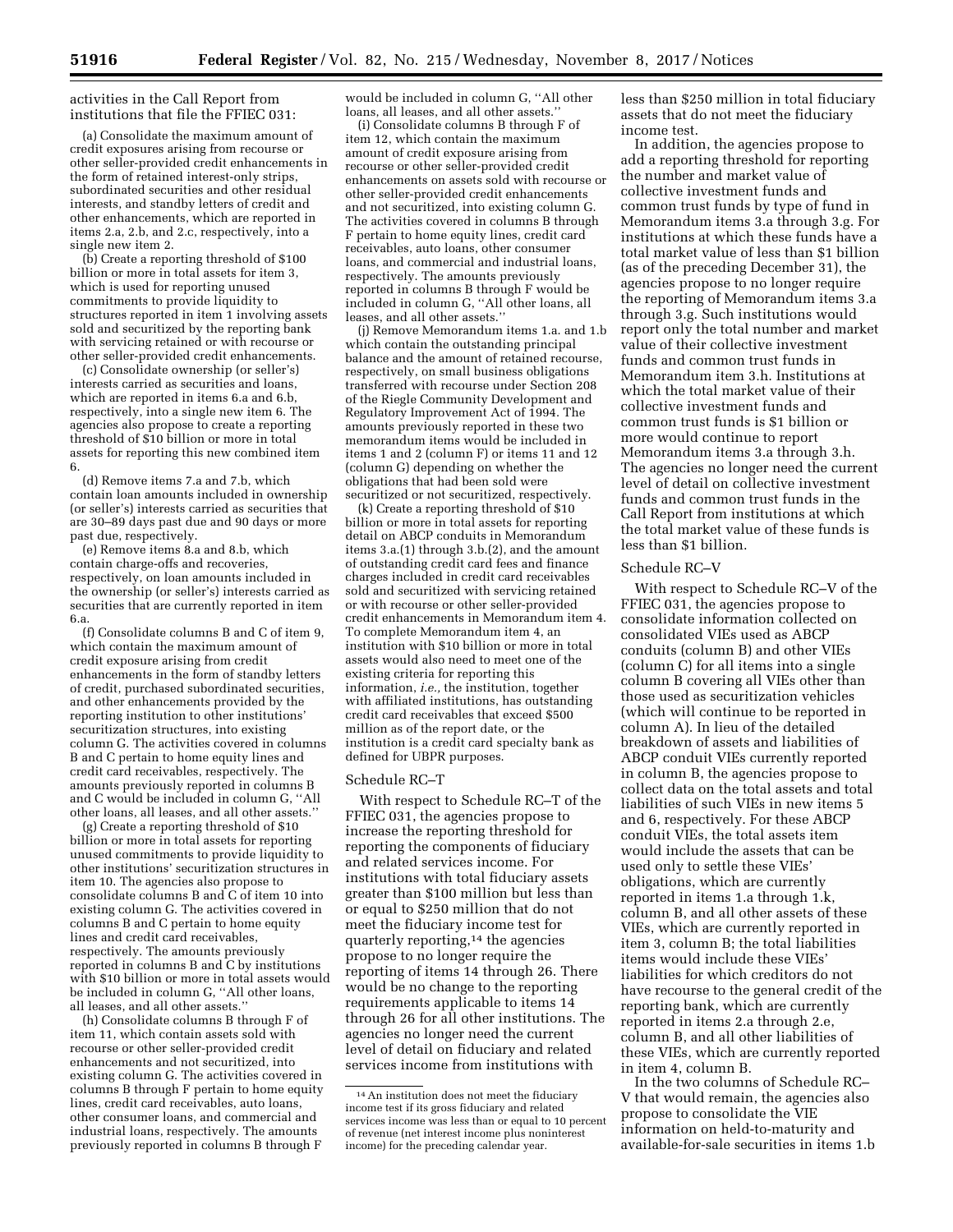activities in the Call Report from institutions that file the FFIEC 031:

(a) Consolidate the maximum amount of credit exposures arising from recourse or other seller-provided credit enhancements in the form of retained interest-only strips, subordinated securities and other residual interests, and standby letters of credit and other enhancements, which are reported in items 2.a, 2.b, and 2.c, respectively, into a single new item 2.

(b) Create a reporting threshold of $100 billion or more in total assets for item 3, which is used for reporting unused commitments to provide liquidity to structures reported in item 1 involving assets sold and securitized by the reporting bank with servicing retained or with recourse or other seller-provided credit enhancements.

(c) Consolidate ownership (or seller's) interests carried as securities and loans, which are reported in items 6.a and 6.b, respectively, into a single new item 6. The agencies also propose to create a reporting threshold of $10 billion or more in total assets for reporting this new combined item 6.

(d) Remove items 7.a and 7.b, which contain loan amounts included in ownership (or seller's) interests carried as securities that are 30–89 days past due and 90 days or more past due, respectively.

(e) Remove items 8.a and 8.b, which contain charge-offs and recoveries, respectively, on loan amounts included in the ownership (or seller's) interests carried as securities that are currently reported in item 6.a.

(f) Consolidate columns B and C of item 9, which contain the maximum amount of credit exposure arising from credit enhancements in the form of standby letters of credit, purchased subordinated securities, and other enhancements provided by the reporting institution to other institutions' securitization structures, into existing column G. The activities covered in columns B and C pertain to home equity lines and credit card receivables, respectively. The amounts previously reported in columns B and C would be included in column G, ''All other loans, all leases, and all other assets.''

(g) Create a reporting threshold of $10 billion or more in total assets for reporting unused commitments to provide liquidity to other institutions' securitization structures in item 10. The agencies also propose to consolidate columns B and C of item 10 into existing column G. The activities covered in columns B and C pertain to home equity lines and credit card receivables, respectively. The amounts previously reported in columns B and C by institutions with $10 billion or more in total assets would be included in column G, ''All other loans, all leases, and all other assets.''

(h) Consolidate columns B through F of item 11, which contain assets sold with recourse or other seller-provided credit enhancements and not securitized, into existing column G. The activities covered in columns B through F pertain to home equity lines, credit card receivables, auto loans, other consumer loans, and commercial and industrial loans, respectively. The amounts previously reported in columns B through F would be included in column G, ''All other loans, all leases, and all other assets.''

(i) Consolidate columns B through F of item 12, which contain the maximum amount of credit exposure arising from recourse or other seller-provided credit enhancements on assets sold with recourse or other seller-provided credit enhancements and not securitized, into existing column G. The activities covered in columns B through F pertain to home equity lines, credit card receivables, auto loans, other consumer loans, and commercial and industrial loans, respectively. The amounts previously reported in columns B through F would be included in column G, ''All other loans, all leases, and all other assets.''

(j) Remove Memorandum items 1.a. and 1.b which contain the outstanding principal balance and the amount of retained recourse, respectively, on small business obligations transferred with recourse under Section 208 of the Riegle Community Development and Regulatory Improvement Act of 1994. The amounts previously reported in these two memorandum items would be included in items 1 and 2 (column F) or items 11 and 12 (column G) depending on whether the obligations that had been sold were securitized or not securitized, respectively.

(k) Create a reporting threshold of $10 billion or more in total assets for reporting detail on ABCP conduits in Memorandum items 3.a.(1) through 3.b.(2), and the amount of outstanding credit card fees and finance charges included in credit card receivables sold and securitized with servicing retained or with recourse or other seller-provided credit enhancements in Memorandum item 4. To complete Memorandum item 4, an institution with $10 billion or more in total assets would also need to meet one of the existing criteria for reporting this information, *i.e.,* the institution, together with affiliated institutions, has outstanding credit card receivables that exceed $500 million as of the report date, or the institution is a credit card specialty bank as defined for UBPR purposes.

Schedule RC–T

With respect to Schedule RC–T of the FFIEC 031, the agencies propose to increase the reporting threshold for reporting the components of fiduciary and related services income. For institutions with total fiduciary assets greater than $100 million but less than or equal to $250 million that do not meet the fiduciary income test for quarterly reporting,[14] the agencies propose to no longer require the reporting of items 14 through 26. There would be no change to the reporting requirements applicable to items 14 through 26 for all other institutions. The agencies no longer need the current level of detail on fiduciary and related services income from institutions with less than $250 million in total fiduciary assets that do not meet the fiduciary income test.

In addition, the agencies propose to add a reporting threshold for reporting the number and market value of collective investment funds and common trust funds by type of fund in Memorandum items 3.a through 3.g. For institutions at which these funds have a total market value of less than $1 billion (as of the preceding December 31), the agencies propose to no longer require the reporting of Memorandum items 3.a through 3.g. Such institutions would report only the total number and market value of their collective investment funds and common trust funds in Memorandum item 3.h. Institutions at which the total market value of their collective investment funds and common trust funds is $1 billion or more would continue to report Memorandum items 3.a through 3.h. The agencies no longer need the current level of detail on collective investment funds and common trust funds in the Call Report from institutions at which the total market value of these funds is less than $1 billion.

Schedule RC–V

With respect to Schedule RC–V of the FFIEC 031, the agencies propose to consolidate information collected on consolidated VIEs used as ABCP conduits (column B) and other VIEs (column C) for all items into a single column B covering all VIEs other than those used as securitization vehicles (which will continue to be reported in column A). In lieu of the detailed breakdown of assets and liabilities of ABCP conduit VIEs currently reported in column B, the agencies propose to collect data on the total assets and total liabilities of such VIEs in new items 5 and 6, respectively. For these ABCP conduit VIEs, the total assets item would include the assets that can be used only to settle these VIEs' obligations, which are currently reported in items 1.a through 1.k, column B, and all other assets of these VIEs, which are currently reported in item 3, column B; the total liabilities items would include these VIEs' liabilities for which creditors do not have recourse to the general credit of the reporting bank, which are currently reported in items 2.a through 2.e, column B, and all other liabilities of these VIEs, which are currently reported in item 4, column B.

In the two columns of Schedule RC–V that would remain, the agencies also propose to consolidate the VIE information on held-to-maturity and available-for-sale securities in items 1.b

[14] An institution does not meet the fiduciary income test if its gross fiduciary and related services income was less than or equal to 10 percent of revenue (net interest income plus noninterest income) for the preceding calendar year.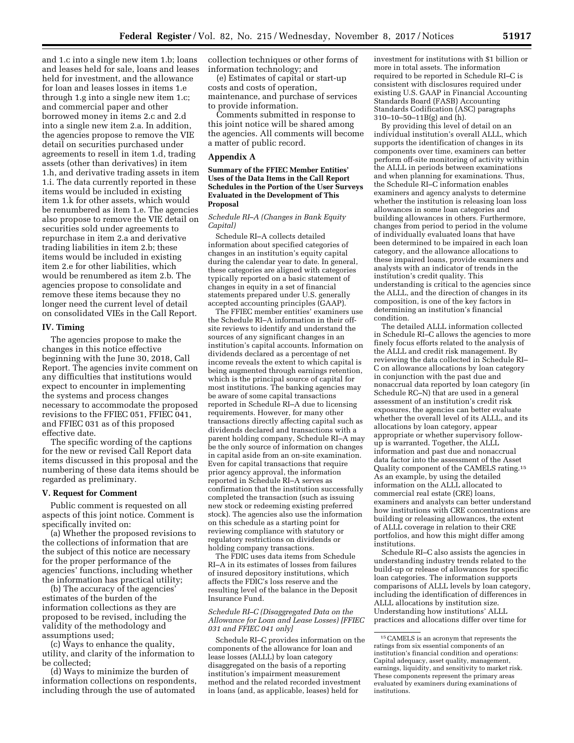and 1.c into a single new item 1.b; loans and leases held for sale, loans and leases held for investment, and the allowance for loan and leases losses in items 1.e through 1.g into a single new item 1.c; and commercial paper and other borrowed money in items 2.c and 2.d into a single new item 2.a. In addition, the agencies propose to remove the VIE detail on securities purchased under agreements to resell in item 1.d, trading assets (other than derivatives) in item 1.h, and derivative trading assets in item 1.i. The data currently reported in these items would be included in existing item 1.k for other assets, which would be renumbered as item 1.e. The agencies also propose to remove the VIE detail on securities sold under agreements to repurchase in item 2.a and derivative trading liabilities in item 2.b; these items would be included in existing item 2.e for other liabilities, which would be renumbered as item 2.b. The agencies propose to consolidate and remove these items because they no longer need the current level of detail on consolidated VIEs in the Call Report.

## IV. Timing

The agencies propose to make the changes in this notice effective beginning with the June 30, 2018, Call Report. The agencies invite comment on any difficulties that institutions would expect to encounter in implementing the systems and process changes necessary to accommodate the proposed revisions to the FFIEC 051, FFIEC 041, and FFIEC 031 as of this proposed effective date.

The specific wording of the captions for the new or revised Call Report data items discussed in this proposal and the numbering of these data items should be regarded as preliminary.

## V. Request for Comment

Public comment is requested on all aspects of this joint notice. Comment is specifically invited on:

(a) Whether the proposed revisions to the collections of information that are the subject of this notice are necessary for the proper performance of the agencies' functions, including whether the information has practical utility;

(b) The accuracy of the agencies' estimates of the burden of the information collections as they are proposed to be revised, including the validity of the methodology and assumptions used;

(c) Ways to enhance the quality, utility, and clarity of the information to be collected;

(d) Ways to minimize the burden of information collections on respondents, including through the use of automated collection techniques or other forms of information technology; and

(e) Estimates of capital or start-up costs and costs of operation, maintenance, and purchase of services to provide information.

Comments submitted in response to this joint notice will be shared among the agencies. All comments will become a matter of public record.

## Appendix A

### Summary of the FFIEC Member Entities' Uses of the Data Items in the Call Report Schedules in the Portion of the User Surveys Evaluated in the Development of This Proposal

*Schedule RI–A (Changes in Bank Equity Capital)*

Schedule RI–A collects detailed information about specified categories of changes in an institution's equity capital during the calendar year to date. In general, these categories are aligned with categories typically reported on a basic statement of changes in equity in a set of financial statements prepared under U.S. generally accepted accounting principles (GAAP).

The FFIEC member entities' examiners use the Schedule RI–A information in their off-site reviews to identify and understand the sources of any significant changes in an institution's capital accounts. Information on dividends declared as a percentage of net income reveals the extent to which capital is being augmented through earnings retention, which is the principal source of capital for most institutions. The banking agencies may be aware of some capital transactions reported in Schedule RI–A due to licensing requirements. However, for many other transactions directly affecting capital such as dividends declared and transactions with a parent holding company, Schedule RI–A may be the only source of information on changes in capital aside from an on-site examination. Even for capital transactions that require prior agency approval, the information reported in Schedule RI–A serves as confirmation that the institution successfully completed the transaction (such as issuing new stock or redeeming existing preferred stock). The agencies also use the information on this schedule as a starting point for reviewing compliance with statutory or regulatory restrictions on dividends or holding company transactions.

The FDIC uses data items from Schedule RI–A in its estimates of losses from failures of insured depository institutions, which affects the FDIC's loss reserve and the resulting level of the balance in the Deposit Insurance Fund.

*Schedule RI–C (Disaggregated Data on the Allowance for Loan and Lease Losses) [FFIEC 031 and FFIEC 041 only]*

Schedule RI–C provides information on the components of the allowance for loan and lease losses (ALLL) by loan category disaggregated on the basis of a reporting institution's impairment measurement method and the related recorded investment in loans (and, as applicable, leases) held for investment for institutions with $1 billion or more in total assets. The information required to be reported in Schedule RI–C is consistent with disclosures required under existing U.S. GAAP in Financial Accounting Standards Board (FASB) Accounting Standards Codification (ASC) paragraphs 310–10–50–11B(g) and (h).

By providing this level of detail on an individual institution's overall ALLL, which supports the identification of changes in its components over time, examiners can better perform off-site monitoring of activity within the ALLL in periods between examinations and when planning for examinations. Thus, the Schedule RI–C information enables examiners and agency analysts to determine whether the institution is releasing loan loss allowances in some loan categories and building allowances in others. Furthermore, changes from period to period in the volume of individually evaluated loans that have been determined to be impaired in each loan category, and the allowance allocations to these impaired loans, provide examiners and analysts with an indicator of trends in the institution's credit quality. This understanding is critical to the agencies since the ALLL, and the direction of changes in its composition, is one of the key factors in determining an institution's financial condition.

The detailed ALLL information collected in Schedule RI–C allows the agencies to more finely focus efforts related to the analysis of the ALLL and credit risk management. By reviewing the data collected in Schedule RI–C on allowance allocations by loan category in conjunction with the past due and nonaccrual data reported by loan category (in Schedule RC–N) that are used in a general assessment of an institution's credit risk exposures, the agencies can better evaluate whether the overall level of its ALLL, and its allocations by loan category, appear appropriate or whether supervisory follow-up is warranted. Together, the ALLL information and past due and nonaccrual data factor into the assessment of the Asset Quality component of the CAMELS rating.[15] As an example, by using the detailed information on the ALLL allocated to commercial real estate (CRE) loans, examiners and analysts can better understand how institutions with CRE concentrations are building or releasing allowances, the extent of ALLL coverage in relation to their CRE portfolios, and how this might differ among institutions.

Schedule RI–C also assists the agencies in understanding industry trends related to the build-up or release of allowances for specific loan categories. The information supports comparisons of ALLL levels by loan category, including the identification of differences in ALLL allocations by institution size. Understanding how institutions' ALLL practices and allocations differ over time for

[15] CAMELS is an acronym that represents the ratings from six essential components of an institution's financial condition and operations: Capital adequacy, asset quality, management, earnings, liquidity, and sensitivity to market risk. These components represent the primary areas evaluated by examiners during examinations of institutions.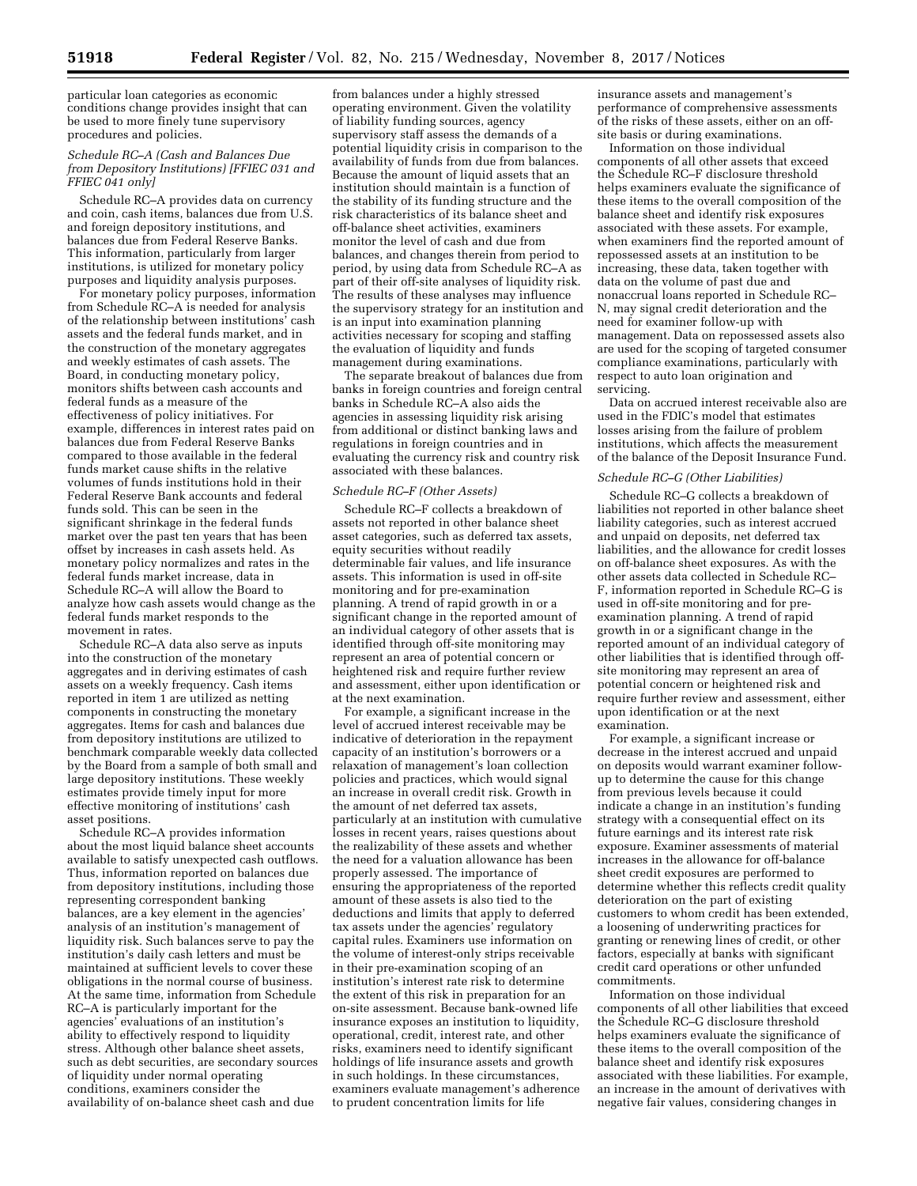particular loan categories as economic conditions change provides insight that can be used to more finely tune supervisory procedures and policies.

*Schedule RC–A (Cash and Balances Due from Depository Institutions) [FFIEC 031 and FFIEC 041 only]*

Schedule RC–A provides data on currency and coin, cash items, balances due from U.S. and foreign depository institutions, and balances due from Federal Reserve Banks. This information, particularly from larger institutions, is utilized for monetary policy purposes and liquidity analysis purposes.

For monetary policy purposes, information from Schedule RC–A is needed for analysis of the relationship between institutions' cash assets and the federal funds market, and in the construction of the monetary aggregates and weekly estimates of cash assets. The Board, in conducting monetary policy, monitors shifts between cash accounts and federal funds as a measure of the effectiveness of policy initiatives. For example, differences in interest rates paid on balances due from Federal Reserve Banks compared to those available in the federal funds market cause shifts in the relative volumes of funds institutions hold in their Federal Reserve Bank accounts and federal funds sold. This can be seen in the significant shrinkage in the federal funds market over the past ten years that has been offset by increases in cash assets held. As monetary policy normalizes and rates in the federal funds market increase, data in Schedule RC–A will allow the Board to analyze how cash assets would change as the federal funds market responds to the movement in rates.

Schedule RC–A data also serve as inputs into the construction of the monetary aggregates and in deriving estimates of cash assets on a weekly frequency. Cash items reported in item 1 are utilized as netting components in constructing the monetary aggregates. Items for cash and balances due from depository institutions are utilized to benchmark comparable weekly data collected by the Board from a sample of both small and large depository institutions. These weekly estimates provide timely input for more effective monitoring of institutions' cash asset positions.

Schedule RC–A provides information about the most liquid balance sheet accounts available to satisfy unexpected cash outflows. Thus, information reported on balances due from depository institutions, including those representing correspondent banking balances, are a key element in the agencies' analysis of an institution's management of liquidity risk. Such balances serve to pay the institution's daily cash letters and must be maintained at sufficient levels to cover these obligations in the normal course of business. At the same time, information from Schedule RC–A is particularly important for the agencies' evaluations of an institution's ability to effectively respond to liquidity stress. Although other balance sheet assets, such as debt securities, are secondary sources of liquidity under normal operating conditions, examiners consider the availability of on-balance sheet cash and due from balances under a highly stressed operating environment. Given the volatility of liability funding sources, agency supervisory staff assess the demands of a potential liquidity crisis in comparison to the availability of funds from due from balances. Because the amount of liquid assets that an institution should maintain is a function of the stability of its funding structure and the risk characteristics of its balance sheet and off-balance sheet activities, examiners monitor the level of cash and due from balances, and changes therein from period to period, by using data from Schedule RC–A as part of their off-site analyses of liquidity risk. The results of these analyses may influence the supervisory strategy for an institution and is an input into examination planning activities necessary for scoping and staffing the evaluation of liquidity and funds management during examinations.

The separate breakout of balances due from banks in foreign countries and foreign central banks in Schedule RC–A also aids the agencies in assessing liquidity risk arising from additional or distinct banking laws and regulations in foreign countries and in evaluating the currency risk and country risk associated with these balances.

*Schedule RC–F (Other Assets)*

Schedule RC–F collects a breakdown of assets not reported in other balance sheet asset categories, such as deferred tax assets, equity securities without readily determinable fair values, and life insurance assets. This information is used in off-site monitoring and for pre-examination planning. A trend of rapid growth in or a significant change in the reported amount of an individual category of other assets that is identified through off-site monitoring may represent an area of potential concern or heightened risk and require further review and assessment, either upon identification or at the next examination.

For example, a significant increase in the level of accrued interest receivable may be indicative of deterioration in the repayment capacity of an institution's borrowers or a relaxation of management's loan collection policies and practices, which would signal an increase in overall credit risk. Growth in the amount of net deferred tax assets, particularly at an institution with cumulative losses in recent years, raises questions about the realizability of these assets and whether the need for a valuation allowance has been properly assessed. The importance of ensuring the appropriateness of the reported amount of these assets is also tied to the deductions and limits that apply to deferred tax assets under the agencies' regulatory capital rules. Examiners use information on the volume of interest-only strips receivable in their pre-examination scoping of an institution's interest rate risk to determine the extent of this risk in preparation for an on-site assessment. Because bank-owned life insurance exposes an institution to liquidity, operational, credit, interest rate, and other risks, examiners need to identify significant holdings of life insurance assets and growth in such holdings. In these circumstances, examiners evaluate management's adherence to prudent concentration limits for life insurance assets and management's performance of comprehensive assessments of the risks of these assets, either on an off-site basis or during examinations.

Information on those individual components of all other assets that exceed the Schedule RC–F disclosure threshold helps examiners evaluate the significance of these items to the overall composition of the balance sheet and identify risk exposures associated with these assets. For example, when examiners find the reported amount of repossessed assets at an institution to be increasing, these data, taken together with data on the volume of past due and nonaccrual loans reported in Schedule RC–N, may signal credit deterioration and the need for examiner follow-up with management. Data on repossessed assets also are used for the scoping of targeted consumer compliance examinations, particularly with respect to auto loan origination and servicing.

Data on accrued interest receivable also are used in the FDIC's model that estimates losses arising from the failure of problem institutions, which affects the measurement of the balance of the Deposit Insurance Fund.

*Schedule RC–G (Other Liabilities)*

Schedule RC–G collects a breakdown of liabilities not reported in other balance sheet liability categories, such as interest accrued and unpaid on deposits, net deferred tax liabilities, and the allowance for credit losses on off-balance sheet exposures. As with the other assets data collected in Schedule RC–F, information reported in Schedule RC–G is used in off-site monitoring and for pre-examination planning. A trend of rapid growth in or a significant change in the reported amount of an individual category of other liabilities that is identified through off-site monitoring may represent an area of potential concern or heightened risk and require further review and assessment, either upon identification or at the next examination.

For example, a significant increase or decrease in the interest accrued and unpaid on deposits would warrant examiner follow-up to determine the cause for this change from previous levels because it could indicate a change in an institution's funding strategy with a consequential effect on its future earnings and its interest rate risk exposure. Examiner assessments of material increases in the allowance for off-balance sheet credit exposures are performed to determine whether this reflects credit quality deterioration on the part of existing customers to whom credit has been extended, a loosening of underwriting practices for granting or renewing lines of credit, or other factors, especially at banks with significant credit card operations or other unfunded commitments.

Information on those individual components of all other liabilities that exceed the Schedule RC–G disclosure threshold helps examiners evaluate the significance of these items to the overall composition of the balance sheet and identify risk exposures associated with these liabilities. For example, an increase in the amount of derivatives with negative fair values, considering changes in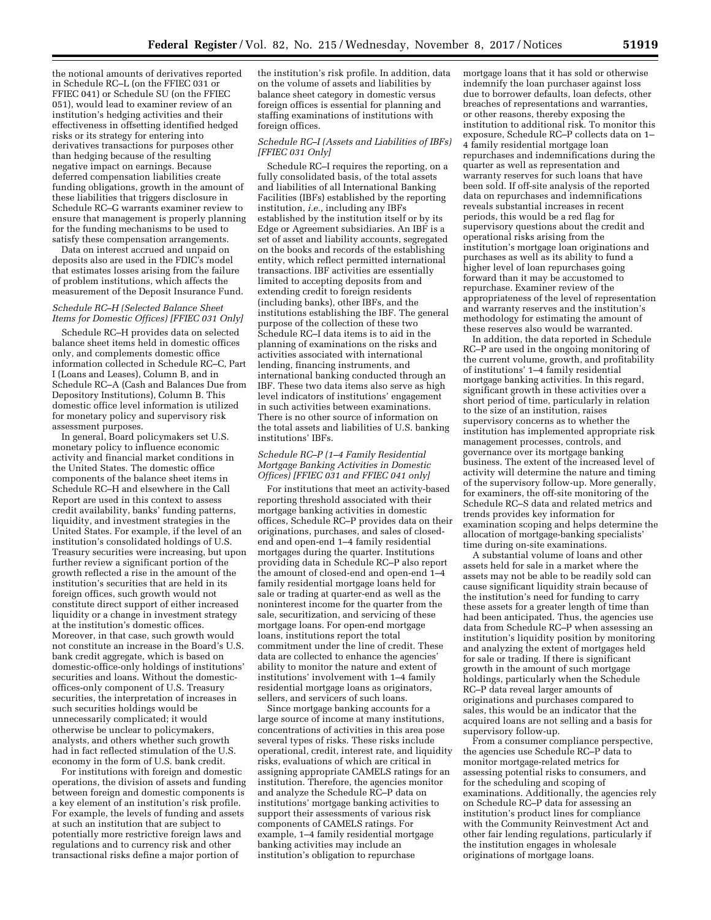the notional amounts of derivatives reported in Schedule RC–L (on the FFIEC 031 or FFIEC 041) or Schedule SU (on the FFIEC 051), would lead to examiner review of an institution's hedging activities and their effectiveness in offsetting identified hedged risks or its strategy for entering into derivatives transactions for purposes other than hedging because of the resulting negative impact on earnings. Because deferred compensation liabilities create funding obligations, growth in the amount of these liabilities that triggers disclosure in Schedule RC–G warrants examiner review to ensure that management is properly planning for the funding mechanisms to be used to satisfy these compensation arrangements.

Data on interest accrued and unpaid on deposits also are used in the FDIC's model that estimates losses arising from the failure of problem institutions, which affects the measurement of the Deposit Insurance Fund.

*Schedule RC–H (Selected Balance Sheet Items for Domestic Offices) [FFIEC 031 Only]*

Schedule RC–H provides data on selected balance sheet items held in domestic offices only, and complements domestic office information collected in Schedule RC–C, Part I (Loans and Leases), Column B, and in Schedule RC–A (Cash and Balances Due from Depository Institutions), Column B. This domestic office level information is utilized for monetary policy and supervisory risk assessment purposes.

In general, Board policymakers set U.S. monetary policy to influence economic activity and financial market conditions in the United States. The domestic office components of the balance sheet items in Schedule RC–H and elsewhere in the Call Report are used in this context to assess credit availability, banks' funding patterns, liquidity, and investment strategies in the United States. For example, if the level of an institution's consolidated holdings of U.S. Treasury securities were increasing, but upon further review a significant portion of the growth reflected a rise in the amount of the institution's securities that are held in its foreign offices, such growth would not constitute direct support of either increased liquidity or a change in investment strategy at the institution's domestic offices. Moreover, in that case, such growth would not constitute an increase in the Board's U.S. bank credit aggregate, which is based on domestic-office-only holdings of institutions' securities and loans. Without the domestic-offices-only component of U.S. Treasury securities, the interpretation of increases in such securities holdings would be unnecessarily complicated; it would otherwise be unclear to policymakers, analysts, and others whether such growth had in fact reflected stimulation of the U.S. economy in the form of U.S. bank credit.

For institutions with foreign and domestic operations, the division of assets and funding between foreign and domestic components is a key element of an institution's risk profile. For example, the levels of funding and assets at such an institution that are subject to potentially more restrictive foreign laws and regulations and to currency risk and other transactional risks define a major portion of the institution's risk profile. In addition, data on the volume of assets and liabilities by balance sheet category in domestic versus foreign offices is essential for planning and staffing examinations of institutions with foreign offices.

*Schedule RC–I (Assets and Liabilities of IBFs) [FFIEC 031 Only]*

Schedule RC–I requires the reporting, on a fully consolidated basis, of the total assets and liabilities of all International Banking Facilities (IBFs) established by the reporting institution, *i.e.,* including any IBFs established by the institution itself or by its Edge or Agreement subsidiaries. An IBF is a set of asset and liability accounts, segregated on the books and records of the establishing entity, which reflect permitted international transactions. IBF activities are essentially limited to accepting deposits from and extending credit to foreign residents (including banks), other IBFs, and the institutions establishing the IBF. The general purpose of the collection of these two Schedule RC–I data items is to aid in the planning of examinations on the risks and activities associated with international lending, financing instruments, and international banking conducted through an IBF. These two data items also serve as high level indicators of institutions' engagement in such activities between examinations. There is no other source of information on the total assets and liabilities of U.S. banking institutions' IBFs.

*Schedule RC–P (1–4 Family Residential Mortgage Banking Activities in Domestic Offices) [FFIEC 031 and FFIEC 041 only]*

For institutions that meet an activity-based reporting threshold associated with their mortgage banking activities in domestic offices, Schedule RC–P provides data on their originations, purchases, and sales of closed-end and open-end 1–4 family residential mortgages during the quarter. Institutions providing data in Schedule RC–P also report the amount of closed-end and open-end 1–4 family residential mortgage loans held for sale or trading at quarter-end as well as the noninterest income for the quarter from the sale, securitization, and servicing of these mortgage loans. For open-end mortgage loans, institutions report the total commitment under the line of credit. These data are collected to enhance the agencies' ability to monitor the nature and extent of institutions' involvement with 1–4 family residential mortgage loans as originators, sellers, and servicers of such loans.

Since mortgage banking accounts for a large source of income at many institutions, concentrations of activities in this area pose several types of risks. These risks include operational, credit, interest rate, and liquidity risks, evaluations of which are critical in assigning appropriate CAMELS ratings for an institution. Therefore, the agencies monitor and analyze the Schedule RC–P data on institutions' mortgage banking activities to support their assessments of various risk components of CAMELS ratings. For example, 1–4 family residential mortgage banking activities may include an institution's obligation to repurchase mortgage loans that it has sold or otherwise indemnify the loan purchaser against loss due to borrower defaults, loan defects, other breaches of representations and warranties, or other reasons, thereby exposing the institution to additional risk. To monitor this exposure, Schedule RC–P collects data on 1–4 family residential mortgage loan repurchases and indemnifications during the quarter as well as representation and warranty reserves for such loans that have been sold. If off-site analysis of the reported data on repurchases and indemnifications reveals substantial increases in recent periods, this would be a red flag for supervisory questions about the credit and operational risks arising from the institution's mortgage loan originations and purchases as well as its ability to fund a higher level of loan repurchases going forward than it may be accustomed to repurchase. Examiner review of the appropriateness of the level of representation and warranty reserves and the institution's methodology for estimating the amount of these reserves also would be warranted.

In addition, the data reported in Schedule RC–P are used in the ongoing monitoring of the current volume, growth, and profitability of institutions' 1–4 family residential mortgage banking activities. In this regard, significant growth in these activities over a short period of time, particularly in relation to the size of an institution, raises supervisory concerns as to whether the institution has implemented appropriate risk management processes, controls, and governance over its mortgage banking business. The extent of the increased level of activity will determine the nature and timing of the supervisory follow-up. More generally, for examiners, the off-site monitoring of the Schedule RC–S data and related metrics and trends provides key information for examination scoping and helps determine the allocation of mortgage-banking specialists' time during on-site examinations.

A substantial volume of loans and other assets held for sale in a market where the assets may not be able to be readily sold can cause significant liquidity strain because of the institution's need for funding to carry these assets for a greater length of time than had been anticipated. Thus, the agencies use data from Schedule RC–P when assessing an institution's liquidity position by monitoring and analyzing the extent of mortgages held for sale or trading. If there is significant growth in the amount of such mortgage holdings, particularly when the Schedule RC–P data reveal larger amounts of originations and purchases compared to sales, this would be an indicator that the acquired loans are not selling and a basis for supervisory follow-up.

From a consumer compliance perspective, the agencies use Schedule RC–P data to monitor mortgage-related metrics for assessing potential risks to consumers, and for the scheduling and scoping of examinations. Additionally, the agencies rely on Schedule RC–P data for assessing an institution's product lines for compliance with the Community Reinvestment Act and other fair lending regulations, particularly if the institution engages in wholesale originations of mortgage loans.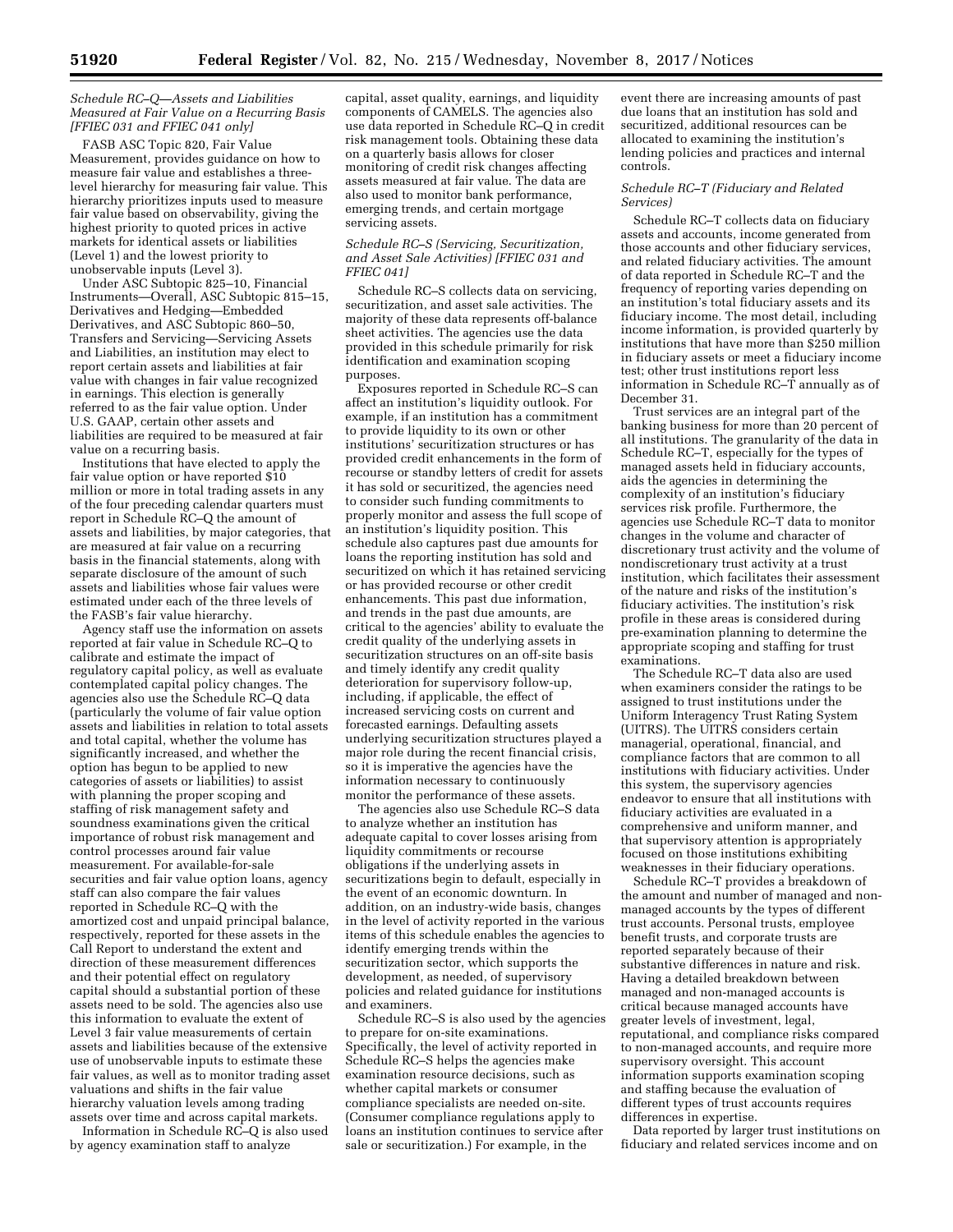*Schedule RC–Q—Assets and Liabilities Measured at Fair Value on a Recurring Basis [FFIEC 031 and FFIEC 041 only]*

FASB ASC Topic 820, Fair Value Measurement, provides guidance on how to measure fair value and establishes a three-level hierarchy for measuring fair value. This hierarchy prioritizes inputs used to measure fair value based on observability, giving the highest priority to quoted prices in active markets for identical assets or liabilities (Level 1) and the lowest priority to unobservable inputs (Level 3).

Under ASC Subtopic 825–10, Financial Instruments—Overall, ASC Subtopic 815–15, Derivatives and Hedging—Embedded Derivatives, and ASC Subtopic 860–50, Transfers and Servicing—Servicing Assets and Liabilities, an institution may elect to report certain assets and liabilities at fair value with changes in fair value recognized in earnings. This election is generally referred to as the fair value option. Under U.S. GAAP, certain other assets and liabilities are required to be measured at fair value on a recurring basis.

Institutions that have elected to apply the fair value option or have reported $10 million or more in total trading assets in any of the four preceding calendar quarters must report in Schedule RC–Q the amount of assets and liabilities, by major categories, that are measured at fair value on a recurring basis in the financial statements, along with separate disclosure of the amount of such assets and liabilities whose fair values were estimated under each of the three levels of the FASB's fair value hierarchy.

Agency staff use the information on assets reported at fair value in Schedule RC–Q to calibrate and estimate the impact of regulatory capital policy, as well as evaluate contemplated capital policy changes. The agencies also use the Schedule RC–Q data (particularly the volume of fair value option assets and liabilities in relation to total assets and total capital, whether the volume has significantly increased, and whether the option has begun to be applied to new categories of assets or liabilities) to assist with planning the proper scoping and staffing of risk management safety and soundness examinations given the critical importance of robust risk management and control processes around fair value measurement. For available-for-sale securities and fair value option loans, agency staff can also compare the fair values reported in Schedule RC–Q with the amortized cost and unpaid principal balance, respectively, reported for these assets in the Call Report to understand the extent and direction of these measurement differences and their potential effect on regulatory capital should a substantial portion of these assets need to be sold. The agencies also use this information to evaluate the extent of Level 3 fair value measurements of certain assets and liabilities because of the extensive use of unobservable inputs to estimate these fair values, as well as to monitor trading asset valuations and shifts in the fair value hierarchy valuation levels among trading assets over time and across capital markets.

Information in Schedule RC–Q is also used by agency examination staff to analyze capital, asset quality, earnings, and liquidity components of CAMELS. The agencies also use data reported in Schedule RC–Q in credit risk management tools. Obtaining these data on a quarterly basis allows for closer monitoring of credit risk changes affecting assets measured at fair value. The data are also used to monitor bank performance, emerging trends, and certain mortgage servicing assets.

*Schedule RC–S (Servicing, Securitization, and Asset Sale Activities) [FFIEC 031 and FFIEC 041]*

Schedule RC–S collects data on servicing, securitization, and asset sale activities. The majority of these data represents off-balance sheet activities. The agencies use the data provided in this schedule primarily for risk identification and examination scoping purposes.

Exposures reported in Schedule RC–S can affect an institution's liquidity outlook. For example, if an institution has a commitment to provide liquidity to its own or other institutions' securitization structures or has provided credit enhancements in the form of recourse or standby letters of credit for assets it has sold or securitized, the agencies need to consider such funding commitments to properly monitor and assess the full scope of an institution's liquidity position. This schedule also captures past due amounts for loans the reporting institution has sold and securitized on which it has retained servicing or has provided recourse or other credit enhancements. This past due information, and trends in the past due amounts, are critical to the agencies' ability to evaluate the credit quality of the underlying assets in securitization structures on an off-site basis and timely identify any credit quality deterioration for supervisory follow-up, including, if applicable, the effect of increased servicing costs on current and forecasted earnings. Defaulting assets underlying securitization structures played a major role during the recent financial crisis, so it is imperative the agencies have the information necessary to continuously monitor the performance of these assets.

The agencies also use Schedule RC–S data to analyze whether an institution has adequate capital to cover losses arising from liquidity commitments or recourse obligations if the underlying assets in securitizations begin to default, especially in the event of an economic downturn. In addition, on an industry-wide basis, changes in the level of activity reported in the various items of this schedule enables the agencies to identify emerging trends within the securitization sector, which supports the development, as needed, of supervisory policies and related guidance for institutions and examiners.

Schedule RC–S is also used by the agencies to prepare for on-site examinations. Specifically, the level of activity reported in Schedule RC–S helps the agencies make examination resource decisions, such as whether capital markets or consumer compliance specialists are needed on-site. (Consumer compliance regulations apply to loans an institution continues to service after sale or securitization.) For example, in the event there are increasing amounts of past due loans that an institution has sold and securitized, additional resources can be allocated to examining the institution's lending policies and practices and internal controls.

*Schedule RC–T (Fiduciary and Related Services)*

Schedule RC–T collects data on fiduciary assets and accounts, income generated from those accounts and other fiduciary services, and related fiduciary activities. The amount of data reported in Schedule RC–T and the frequency of reporting varies depending on an institution's total fiduciary assets and its fiduciary income. The most detail, including income information, is provided quarterly by institutions that have more than $250 million in fiduciary assets or meet a fiduciary income test; other trust institutions report less information in Schedule RC–T annually as of December 31.

Trust services are an integral part of the banking business for more than 20 percent of all institutions. The granularity of the data in Schedule RC–T, especially for the types of managed assets held in fiduciary accounts, aids the agencies in determining the complexity of an institution's fiduciary services risk profile. Furthermore, the agencies use Schedule RC–T data to monitor changes in the volume and character of discretionary trust activity and the volume of nondiscretionary trust activity at a trust institution, which facilitates their assessment of the nature and risks of the institution's fiduciary activities. The institution's risk profile in these areas is considered during pre-examination planning to determine the appropriate scoping and staffing for trust examinations.

The Schedule RC–T data also are used when examiners consider the ratings to be assigned to trust institutions under the Uniform Interagency Trust Rating System (UITRS). The UITRS considers certain managerial, operational, financial, and compliance factors that are common to all institutions with fiduciary activities. Under this system, the supervisory agencies endeavor to ensure that all institutions with fiduciary activities are evaluated in a comprehensive and uniform manner, and that supervisory attention is appropriately focused on those institutions exhibiting weaknesses in their fiduciary operations.

Schedule RC–T provides a breakdown of the amount and number of managed and non-managed accounts by the types of different trust accounts. Personal trusts, employee benefit trusts, and corporate trusts are reported separately because of their substantive differences in nature and risk. Having a detailed breakdown between managed and non-managed accounts is critical because managed accounts have greater levels of investment, legal, reputational, and compliance risks compared to non-managed accounts, and require more supervisory oversight. This account information supports examination scoping and staffing because the evaluation of different types of trust accounts requires differences in expertise.

Data reported by larger trust institutions on fiduciary and related services income and on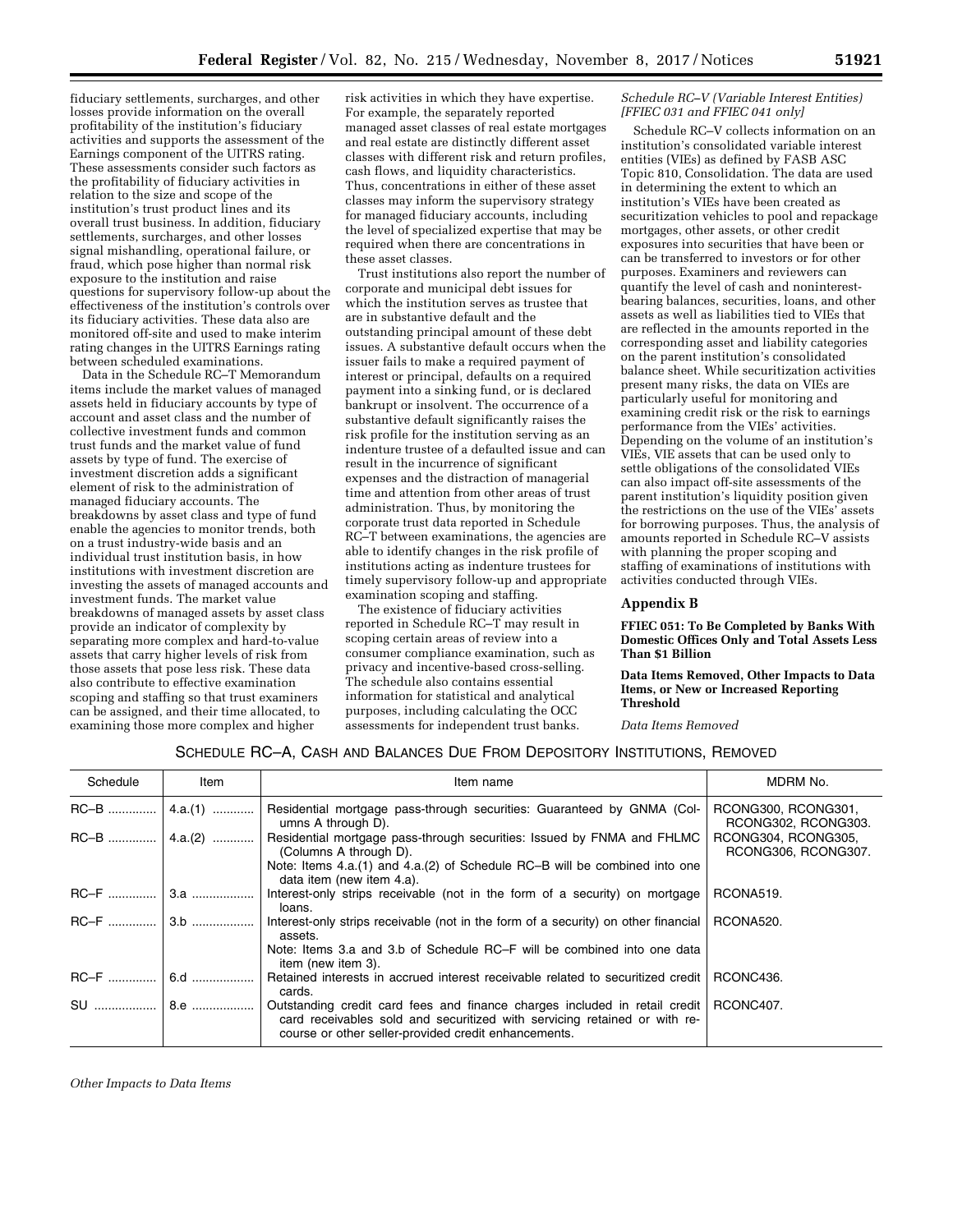fiduciary settlements, surcharges, and other losses provide information on the overall profitability of the institution's fiduciary activities and supports the assessment of the Earnings component of the UITRS rating. These assessments consider such factors as the profitability of fiduciary activities in relation to the size and scope of the institution's trust product lines and its overall trust business. In addition, fiduciary settlements, surcharges, and other losses signal mishandling, operational failure, or fraud, which pose higher than normal risk exposure to the institution and raise questions for supervisory follow-up about the effectiveness of the institution's controls over its fiduciary activities. These data also are monitored off-site and used to make interim rating changes in the UITRS Earnings rating between scheduled examinations.

Data in the Schedule RC–T Memorandum items include the market values of managed assets held in fiduciary accounts by type of account and asset class and the number of collective investment funds and common trust funds and the market value of fund assets by type of fund. The exercise of investment discretion adds a significant element of risk to the administration of managed fiduciary accounts. The breakdowns by asset class and type of fund enable the agencies to monitor trends, both on a trust industry-wide basis and an individual trust institution basis, in how institutions with investment discretion are investing the assets of managed accounts and investment funds. The market value breakdowns of managed assets by asset class provide an indicator of complexity by separating more complex and hard-to-value assets that carry higher levels of risk from those assets that pose less risk. These data also contribute to effective examination scoping and staffing so that trust examiners can be assigned, and their time allocated, to examining those more complex and higher risk activities in which they have expertise. For example, the separately reported managed asset classes of real estate mortgages and real estate are distinctly different asset classes with different risk and return profiles, cash flows, and liquidity characteristics. Thus, concentrations in either of these asset classes may inform the supervisory strategy for managed fiduciary accounts, including the level of specialized expertise that may be required when there are concentrations in these asset classes.

Trust institutions also report the number of corporate and municipal debt issues for which the institution serves as trustee that are in substantive default and the outstanding principal amount of these debt issues. A substantive default occurs when the issuer fails to make a required payment of interest or principal, defaults on a required payment into a sinking fund, or is declared bankrupt or insolvent. The occurrence of a substantive default significantly raises the risk profile for the institution serving as an indenture trustee of a defaulted issue and can result in the incurrence of significant expenses and the distraction of managerial time and attention from other areas of trust administration. Thus, by monitoring the corporate trust data reported in Schedule RC–T between examinations, the agencies are able to identify changes in the risk profile of institutions acting as indenture trustees for timely supervisory follow-up and appropriate examination scoping and staffing.

The existence of fiduciary activities reported in Schedule RC–T may result in scoping certain areas of review into a consumer compliance examination, such as privacy and incentive-based cross-selling. The schedule also contains essential information for statistical and analytical purposes, including calculating the OCC assessments for independent trust banks.

*Schedule RC–V (Variable Interest Entities) [FFIEC 031 and FFIEC 041 only]*

Schedule RC–V collects information on an institution's consolidated variable interest entities (VIEs) as defined by FASB ASC Topic 810, Consolidation. The data are used in determining the extent to which an institution's VIEs have been created as securitization vehicles to pool and repackage mortgages, other assets, or other credit exposures into securities that have been or can be transferred to investors or for other purposes. Examiners and reviewers can quantify the level of cash and noninterest-bearing balances, securities, loans, and other assets as well as liabilities tied to VIEs that are reflected in the amounts reported in the corresponding asset and liability categories on the parent institution's consolidated balance sheet. While securitization activities present many risks, the data on VIEs are particularly useful for monitoring and examining credit risk or the risk to earnings performance from the VIEs' activities. Depending on the volume of an institution's VIEs, VIE assets that can be used only to settle obligations of the consolidated VIEs can also impact off-site assessments of the parent institution's liquidity position given the restrictions on the use of the VIEs' assets for borrowing purposes. Thus, the analysis of amounts reported in Schedule RC–V assists with planning the proper scoping and staffing of examinations of institutions with activities conducted through VIEs.

## Appendix B

**FFIEC 051: To Be Completed by Banks With Domestic Offices Only and Total Assets Less Than $1 Billion**

**Data Items Removed, Other Impacts to Data Items, or New or Increased Reporting Threshold**

*Data Items Removed*

SCHEDULE RC–A, CASH AND BALANCES DUE FROM DEPOSITORY INSTITUTIONS, REMOVED

| Schedule | Item | Item name | MDRM No. |
|---|---|---|---|
| RC–B | 4.a.(1) | Residential mortgage pass-through securities: Guaranteed by GNMA (Columns A through D). | RCONG300, RCONG301, RCONG302, RCONG303. |
| RC–B | 4.a.(2) | Residential mortgage pass-through securities: Issued by FNMA and FHLMC (Columns A through D). | RCONG304, RCONG305, RCONG306, RCONG307. |
| | | Note: Items 4.a.(1) and 4.a.(2) of Schedule RC–B will be combined into one data item (new item 4.a). | |
| RC–F | 3.a | Interest-only strips receivable (not in the form of a security) on mortgage loans. | RCONA519. |
| RC–F | 3.b | Interest-only strips receivable (not in the form of a security) on other financial assets. | RCONA520. |
| | | Note: Items 3.a and 3.b of Schedule RC–F will be combined into one data item (new item 3). | |
| RC–F | 6.d | Retained interests in accrued interest receivable related to securitized credit cards. | RCONC436. |
| SU | 8.e | Outstanding credit card fees and finance charges included in retail credit card receivables sold and securitized with servicing retained or with recourse or other seller-provided credit enhancements. | RCONC407. |

*Other Impacts to Data Items*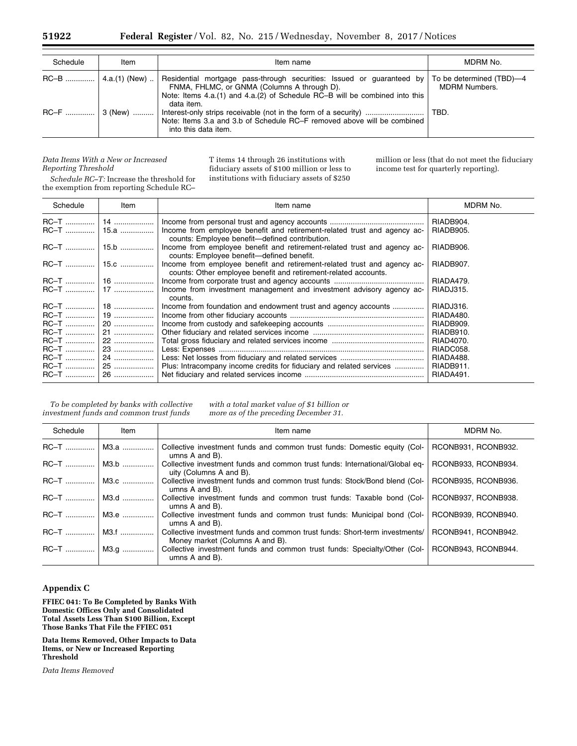| Schedule | Item | Item name | MDRM No. |
|---|---|---|---|
| RC–B | 4.a.(1) (New) | Residential mortgage pass-through securities: Issued or guaranteed by FNMA, FHLMC, or GNMA (Columns A through D). Note: Items 4.a.(1) and 4.a.(2) of Schedule RC–B will be combined into this data item. | To be determined (TBD)—4 MDRM Numbers. |
| RC–F | 3 (New) | Interest-only strips receivable (not in the form of a security). Note: Items 3.a and 3.b of Schedule RC–F removed above will be combined into this data item. | TBD. |

*Data Items With a New or Increased Reporting Threshold*

*Schedule RC–T:* Increase the threshold for the exemption from reporting Schedule RC–T items 14 through 26 institutions with fiduciary assets of $100 million or less to institutions with fiduciary assets of $250 million or less (that do not meet the fiduciary income test for quarterly reporting).

| Schedule | Item | Item name | MDRM No. |
|---|---|---|---|
| RC–T | 14 | Income from personal trust and agency accounts | RIADB904. |
| RC–T | 15.a | Income from employee benefit and retirement-related trust and agency accounts: Employee benefit—defined contribution. | RIADB905. |
| RC–T | 15.b | Income from employee benefit and retirement-related trust and agency accounts: Employee benefit—defined benefit. | RIADB906. |
| RC–T | 15.c | Income from employee benefit and retirement-related trust and agency accounts: Other employee benefit and retirement-related accounts. | RIADB907. |
| RC–T | 16 | Income from corporate trust and agency accounts | RIADA479. |
| RC–T | 17 | Income from investment management and investment advisory agency accounts. | RIADJ315. |
| RC–T | 18 | Income from foundation and endowment trust and agency accounts | RIADJ316. |
| RC–T | 19 | Income from other fiduciary accounts | RIADA480. |
| RC–T | 20 | Income from custody and safekeeping accounts | RIADB909. |
| RC–T | 21 | Other fiduciary and related services income | RIADB910. |
| RC–T | 22 | Total gross fiduciary and related services income | RIAD4070. |
| RC–T | 23 | Less: Expenses | RIADC058. |
| RC–T | 24 | Less: Net losses from fiduciary and related services | RIADA488. |
| RC–T | 25 | Plus: Intracompany income credits for fiduciary and related services | RIADB911. |
| RC–T | 26 | Net fiduciary and related services income | RIADA491. |

*To be completed by banks with collective investment funds and common trust funds with a total market value of $1 billion or more as of the preceding December 31.*

| Schedule | Item | Item name | MDRM No. |
|---|---|---|---|
| RC–T | M3.a | Collective investment funds and common trust funds: Domestic equity (Columns A and B). | RCONB931, RCONB932. |
| RC–T | M3.b | Collective investment funds and common trust funds: International/Global equity (Columns A and B). | RCONB933, RCONB934. |
| RC–T | M3.c | Collective investment funds and common trust funds: Stock/Bond blend (Columns A and B). | RCONB935, RCONB936. |
| RC–T | M3.d | Collective investment funds and common trust funds: Taxable bond (Columns A and B). | RCONB937, RCONB938. |
| RC–T | M3.e | Collective investment funds and common trust funds: Municipal bond (Columns A and B). | RCONB939, RCONB940. |
| RC–T | M3.f | Collective investment funds and common trust funds: Short-term investments/ Money market (Columns A and B). | RCONB941, RCONB942. |
| RC–T | M3.g | Collective investment funds and common trust funds: Specialty/Other (Columns A and B). | RCONB943, RCONB944. |

## Appendix C

**FFIEC 041: To Be Completed by Banks With Domestic Offices Only and Consolidated Total Assets Less Than $100 Billion, Except Those Banks That File the FFIEC 051**

**Data Items Removed, Other Impacts to Data Items, or New or Increased Reporting Threshold**

*Data Items Removed*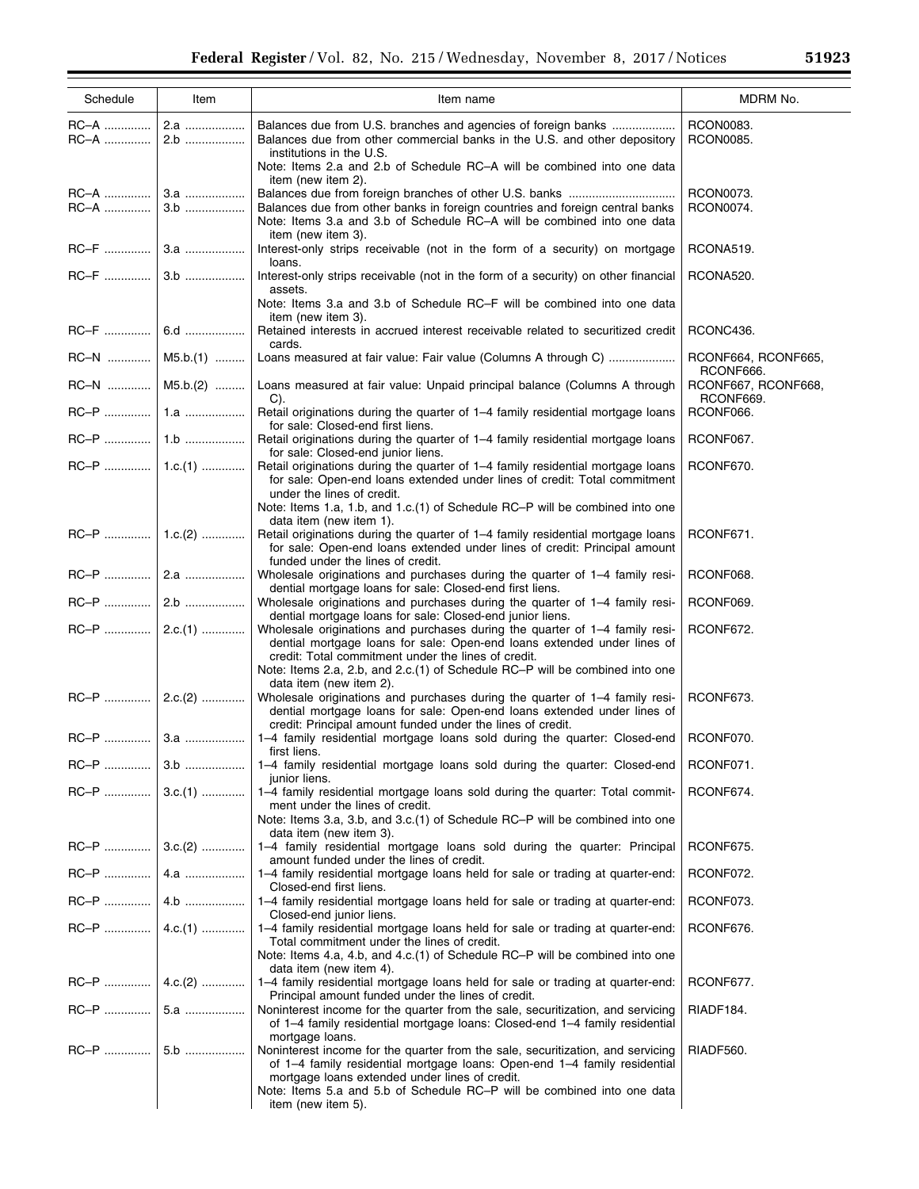| Schedule | Item | Item name | MDRM No. |
| --- | --- | --- | --- |
| RC–A | 2.a | Balances due from U.S. branches and agencies of foreign banks | RCON0083. |
| RC–A | 2.b | Balances due from other commercial banks in the U.S. and other depository institutions in the U.S. Note: Items 2.a and 2.b of Schedule RC–A will be combined into one data item (new item 2). | RCON0085. |
| RC–A | 3.a | Balances due from foreign branches of other U.S. banks | RCON0073. |
| RC–A | 3.b | Balances due from other banks in foreign countries and foreign central banks Note: Items 3.a and 3.b of Schedule RC–A will be combined into one data item (new item 3). | RCON0074. |
| RC–F | 3.a | Interest-only strips receivable (not in the form of a security) on mortgage loans. | RCONA519. |
| RC–F | 3.b | Interest-only strips receivable (not in the form of a security) on other financial assets. Note: Items 3.a and 3.b of Schedule RC–F will be combined into one data item (new item 3). | RCONA520. |
| RC–F | 6.d | Retained interests in accrued interest receivable related to securitized credit cards. | RCONC436. |
| RC–N | M5.b.(1) | Loans measured at fair value: Fair value (Columns A through C) | RCONF664, RCONF665, RCONF666. |
| RC–N | M5.b.(2) | Loans measured at fair value: Unpaid principal balance (Columns A through C). | RCONF667, RCONF668, RCONF669. |
| RC–P | 1.a | Retail originations during the quarter of 1–4 family residential mortgage loans for sale: Closed-end first liens. | RCONF066. |
| RC–P | 1.b | Retail originations during the quarter of 1–4 family residential mortgage loans for sale: Closed-end junior liens. | RCONF067. |
| RC–P | 1.c.(1) | Retail originations during the quarter of 1–4 family residential mortgage loans for sale: Open-end loans extended under lines of credit: Total commitment under the lines of credit. Note: Items 1.a, 1.b, and 1.c.(1) of Schedule RC–P will be combined into one data item (new item 1). | RCONF670. |
| RC–P | 1.c.(2) | Retail originations during the quarter of 1–4 family residential mortgage loans for sale: Open-end loans extended under lines of credit: Principal amount funded under the lines of credit. | RCONF671. |
| RC–P | 2.a | Wholesale originations and purchases during the quarter of 1–4 family residential mortgage loans for sale: Closed-end first liens. | RCONF068. |
| RC–P | 2.b | Wholesale originations and purchases during the quarter of 1–4 family residential mortgage loans for sale: Closed-end junior liens. | RCONF069. |
| RC–P | 2.c.(1) | Wholesale originations and purchases during the quarter of 1–4 family residential mortgage loans for sale: Open-end loans extended under lines of credit: Total commitment under the lines of credit. Note: Items 2.a, 2.b, and 2.c.(1) of Schedule RC–P will be combined into one data item (new item 2). | RCONF672. |
| RC–P | 2.c.(2) | Wholesale originations and purchases during the quarter of 1–4 family residential mortgage loans for sale: Open-end loans extended under lines of credit: Principal amount funded under the lines of credit. | RCONF673. |
| RC–P | 3.a | 1–4 family residential mortgage loans sold during the quarter: Closed-end first liens. | RCONF070. |
| RC–P | 3.b | 1–4 family residential mortgage loans sold during the quarter: Closed-end junior liens. | RCONF071. |
| RC–P | 3.c.(1) | 1–4 family residential mortgage loans sold during the quarter: Total commitment under the lines of credit. Note: Items 3.a, 3.b, and 3.c.(1) of Schedule RC–P will be combined into one data item (new item 3). | RCONF674. |
| RC–P | 3.c.(2) | 1–4 family residential mortgage loans sold during the quarter: Principal amount funded under the lines of credit. | RCONF675. |
| RC–P | 4.a | 1–4 family residential mortgage loans held for sale or trading at quarter-end: Closed-end first liens. | RCONF072. |
| RC–P | 4.b | 1–4 family residential mortgage loans held for sale or trading at quarter-end: Closed-end junior liens. | RCONF073. |
| RC–P | 4.c.(1) | 1–4 family residential mortgage loans held for sale or trading at quarter-end: Total commitment under the lines of credit. Note: Items 4.a, 4.b, and 4.c.(1) of Schedule RC–P will be combined into one data item (new item 4). | RCONF676. |
| RC–P | 4.c.(2) | 1–4 family residential mortgage loans held for sale or trading at quarter-end: Principal amount funded under the lines of credit. | RCONF677. |
| RC–P | 5.a | Noninterest income for the quarter from the sale, securitization, and servicing of 1–4 family residential mortgage loans: Closed-end 1–4 family residential mortgage loans. | RIADF184. |
| RC–P | 5.b | Noninterest income for the quarter from the sale, securitization, and servicing of 1–4 family residential mortgage loans: Open-end 1–4 family residential mortgage loans extended under lines of credit. Note: Items 5.a and 5.b of Schedule RC–P will be combined into one data item (new item 5). | RIADF560. |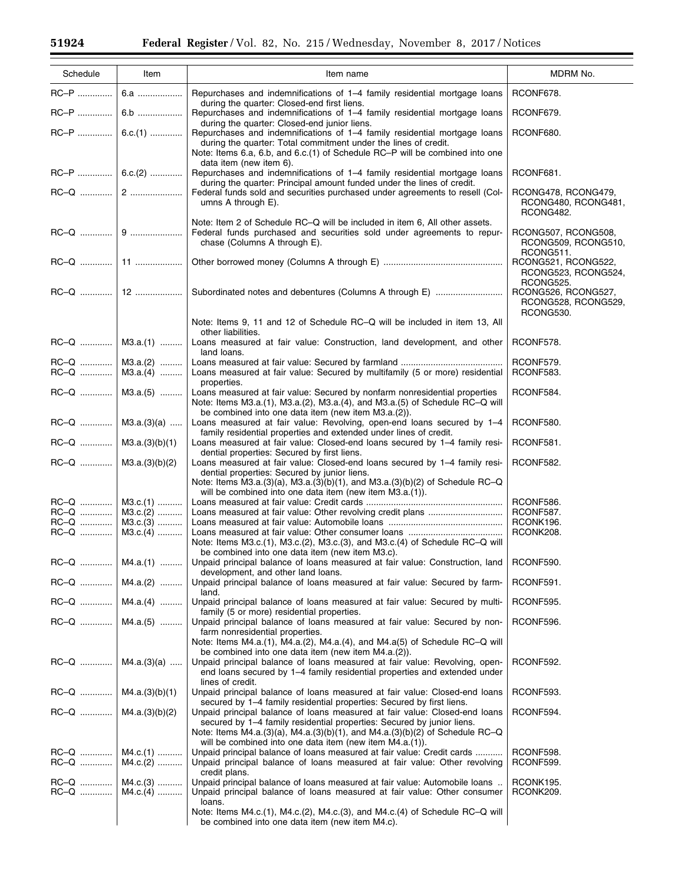| Schedule | Item | Item name | MDRM No. |
|---|---|---|---|
| RC–P | 6.a | Repurchases and indemnifications of 1–4 family residential mortgage loans during the quarter: Closed-end first liens. | RCONF678. |
| RC–P | 6.b | Repurchases and indemnifications of 1–4 family residential mortgage loans during the quarter: Closed-end junior liens. | RCONF679. |
| RC–P | 6.c.(1) | Repurchases and indemnifications of 1–4 family residential mortgage loans during the quarter: Total commitment under the lines of credit. Note: Items 6.a, 6.b, and 6.c.(1) of Schedule RC–P will be combined into one data item (new item 6). | RCONF680. |
| RC–P | 6.c.(2) | Repurchases and indemnifications of 1–4 family residential mortgage loans during the quarter: Principal amount funded under the lines of credit. | RCONF681. |
| RC–Q | 2 | Federal funds sold and securities purchased under agreements to resell (Columns A through E). Note: Item 2 of Schedule RC–Q will be included in item 6, All other assets. | RCONG478, RCONG479, RCONG480, RCONG481, RCONG482. |
| RC–Q | 9 | Federal funds purchased and securities sold under agreements to repurchase (Columns A through E). | RCONG507, RCONG508, RCONG509, RCONG510, RCONG511. |
| RC–Q | 11 | Other borrowed money (Columns A through E) | RCONG521, RCONG522, RCONG523, RCONG524, RCONG525. |
| RC–Q | 12 | Subordinated notes and debentures (Columns A through E) Note: Items 9, 11 and 12 of Schedule RC–Q will be included in item 13, All other liabilities. | RCONG526, RCONG527, RCONG528, RCONG529, RCONG530. |
| RC–Q | M3.a.(1) | Loans measured at fair value: Construction, land development, and other land loans. | RCONF578. |
| RC–Q | M3.a.(2) | Loans measured at fair value: Secured by farmland | RCONF579. |
| RC–Q | M3.a.(4) | Loans measured at fair value: Secured by multifamily (5 or more) residential properties. | RCONF583. |
| RC–Q | M3.a.(5) | Loans measured at fair value: Secured by nonfarm nonresidential properties Note: Items M3.a.(1), M3.a.(2), M3.a.(4), and M3.a.(5) of Schedule RC–Q will be combined into one data item (new item M3.a.(2)). | RCONF584. |
| RC–Q | M3.a.(3)(a) | Loans measured at fair value: Revolving, open-end loans secured by 1–4 family residential properties and extended under lines of credit. | RCONF580. |
| RC–Q | M3.a.(3)(b)(1) | Loans measured at fair value: Closed-end loans secured by 1–4 family residential properties: Secured by first liens. | RCONF581. |
| RC–Q | M3.a.(3)(b)(2) | Loans measured at fair value: Closed-end loans secured by 1–4 family residential properties: Secured by junior liens. Note: Items M3.a.(3)(a), M3.a.(3)(b)(1), and M3.a.(3)(b)(2) of Schedule RC–Q will be combined into one data item (new item M3.a.(1)). | RCONF582. |
| RC–Q | M3.c.(1) | Loans measured at fair value: Credit cards | RCONF586. |
| RC–Q | M3.c.(2) | Loans measured at fair value: Other revolving credit plans | RCONF587. |
| RC–Q | M3.c.(3) | Loans measured at fair value: Automobile loans | RCONK196. |
| RC–Q | M3.c.(4) | Loans measured at fair value: Other consumer loans Note: Items M3.c.(1), M3.c.(2), M3.c.(3), and M3.c.(4) of Schedule RC–Q will be combined into one data item (new item M3.c). | RCONK208. |
| RC–Q | M4.a.(1) | Unpaid principal balance of loans measured at fair value: Construction, land development, and other land loans. | RCONF590. |
| RC–Q | M4.a.(2) | Unpaid principal balance of loans measured at fair value: Secured by farmland. | RCONF591. |
| RC–Q | M4.a.(4) | Unpaid principal balance of loans measured at fair value: Secured by multifamily (5 or more) residential properties. | RCONF595. |
| RC–Q | M4.a.(5) | Unpaid principal balance of loans measured at fair value: Secured by nonfarm nonresidential properties. Note: Items M4.a.(1), M4.a.(2), M4.a.(4), and M4.a(5) of Schedule RC–Q will be combined into one data item (new item M4.a.(2)). | RCONF596. |
| RC–Q | M4.a.(3)(a) | Unpaid principal balance of loans measured at fair value: Revolving, open-end loans secured by 1–4 family residential properties and extended under lines of credit. | RCONF592. |
| RC–Q | M4.a.(3)(b)(1) | Unpaid principal balance of loans measured at fair value: Closed-end loans secured by 1–4 family residential properties: Secured by first liens. | RCONF593. |
| RC–Q | M4.a.(3)(b)(2) | Unpaid principal balance of loans measured at fair value: Closed-end loans secured by 1–4 family residential properties: Secured by junior liens. Note: Items M4.a.(3)(a), M4.a.(3)(b)(1), and M4.a.(3)(b)(2) of Schedule RC–Q will be combined into one data item (new item M4.a.(1)). | RCONF594. |
| RC–Q | M4.c.(1) | Unpaid principal balance of loans measured at fair value: Credit cards | RCONF598. |
| RC–Q | M4.c.(2) | Unpaid principal balance of loans measured at fair value: Other revolving credit plans. | RCONF599. |
| RC–Q | M4.c.(3) | Unpaid principal balance of loans measured at fair value: Automobile loans | RCONK195. |
| RC–Q | M4.c.(4) | Unpaid principal balance of loans measured at fair value: Other consumer loans. Note: Items M4.c.(1), M4.c.(2), M4.c.(3), and M4.c.(4) of Schedule RC–Q will be combined into one data item (new item M4.c). | RCONK209. |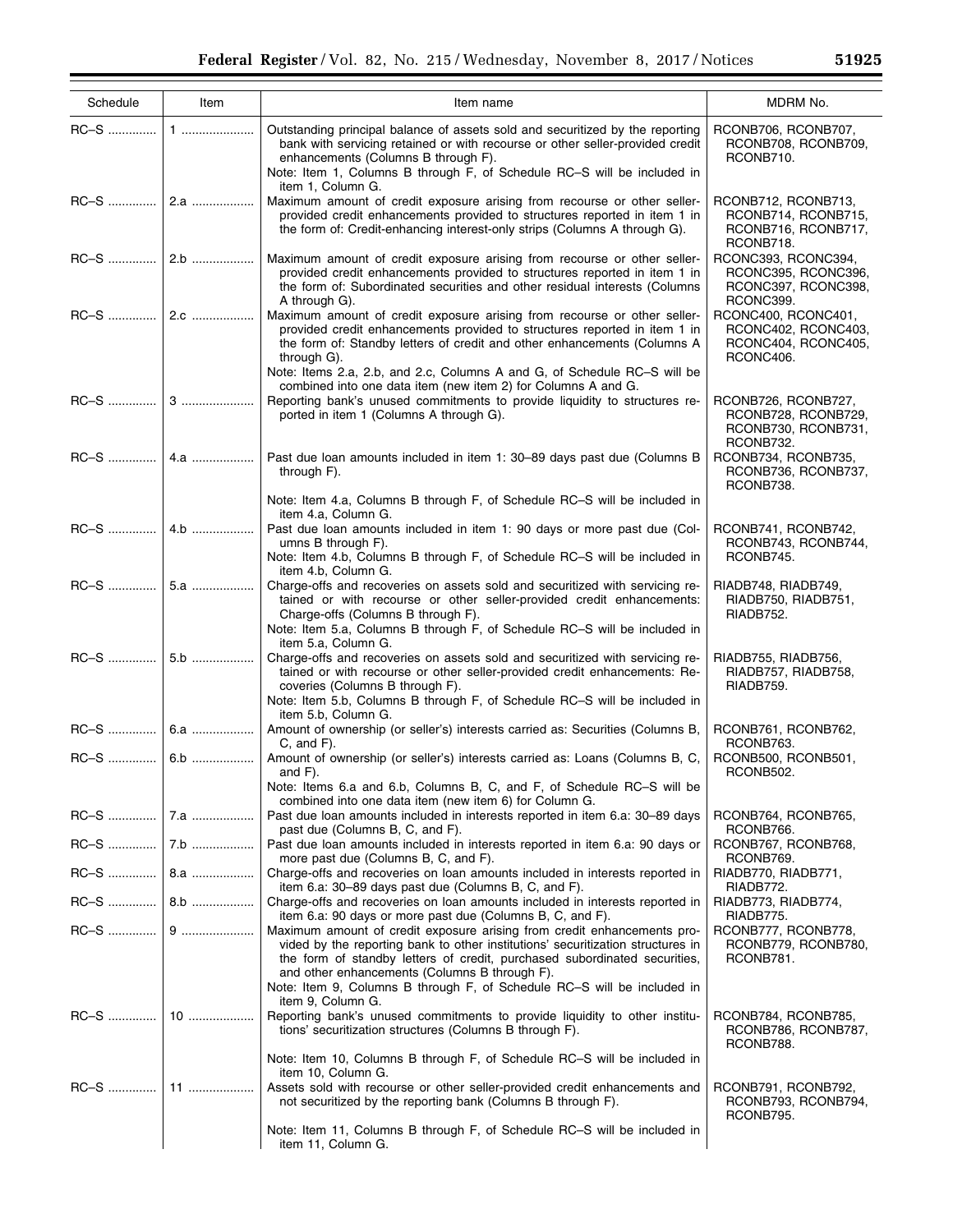| Schedule | Item | Item name | MDRM No. |
| --- | --- | --- | --- |
| RC–S | 1 | Outstanding principal balance of assets sold and securitized by the reporting bank with servicing retained or with recourse or other seller-provided credit enhancements (Columns B through F).<br>Note: Item 1, Columns B through F, of Schedule RC–S will be included in item 1, Column G. | RCONB706, RCONB707, RCONB708, RCONB709, RCONB710. |
| RC–S | 2.a | Maximum amount of credit exposure arising from recourse or other seller-provided credit enhancements provided to structures reported in item 1 in the form of: Credit-enhancing interest-only strips (Columns A through G). | RCONB712, RCONB713, RCONB714, RCONB715, RCONB716, RCONB717, RCONB718. |
| RC–S | 2.b | Maximum amount of credit exposure arising from recourse or other seller-provided credit enhancements provided to structures reported in item 1 in the form of: Subordinated securities and other residual interests (Columns A through G). | RCONC393, RCONC394, RCONC395, RCONC396, RCONC397, RCONC398, RCONC399. |
| RC–S | 2.c | Maximum amount of credit exposure arising from recourse or other seller-provided credit enhancements provided to structures reported in item 1 in the form of: Standby letters of credit and other enhancements (Columns A through G).<br>Note: Items 2.a, 2.b, and 2.c, Columns A and G, of Schedule RC–S will be combined into one data item (new item 2) for Columns A and G. | RCONC400, RCONC401, RCONC402, RCONC403, RCONC404, RCONC405, RCONC406. |
| RC–S | 3 | Reporting bank's unused commitments to provide liquidity to structures reported in item 1 (Columns A through G). | RCONB726, RCONB727, RCONB728, RCONB729, RCONB730, RCONB731, RCONB732. |
| RC–S | 4.a | Past due loan amounts included in item 1: 30–89 days past due (Columns B through F).<br>Note: Item 4.a, Columns B through F, of Schedule RC–S will be included in item 4.a, Column G. | RCONB734, RCONB735, RCONB736, RCONB737, RCONB738. |
| RC–S | 4.b | Past due loan amounts included in item 1: 90 days or more past due (Columns B through F).<br>Note: Item 4.b, Columns B through F, of Schedule RC–S will be included in item 4.b, Column G. | RCONB741, RCONB742, RCONB743, RCONB744, RCONB745. |
| RC–S | 5.a | Charge-offs and recoveries on assets sold and securitized with servicing retained or with recourse or other seller-provided credit enhancements: Charge-offs (Columns B through F).<br>Note: Item 5.a, Columns B through F, of Schedule RC–S will be included in item 5.a, Column G. | RIADB748, RIADB749, RIADB750, RIADB751, RIADB752. |
| RC–S | 5.b | Charge-offs and recoveries on assets sold and securitized with servicing retained or with recourse or other seller-provided credit enhancements: Recoveries (Columns B through F).<br>Note: Item 5.b, Columns B through F, of Schedule RC–S will be included in item 5.b, Column G. | RIADB755, RIADB756, RIADB757, RIADB758, RIADB759. |
| RC–S | 6.a | Amount of ownership (or seller's) interests carried as: Securities (Columns B, C, and F). | RCONB761, RCONB762, RCONB763. |
| RC–S | 6.b | Amount of ownership (or seller's) interests carried as: Loans (Columns B, C, and F).<br>Note: Items 6.a and 6.b, Columns B, C, and F, of Schedule RC–S will be combined into one data item (new item 6) for Column G. | RCONB500, RCONB501, RCONB502. |
| RC–S | 7.a | Past due loan amounts included in interests reported in item 6.a: 30–89 days past due (Columns B, C, and F). | RCONB764, RCONB765, RCONB766. |
| RC–S | 7.b | Past due loan amounts included in interests reported in item 6.a: 90 days or more past due (Columns B, C, and F). | RCONB767, RCONB768, RCONB769. |
| RC–S | 8.a | Charge-offs and recoveries on loan amounts included in interests reported in item 6.a: 30–89 days past due (Columns B, C, and F). | RIADB770, RIADB771, RIADB772. |
| RC–S | 8.b | Charge-offs and recoveries on loan amounts included in interests reported in item 6.a: 90 days or more past due (Columns B, C, and F). | RIADB773, RIADB774, RIADB775. |
| RC–S | 9 | Maximum amount of credit exposure arising from credit enhancements provided by the reporting bank to other institutions' securitization structures in the form of standby letters of credit, purchased subordinated securities, and other enhancements (Columns B through F).<br>Note: Item 9, Columns B through F, of Schedule RC–S will be included in item 9, Column G. | RCONB777, RCONB778, RCONB779, RCONB780, RCONB781. |
| RC–S | 10 | Reporting bank's unused commitments to provide liquidity to other institutions' securitization structures (Columns B through F).<br>Note: Item 10, Columns B through F, of Schedule RC–S will be included in item 10, Column G. | RCONB784, RCONB785, RCONB786, RCONB787, RCONB788. |
| RC–S | 11 | Assets sold with recourse or other seller-provided credit enhancements and not securitized by the reporting bank (Columns B through F).<br>Note: Item 11, Columns B through F, of Schedule RC–S will be included in item 11, Column G. | RCONB791, RCONB792, RCONB793, RCONB794, RCONB795. |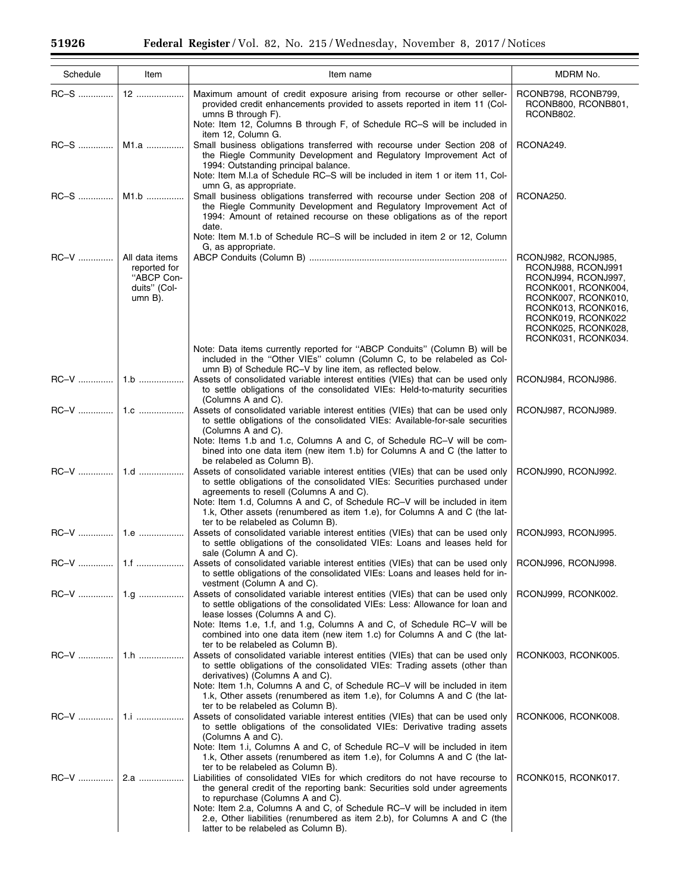| Schedule | Item | Item name | MDRM No. |
|---|---|---|---|
| RC–S | 12 | Maximum amount of credit exposure arising from recourse or other seller-provided credit enhancements provided to assets reported in item 11 (Columns B through F). Note: Item 12, Columns B through F, of Schedule RC–S will be included in item 12, Column G. | RCONB798, RCONB799, RCONB800, RCONB801, RCONB802. |
| RC–S | M1.a | Small business obligations transferred with recourse under Section 208 of the Riegle Community Development and Regulatory Improvement Act of 1994: Outstanding principal balance. Note: Item M.l.a of Schedule RC–S will be included in item 1 or item 11, Column G, as appropriate. | RCONA249. |
| RC–S | M1.b | Small business obligations transferred with recourse under Section 208 of the Riegle Community Development and Regulatory Improvement Act of 1994: Amount of retained recourse on these obligations as of the report date. Note: Item M.1.b of Schedule RC–S will be included in item 2 or 12, Column G, as appropriate. | RCONA250. |
| RC–V | All data items reported for "ABCP Conduits" (Column B). | ABCP Conduits (Column B). Note: Data items currently reported for "ABCP Conduits" (Column B) will be included in the "Other VIEs" column (Column C, to be relabeled as Column B) of Schedule RC–V by line item, as reflected below. | RCONJ982, RCONJ985, RCONJ988, RCONJ991 RCONJ994, RCONJ997, RCONK001, RCONK004, RCONK007, RCONK010, RCONK013, RCONK016, RCONK019, RCONK022 RCONK025, RCONK028, RCONK031, RCONK034. |
| RC–V | 1.b | Assets of consolidated variable interest entities (VIEs) that can be used only to settle obligations of the consolidated VIEs: Held-to-maturity securities (Columns A and C). | RCONJ984, RCONJ986. |
| RC–V | 1.c | Assets of consolidated variable interest entities (VIEs) that can be used only to settle obligations of the consolidated VIEs: Available-for-sale securities (Columns A and C). Note: Items 1.b and 1.c, Columns A and C, of Schedule RC–V will be combined into one data item (new item 1.b) for Columns A and C (the latter to be relabeled as Column B). | RCONJ987, RCONJ989. |
| RC–V | 1.d | Assets of consolidated variable interest entities (VIEs) that can be used only to settle obligations of the consolidated VIEs: Securities purchased under agreements to resell (Columns A and C). Note: Item 1.d, Columns A and C, of Schedule RC–V will be included in item 1.k, Other assets (renumbered as item 1.e), for Columns A and C (the latter to be relabeled as Column B). | RCONJ990, RCONJ992. |
| RC–V | 1.e | Assets of consolidated variable interest entities (VIEs) that can be used only to settle obligations of the consolidated VIEs: Loans and leases held for sale (Column A and C). | RCONJ993, RCONJ995. |
| RC–V | 1.f | Assets of consolidated variable interest entities (VIEs) that can be used only to settle obligations of the consolidated VIEs: Loans and leases held for investment (Column A and C). | RCONJ996, RCONJ998. |
| RC–V | 1.g | Assets of consolidated variable interest entities (VIEs) that can be used only to settle obligations of the consolidated VIEs: Less: Allowance for loan and lease losses (Columns A and C). Note: Items 1.e, 1.f, and 1.g, Columns A and C, of Schedule RC–V will be combined into one data item (new item 1.c) for Columns A and C (the latter to be relabeled as Column B). | RCONJ999, RCONK002. |
| RC–V | 1.h | Assets of consolidated variable interest entities (VIEs) that can be used only to settle obligations of the consolidated VIEs: Trading assets (other than derivatives) (Columns A and C). Note: Item 1.h, Columns A and C, of Schedule RC–V will be included in item 1.k, Other assets (renumbered as item 1.e), for Columns A and C (the latter to be relabeled as Column B). | RCONK003, RCONK005. |
| RC–V | 1.i | Assets of consolidated variable interest entities (VIEs) that can be used only to settle obligations of the consolidated VIEs: Derivative trading assets (Columns A and C). Note: Item 1.i, Columns A and C, of Schedule RC–V will be included in item 1.k, Other assets (renumbered as item 1.e), for Columns A and C (the latter to be relabeled as Column B). | RCONK006, RCONK008. |
| RC–V | 2.a | Liabilities of consolidated VIEs for which creditors do not have recourse to the general credit of the reporting bank: Securities sold under agreements to repurchase (Columns A and C). Note: Item 2.a, Columns A and C, of Schedule RC–V will be included in item 2.e, Other liabilities (renumbered as item 2.b), for Columns A and C (the latter to be relabeled as Column B). | RCONK015, RCONK017. |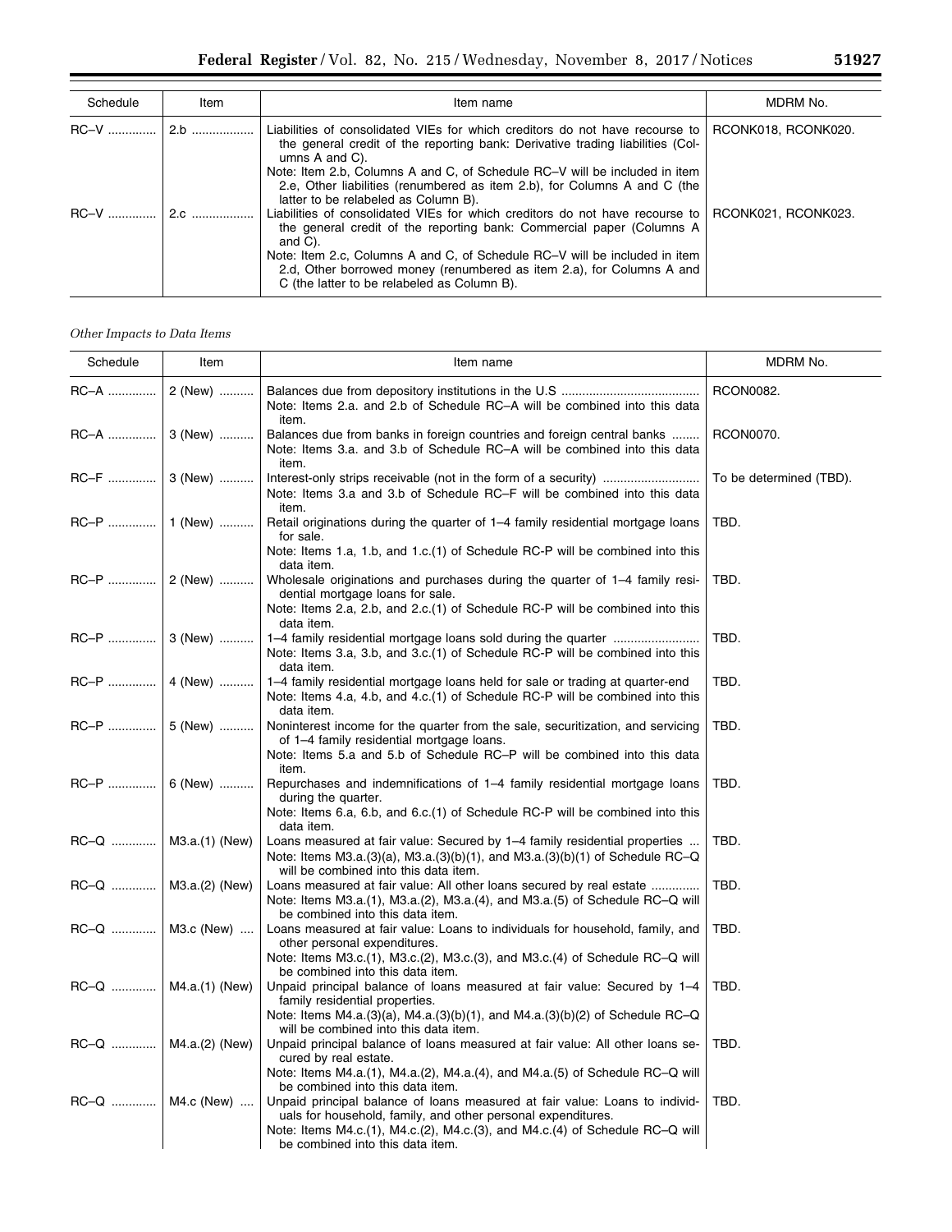| Schedule | Item | Item name | MDRM No. |
|---|---|---|---|
| RC–V | 2.b | Liabilities of consolidated VIEs for which creditors do not have recourse to the general credit of the reporting bank: Derivative trading liabilities (Columns A and C). Note: Item 2.b, Columns A and C, of Schedule RC–V will be included in item 2.e, Other liabilities (renumbered as item 2.b), for Columns A and C (the latter to be relabeled as Column B). | RCONK018, RCONK020. |
| RC–V | 2.c | Liabilities of consolidated VIEs for which creditors do not have recourse to the general credit of the reporting bank: Commercial paper (Columns A and C). Note: Item 2.c, Columns A and C, of Schedule RC–V will be included in item 2.d, Other borrowed money (renumbered as item 2.a), for Columns A and C (the latter to be relabeled as Column B). | RCONK021, RCONK023. |

*Other Impacts to Data Items*

| Schedule | Item | Item name | MDRM No. |
|---|---|---|---|
| RC–A | 2 (New) | Balances due from depository institutions in the U.S. Note: Items 2.a. and 2.b of Schedule RC–A will be combined into this data item. | RCON0082. |
| RC–A | 3 (New) | Balances due from banks in foreign countries and foreign central banks. Note: Items 3.a. and 3.b of Schedule RC–A will be combined into this data item. | RCON0070. |
| RC–F | 3 (New) | Interest-only strips receivable (not in the form of a security). Note: Items 3.a and 3.b of Schedule RC–F will be combined into this data item. | To be determined (TBD). |
| RC–P | 1 (New) | Retail originations during the quarter of 1–4 family residential mortgage loans for sale. Note: Items 1.a, 1.b, and 1.c.(1) of Schedule RC-P will be combined into this data item. | TBD. |
| RC–P | 2 (New) | Wholesale originations and purchases during the quarter of 1–4 family residential mortgage loans for sale. Note: Items 2.a, 2.b, and 2.c.(1) of Schedule RC-P will be combined into this data item. | TBD. |
| RC–P | 3 (New) | 1–4 family residential mortgage loans sold during the quarter. Note: Items 3.a, 3.b, and 3.c.(1) of Schedule RC-P will be combined into this data item. | TBD. |
| RC–P | 4 (New) | 1–4 family residential mortgage loans held for sale or trading at quarter-end. Note: Items 4.a, 4.b, and 4.c.(1) of Schedule RC-P will be combined into this data item. | TBD. |
| RC–P | 5 (New) | Noninterest income for the quarter from the sale, securitization, and servicing of 1–4 family residential mortgage loans. Note: Items 5.a and 5.b of Schedule RC–P will be combined into this data item. | TBD. |
| RC–P | 6 (New) | Repurchases and indemnifications of 1–4 family residential mortgage loans during the quarter. Note: Items 6.a, 6.b, and 6.c.(1) of Schedule RC-P will be combined into this data item. | TBD. |
| RC–Q | M3.a.(1) (New) | Loans measured at fair value: Secured by 1–4 family residential properties. Note: Items M3.a.(3)(a), M3.a.(3)(b)(1), and M3.a.(3)(b)(1) of Schedule RC–Q will be combined into this data item. | TBD. |
| RC–Q | M3.a.(2) (New) | Loans measured at fair value: All other loans secured by real estate. Note: Items M3.a.(1), M3.a.(2), M3.a.(4), and M3.a.(5) of Schedule RC–Q will be combined into this data item. | TBD. |
| RC–Q | M3.c (New) | Loans measured at fair value: Loans to individuals for household, family, and other personal expenditures. Note: Items M3.c.(1), M3.c.(2), M3.c.(3), and M3.c.(4) of Schedule RC–Q will be combined into this data item. | TBD. |
| RC–Q | M4.a.(1) (New) | Unpaid principal balance of loans measured at fair value: Secured by 1–4 family residential properties. Note: Items M4.a.(3)(a), M4.a.(3)(b)(1), and M4.a.(3)(b)(2) of Schedule RC–Q will be combined into this data item. | TBD. |
| RC–Q | M4.a.(2) (New) | Unpaid principal balance of loans measured at fair value: All other loans secured by real estate. Note: Items M4.a.(1), M4.a.(2), M4.a.(4), and M4.a.(5) of Schedule RC–Q will be combined into this data item. | TBD. |
| RC–Q | M4.c (New) | Unpaid principal balance of loans measured at fair value: Loans to individuals for household, family, and other personal expenditures. Note: Items M4.c.(1), M4.c.(2), M4.c.(3), and M4.c.(4) of Schedule RC–Q will be combined into this data item. | TBD. |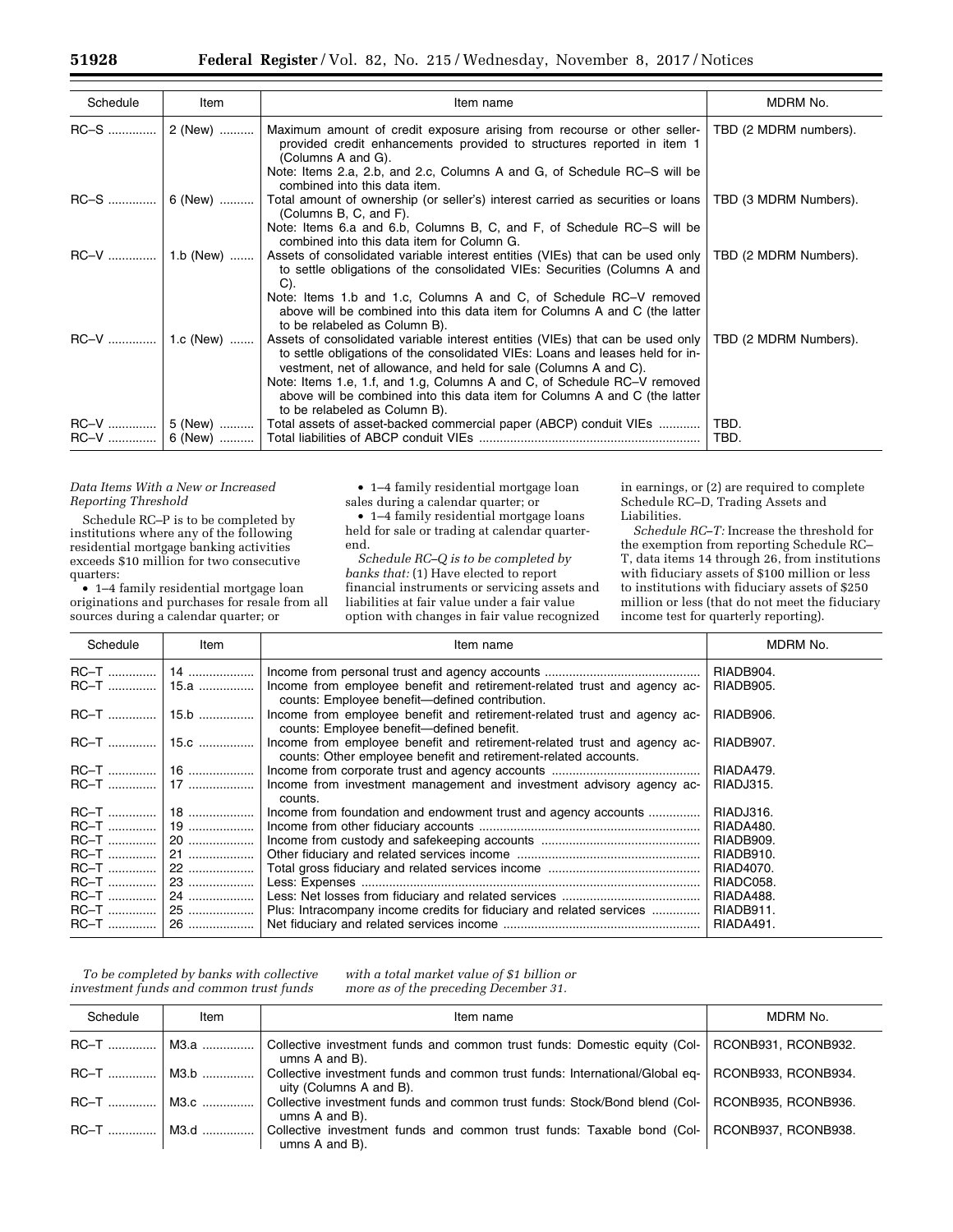| Schedule | Item | Item name | MDRM No. |
| --- | --- | --- | --- |
| RC–S | 2 (New) | Maximum amount of credit exposure arising from recourse or other seller-provided credit enhancements provided to structures reported in item 1 (Columns A and G). Note: Items 2.a, 2.b, and 2.c, Columns A and G, of Schedule RC–S will be combined into this data item. | TBD (2 MDRM numbers). |
| RC–S | 6 (New) | Total amount of ownership (or seller's) interest carried as securities or loans (Columns B, C, and F). Note: Items 6.a and 6.b, Columns B, C, and F, of Schedule RC–S will be combined into this data item for Column G. | TBD (3 MDRM Numbers). |
| RC–V | 1.b (New) | Assets of consolidated variable interest entities (VIEs) that can be used only to settle obligations of the consolidated VIEs: Securities (Columns A and C). Note: Items 1.b and 1.c, Columns A and C, of Schedule RC–V removed above will be combined into this data item for Columns A and C (the latter to be relabeled as Column B). | TBD (2 MDRM Numbers). |
| RC–V | 1.c (New) | Assets of consolidated variable interest entities (VIEs) that can be used only to settle obligations of the consolidated VIEs: Loans and leases held for investment, net of allowance, and held for sale (Columns A and C). Note: Items 1.e, 1.f, and 1.g, Columns A and C, of Schedule RC–V removed above will be combined into this data item for Columns A and C (the latter to be relabeled as Column B). | TBD (2 MDRM Numbers). |
| RC–V | 5 (New) | Total assets of asset-backed commercial paper (ABCP) conduit VIEs | TBD. |
| RC–V | 6 (New) | Total liabilities of ABCP conduit VIEs | TBD. |

*Data Items With a New or Increased Reporting Threshold*

Schedule RC–P is to be completed by institutions where any of the following residential mortgage banking activities exceeds $10 million for two consecutive quarters:

- 1–4 family residential mortgage loan originations and purchases for resale from all sources during a calendar quarter; or
- 1–4 family residential mortgage loan sales during a calendar quarter; or
- 1–4 family residential mortgage loans held for sale or trading at calendar quarter-end.

*Schedule RC–Q is to be completed by banks that:* (1) Have elected to report financial instruments or servicing assets and liabilities at fair value under a fair value option with changes in fair value recognized in earnings, or (2) are required to complete Schedule RC–D, Trading Assets and Liabilities.

*Schedule RC–T:* Increase the threshold for the exemption from reporting Schedule RC–T, data items 14 through 26, from institutions with fiduciary assets of $100 million or less to institutions with fiduciary assets of $250 million or less (that do not meet the fiduciary income test for quarterly reporting).

| Schedule | Item | Item name | MDRM No. |
| --- | --- | --- | --- |
| RC–T | 14 | Income from personal trust and agency accounts | RIADB904. |
| RC–T | 15.a | Income from employee benefit and retirement-related trust and agency accounts: Employee benefit—defined contribution. | RIADB905. |
| RC–T | 15.b | Income from employee benefit and retirement-related trust and agency accounts: Employee benefit—defined benefit. | RIADB906. |
| RC–T | 15.c | Income from employee benefit and retirement-related trust and agency accounts: Other employee benefit and retirement-related accounts. | RIADB907. |
| RC–T | 16 | Income from corporate trust and agency accounts | RIADA479. |
| RC–T | 17 | Income from investment management and investment advisory agency accounts. | RIADJ315. |
| RC–T | 18 | Income from foundation and endowment trust and agency accounts | RIADJ316. |
| RC–T | 19 | Income from other fiduciary accounts | RIADA480. |
| RC–T | 20 | Income from custody and safekeeping accounts | RIADB909. |
| RC–T | 21 | Other fiduciary and related services income | RIADB910. |
| RC–T | 22 | Total gross fiduciary and related services income | RIAD4070. |
| RC–T | 23 | Less: Expenses | RIADC058. |
| RC–T | 24 | Less: Net losses from fiduciary and related services | RIADA488. |
| RC–T | 25 | Plus: Intracompany income credits for fiduciary and related services | RIADB911. |
| RC–T | 26 | Net fiduciary and related services income | RIADA491. |

*To be completed by banks with collective investment funds and common trust funds with a total market value of $1 billion or more as of the preceding December 31.*

| Schedule | Item | Item name | MDRM No. |
| --- | --- | --- | --- |
| RC–T | M3.a | Collective investment funds and common trust funds: Domestic equity (Columns A and B). | RCONB931, RCONB932. |
| RC–T | M3.b | Collective investment funds and common trust funds: International/Global equity (Columns A and B). | RCONB933, RCONB934. |
| RC–T | M3.c | Collective investment funds and common trust funds: Stock/Bond blend (Columns A and B). | RCONB935, RCONB936. |
| RC–T | M3.d | Collective investment funds and common trust funds: Taxable bond (Columns A and B). | RCONB937, RCONB938. |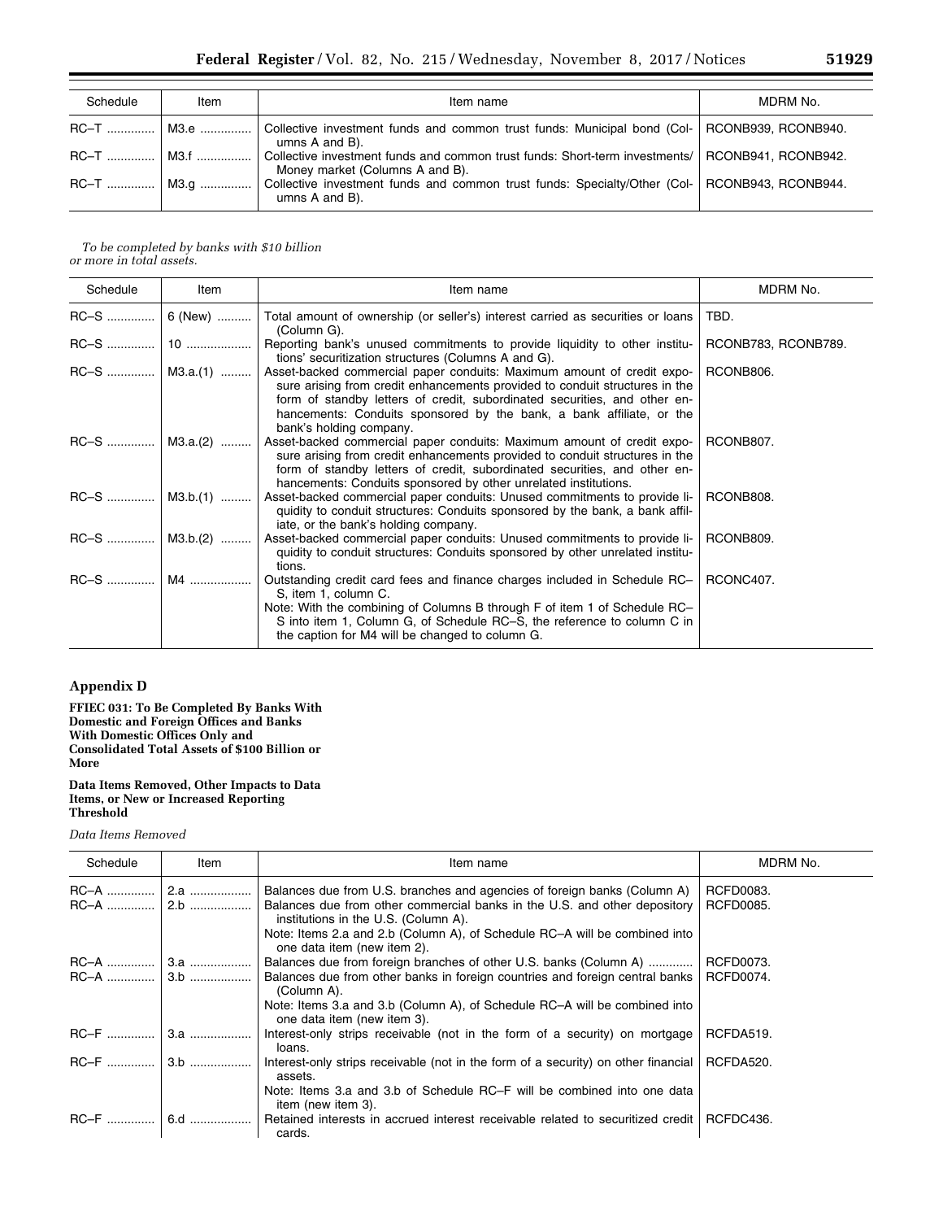| Schedule | Item | Item name | MDRM No. |
|---|---|---|---|
| RC–T | M3.e | Collective investment funds and common trust funds: Municipal bond (Columns A and B). | RCONB939, RCONB940. |
| RC–T | M3.f | Collective investment funds and common trust funds: Short-term investments/Money market (Columns A and B). | RCONB941, RCONB942. |
| RC–T | M3.g | Collective investment funds and common trust funds: Specialty/Other (Columns A and B). | RCONB943, RCONB944. |

*To be completed by banks with $10 billion or more in total assets.*

| Schedule | Item | Item name | MDRM No. |
|---|---|---|---|
| RC–S | 6 (New) | Total amount of ownership (or seller's) interest carried as securities or loans (Column G). | TBD. |
| RC–S | 10 | Reporting bank's unused commitments to provide liquidity to other institutions' securitization structures (Columns A and G). | RCONB783, RCONB789. |
| RC–S | M3.a.(1) | Asset-backed commercial paper conduits: Maximum amount of credit exposure arising from credit enhancements provided to conduit structures in the form of standby letters of credit, subordinated securities, and other enhancements: Conduits sponsored by the bank, a bank affiliate, or the bank's holding company. | RCONB806. |
| RC–S | M3.a.(2) | Asset-backed commercial paper conduits: Maximum amount of credit exposure arising from credit enhancements provided to conduit structures in the form of standby letters of credit, subordinated securities, and other enhancements: Conduits sponsored by other unrelated institutions. | RCONB807. |
| RC–S | M3.b.(1) | Asset-backed commercial paper conduits: Unused commitments to provide liquidity to conduit structures: Conduits sponsored by the bank, a bank affiliate, or the bank's holding company. | RCONB808. |
| RC–S | M3.b.(2) | Asset-backed commercial paper conduits: Unused commitments to provide liquidity to conduit structures: Conduits sponsored by other unrelated institutions. | RCONB809. |
| RC–S | M4 | Outstanding credit card fees and finance charges included in Schedule RC–S, item 1, column C.<br>Note: With the combining of Columns B through F of item 1 of Schedule RC–S into item 1, Column G, of Schedule RC–S, the reference to column C in the caption for M4 will be changed to column G. | RCONC407. |

## Appendix D

**FFIEC 031: To Be Completed By Banks With Domestic and Foreign Offices and Banks With Domestic Offices Only and Consolidated Total Assets of $100 Billion or More**

**Data Items Removed, Other Impacts to Data Items, or New or Increased Reporting Threshold**

*Data Items Removed*

| Schedule | Item | Item name | MDRM No. |
|---|---|---|---|
| RC–A | 2.a | Balances due from U.S. branches and agencies of foreign banks (Column A) | RCFD0083. |
| RC–A | 2.b | Balances due from other commercial banks in the U.S. and other depository institutions in the U.S. (Column A).<br>Note: Items 2.a and 2.b (Column A), of Schedule RC–A will be combined into one data item (new item 2). | RCFD0085. |
| RC–A | 3.a | Balances due from foreign branches of other U.S. banks (Column A) | RCFD0073. |
| RC–A | 3.b | Balances due from other banks in foreign countries and foreign central banks (Column A).<br>Note: Items 3.a and 3.b (Column A), of Schedule RC–A will be combined into one data item (new item 3). | RCFD0074. |
| RC–F | 3.a | Interest-only strips receivable (not in the form of a security) on mortgage loans. | RCFDA519. |
| RC–F | 3.b | Interest-only strips receivable (not in the form of a security) on other financial assets.<br>Note: Items 3.a and 3.b of Schedule RC–F will be combined into one data item (new item 3). | RCFDA520. |
| RC–F | 6.d | Retained interests in accrued interest receivable related to securitized credit cards. | RCFDC436. |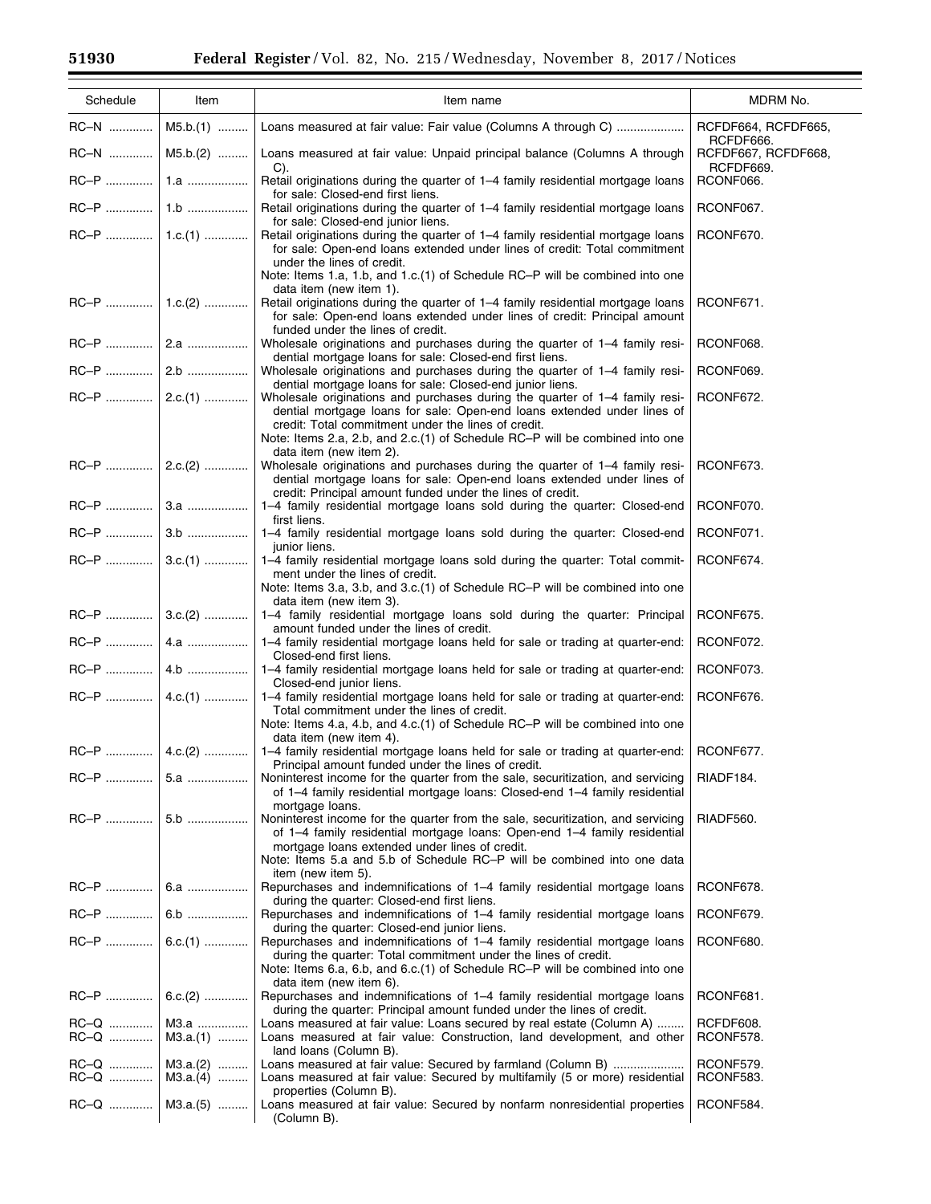| Schedule | Item | Item name | MDRM No. |
|---|---|---|---|
| RC–N | M5.b.(1) | Loans measured at fair value: Fair value (Columns A through C) | RCFDF664, RCFDF665, RCFDF666. |
| RC–N | M5.b.(2) | Loans measured at fair value: Unpaid principal balance (Columns A through C). | RCFDF667, RCFDF668, RCFDF669. |
| RC–P | 1.a | Retail originations during the quarter of 1–4 family residential mortgage loans for sale: Closed-end first liens. | RCONF066. |
| RC–P | 1.b | Retail originations during the quarter of 1–4 family residential mortgage loans for sale: Closed-end junior liens. | RCONF067. |
| RC–P | 1.c.(1) | Retail originations during the quarter of 1–4 family residential mortgage loans for sale: Open-end loans extended under lines of credit: Total commitment under the lines of credit. Note: Items 1.a, 1.b, and 1.c.(1) of Schedule RC–P will be combined into one data item (new item 1). | RCONF670. |
| RC–P | 1.c.(2) | Retail originations during the quarter of 1–4 family residential mortgage loans for sale: Open-end loans extended under lines of credit: Principal amount funded under the lines of credit. | RCONF671. |
| RC–P | 2.a | Wholesale originations and purchases during the quarter of 1–4 family residential mortgage loans for sale: Closed-end first liens. | RCONF068. |
| RC–P | 2.b | Wholesale originations and purchases during the quarter of 1–4 family residential mortgage loans for sale: Closed-end junior liens. | RCONF069. |
| RC–P | 2.c.(1) | Wholesale originations and purchases during the quarter of 1–4 family residential mortgage loans for sale: Open-end loans extended under lines of credit: Total commitment under the lines of credit. Note: Items 2.a, 2.b, and 2.c.(1) of Schedule RC–P will be combined into one data item (new item 2). | RCONF672. |
| RC–P | 2.c.(2) | Wholesale originations and purchases during the quarter of 1–4 family residential mortgage loans for sale: Open-end loans extended under lines of credit: Principal amount funded under the lines of credit. | RCONF673. |
| RC–P | 3.a | 1–4 family residential mortgage loans sold during the quarter: Closed-end first liens. | RCONF070. |
| RC–P | 3.b | 1–4 family residential mortgage loans sold during the quarter: Closed-end junior liens. | RCONF071. |
| RC–P | 3.c.(1) | 1–4 family residential mortgage loans sold during the quarter: Total commitment under the lines of credit. Note: Items 3.a, 3.b, and 3.c.(1) of Schedule RC–P will be combined into one data item (new item 3). | RCONF674. |
| RC–P | 3.c.(2) | 1–4 family residential mortgage loans sold during the quarter: Principal amount funded under the lines of credit. | RCONF675. |
| RC–P | 4.a | 1–4 family residential mortgage loans held for sale or trading at quarter-end: Closed-end first liens. | RCONF072. |
| RC–P | 4.b | 1–4 family residential mortgage loans held for sale or trading at quarter-end: Closed-end junior liens. | RCONF073. |
| RC–P | 4.c.(1) | 1–4 family residential mortgage loans held for sale or trading at quarter-end: Total commitment under the lines of credit. Note: Items 4.a, 4.b, and 4.c.(1) of Schedule RC–P will be combined into one data item (new item 4). | RCONF676. |
| RC–P | 4.c.(2) | 1–4 family residential mortgage loans held for sale or trading at quarter-end: Principal amount funded under the lines of credit. | RCONF677. |
| RC–P | 5.a | Noninterest income for the quarter from the sale, securitization, and servicing of 1–4 family residential mortgage loans: Closed-end 1–4 family residential mortgage loans. | RIADF184. |
| RC–P | 5.b | Noninterest income for the quarter from the sale, securitization, and servicing of 1–4 family residential mortgage loans: Open-end 1–4 family residential mortgage loans extended under lines of credit. Note: Items 5.a and 5.b of Schedule RC–P will be combined into one data item (new item 5). | RIADF560. |
| RC–P | 6.a | Repurchases and indemnifications of 1–4 family residential mortgage loans during the quarter: Closed-end first liens. | RCONF678. |
| RC–P | 6.b | Repurchases and indemnifications of 1–4 family residential mortgage loans during the quarter: Closed-end junior liens. | RCONF679. |
| RC–P | 6.c.(1) | Repurchases and indemnifications of 1–4 family residential mortgage loans during the quarter: Total commitment under the lines of credit. Note: Items 6.a, 6.b, and 6.c.(1) of Schedule RC–P will be combined into one data item (new item 6). | RCONF680. |
| RC–P | 6.c.(2) | Repurchases and indemnifications of 1–4 family residential mortgage loans during the quarter: Principal amount funded under the lines of credit. | RCONF681. |
| RC–Q | M3.a | Loans measured at fair value: Loans secured by real estate (Column A) | RCFDF608. |
| RC–Q | M3.a.(1) | Loans measured at fair value: Construction, land development, and other land loans (Column B). | RCONF578. |
| RC–Q | M3.a.(2) | Loans measured at fair value: Secured by farmland (Column B) | RCONF579. |
| RC–Q | M3.a.(4) | Loans measured at fair value: Secured by multifamily (5 or more) residential properties (Column B). | RCONF583. |
| RC–Q | M3.a.(5) | Loans measured at fair value: Secured by nonfarm nonresidential properties (Column B). | RCONF584. |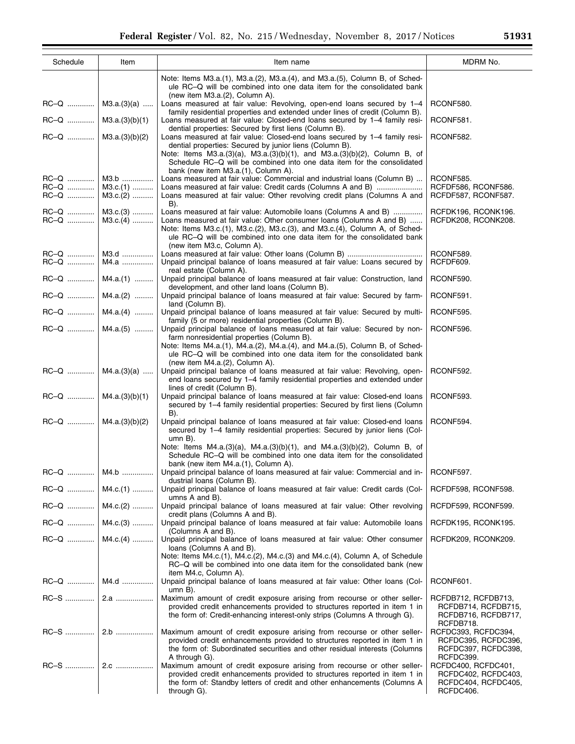| Schedule | Item | Item name | MDRM No. |
| --- | --- | --- | --- |
| | | Note: Items M3.a.(1), M3.a.(2), M3.a.(4), and M3.a.(5), Column B, of Schedule RC–Q will be combined into one data item for the consolidated bank (new item M3.a.(2), Column A). | |
| RC–Q | M3.a.(3)(a) | Loans measured at fair value: Revolving, open-end loans secured by 1–4 family residential properties and extended under lines of credit (Column B). | RCONF580. |
| RC–Q | M3.a.(3)(b)(1) | Loans measured at fair value: Closed-end loans secured by 1–4 family residential properties: Secured by first liens (Column B). | RCONF581. |
| RC–Q | M3.a.(3)(b)(2) | Loans measured at fair value: Closed-end loans secured by 1–4 family residential properties: Secured by junior liens (Column B). | RCONF582. |
| | | Note: Items M3.a.(3)(a), M3.a.(3)(b)(1), and M3.a.(3)(b)(2), Column B, of Schedule RC–Q will be combined into one data item for the consolidated bank (new item M3.a.(1), Column A). | |
| RC–Q | M3.b | Loans measured at fair value: Commercial and industrial loans (Column B) | RCONF585. |
| RC–Q | M3.c.(1) | Loans measured at fair value: Credit cards (Columns A and B) | RCFDF586, RCONF586. |
| RC–Q | M3.c.(2) | Loans measured at fair value: Other revolving credit plans (Columns A and B). | RCFDF587, RCONF587. |
| RC–Q | M3.c.(3) | Loans measured at fair value: Automobile loans (Columns A and B) | RCFDK196, RCONK196. |
| RC–Q | M3.c.(4) | Loans measured at fair value: Other consumer loans (Columns A and B) | RCFDK208, RCONK208. |
| | | Note: Items M3.c.(1), M3.c.(2), M3.c.(3), and M3.c.(4), Column A, of Schedule RC–Q will be combined into one data item for the consolidated bank (new item M3.c, Column A). | |
| RC–Q | M3.d | Loans measured at fair value: Other loans (Column B) | RCONF589. |
| RC–Q | M4.a | Unpaid principal balance of loans measured at fair value: Loans secured by real estate (Column A). | RCFDF609. |
| RC–Q | M4.a.(1) | Unpaid principal balance of loans measured at fair value: Construction, land development, and other land loans (Column B). | RCONF590. |
| RC–Q | M4.a.(2) | Unpaid principal balance of loans measured at fair value: Secured by farmland (Column B). | RCONF591. |
| RC–Q | M4.a.(4) | Unpaid principal balance of loans measured at fair value: Secured by multifamily (5 or more) residential properties (Column B). | RCONF595. |
| RC–Q | M4.a.(5) | Unpaid principal balance of loans measured at fair value: Secured by nonfarm nonresidential properties (Column B). | RCONF596. |
| | | Note: Items M4.a.(1), M4.a.(2), M4.a.(4), and M4.a.(5), Column B, of Schedule RC–Q will be combined into one data item for the consolidated bank (new item M4.a.(2), Column A). | |
| RC–Q | M4.a.(3)(a) | Unpaid principal balance of loans measured at fair value: Revolving, open-end loans secured by 1–4 family residential properties and extended under lines of credit (Column B). | RCONF592. |
| RC–Q | M4.a.(3)(b)(1) | Unpaid principal balance of loans measured at fair value: Closed-end loans secured by 1–4 family residential properties: Secured by first liens (Column B). | RCONF593. |
| RC–Q | M4.a.(3)(b)(2) | Unpaid principal balance of loans measured at fair value: Closed-end loans secured by 1–4 family residential properties: Secured by junior liens (Column B). | RCONF594. |
| | | Note: Items M4.a.(3)(a), M4.a.(3)(b)(1), and M4.a.(3)(b)(2), Column B, of Schedule RC–Q will be combined into one data item for the consolidated bank (new item M4.a.(1), Column A). | |
| RC–Q | M4.b | Unpaid principal balance of loans measured at fair value: Commercial and industrial loans (Column B). | RCONF597. |
| RC–Q | M4.c.(1) | Unpaid principal balance of loans measured at fair value: Credit cards (Columns A and B). | RCFDF598, RCONF598. |
| RC–Q | M4.c.(2) | Unpaid principal balance of loans measured at fair value: Other revolving credit plans (Columns A and B). | RCFDF599, RCONF599. |
| RC–Q | M4.c.(3) | Unpaid principal balance of loans measured at fair value: Automobile loans (Columns A and B). | RCFDK195, RCONK195. |
| RC–Q | M4.c.(4) | Unpaid principal balance of loans measured at fair value: Other consumer loans (Columns A and B). | RCFDK209, RCONK209. |
| | | Note: Items M4.c.(1), M4.c.(2), M4.c.(3) and M4.c.(4), Column A, of Schedule RC–Q will be combined into one data item for the consolidated bank (new item M4.c, Column A). | |
| RC–Q | M4.d | Unpaid principal balance of loans measured at fair value: Other loans (Column B). | RCONF601. |
| RC–S | 2.a | Maximum amount of credit exposure arising from recourse or other seller-provided credit enhancements provided to structures reported in item 1 in the form of: Credit-enhancing interest-only strips (Columns A through G). | RCFDB712, RCFDB713, RCFDB714, RCFDB715, RCFDB716, RCFDB717, RCFDB718. |
| RC–S | 2.b | Maximum amount of credit exposure arising from recourse or other seller-provided credit enhancements provided to structures reported in item 1 in the form of: Subordinated securities and other residual interests (Columns A through G). | RCFDC393, RCFDC394, RCFDC395, RCFDC396, RCFDC397, RCFDC398, RCFDC399. |
| RC–S | 2.c | Maximum amount of credit exposure arising from recourse or other seller-provided credit enhancements provided to structures reported in item 1 in the form of: Standby letters of credit and other enhancements (Columns A through G). | RCFDC400, RCFDC401, RCFDC402, RCFDC403, RCFDC404, RCFDC405, RCFDC406. |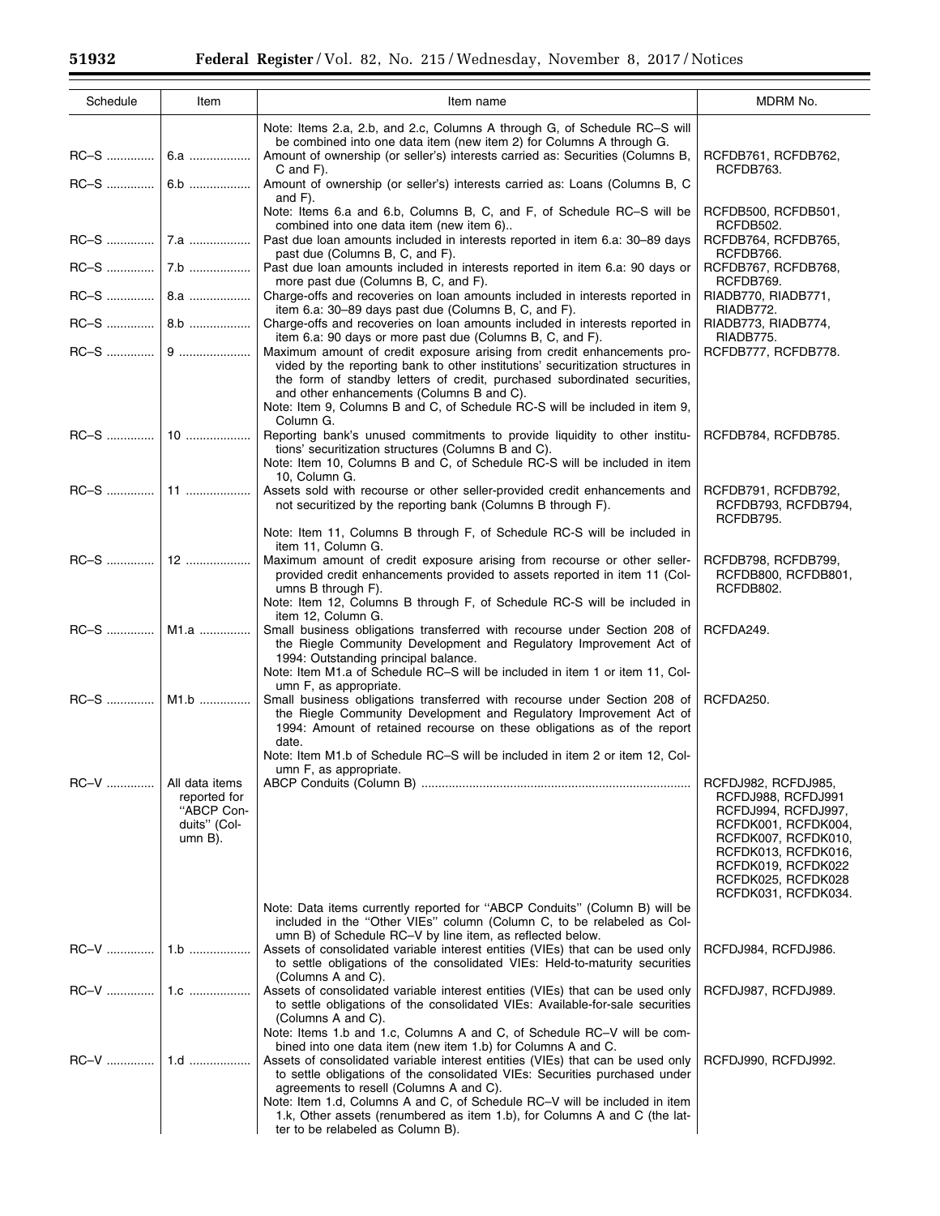| Schedule | Item | Item name | MDRM No. |
|---|---|---|---|
| | | Note: Items 2.a, 2.b, and 2.c, Columns A through G, of Schedule RC–S will be combined into one data item (new item 2) for Columns A through G. | |
| RC–S | 6.a | Amount of ownership (or seller's) interests carried as: Securities (Columns B, C and F). | RCFDB761, RCFDB762, RCFDB763. |
| RC–S | 6.b | Amount of ownership (or seller's) interests carried as: Loans (Columns B, C and F). | |
| | | Note: Items 6.a and 6.b, Columns B, C, and F, of Schedule RC–S will be combined into one data item (new item 6).. | RCFDB500, RCFDB501, RCFDB502. |
| RC–S | 7.a | Past due loan amounts included in interests reported in item 6.a: 30–89 days past due (Columns B, C, and F). | RCFDB764, RCFDB765, RCFDB766. |
| RC–S | 7.b | Past due loan amounts included in interests reported in item 6.a: 90 days or more past due (Columns B, C, and F). | RCFDB767, RCFDB768, RCFDB769. |
| RC–S | 8.a | Charge-offs and recoveries on loan amounts included in interests reported in item 6.a: 30–89 days past due (Columns B, C, and F). | RIADB770, RIADB771, RIADB772. |
| RC–S | 8.b | Charge-offs and recoveries on loan amounts included in interests reported in item 6.a: 90 days or more past due (Columns B, C, and F). | RIADB773, RIADB774, RIADB775. |
| RC–S | 9 | Maximum amount of credit exposure arising from credit enhancements provided by the reporting bank to other institutions' securitization structures in the form of standby letters of credit, purchased subordinated securities, and other enhancements (Columns B and C). Note: Item 9, Columns B and C, of Schedule RC-S will be included in item 9, Column G. | RCFDB777, RCFDB778. |
| RC–S | 10 | Reporting bank's unused commitments to provide liquidity to other institutions' securitization structures (Columns B and C). Note: Item 10, Columns B and C, of Schedule RC-S will be included in item 10, Column G. | RCFDB784, RCFDB785. |
| RC–S | 11 | Assets sold with recourse or other seller-provided credit enhancements and not securitized by the reporting bank (Columns B through F). Note: Item 11, Columns B through F, of Schedule RC-S will be included in item 11, Column G. | RCFDB791, RCFDB792, RCFDB793, RCFDB794, RCFDB795. |
| RC–S | 12 | Maximum amount of credit exposure arising from recourse or other seller-provided credit enhancements provided to assets reported in item 11 (Columns B through F). Note: Item 12, Columns B through F, of Schedule RC-S will be included in item 12, Column G. | RCFDB798, RCFDB799, RCFDB800, RCFDB801, RCFDB802. |
| RC–S | M1.a | Small business obligations transferred with recourse under Section 208 of the Riegle Community Development and Regulatory Improvement Act of 1994: Outstanding principal balance. Note: Item M1.a of Schedule RC–S will be included in item 1 or item 11, Column F, as appropriate. | RCFDA249. |
| RC–S | M1.b | Small business obligations transferred with recourse under Section 208 of the Riegle Community Development and Regulatory Improvement Act of 1994: Amount of retained recourse on these obligations as of the report date. Note: Item M1.b of Schedule RC–S will be included in item 2 or item 12, Column F, as appropriate. | RCFDA250. |
| RC–V | All data items reported for "ABCP Conduits" (Column B). | ABCP Conduits (Column B) | RCFDJ982, RCFDJ985, RCFDJ988, RCFDJ991 RCFDJ994, RCFDJ997, RCFDK001, RCFDK004, RCFDK007, RCFDK010, RCFDK013, RCFDK016, RCFDK019, RCFDK022 RCFDK025, RCFDK028 RCFDK031, RCFDK034. |
| | | Note: Data items currently reported for "ABCP Conduits" (Column B) will be included in the "Other VIEs" column (Column C, to be relabeled as Column B) of Schedule RC–V by line item, as reflected below. | |
| RC–V | 1.b | Assets of consolidated variable interest entities (VIEs) that can be used only to settle obligations of the consolidated VIEs: Held-to-maturity securities (Columns A and C). | RCFDJ984, RCFDJ986. |
| RC–V | 1.c | Assets of consolidated variable interest entities (VIEs) that can be used only to settle obligations of the consolidated VIEs: Available-for-sale securities (Columns A and C). Note: Items 1.b and 1.c, Columns A and C, of Schedule RC–V will be combined into one data item (new item 1.b) for Columns A and C. | RCFDJ987, RCFDJ989. |
| RC–V | 1.d | Assets of consolidated variable interest entities (VIEs) that can be used only to settle obligations of the consolidated VIEs: Securities purchased under agreements to resell (Columns A and C). Note: Item 1.d, Columns A and C, of Schedule RC–V will be included in item 1.k, Other assets (renumbered as item 1.b), for Columns A and C (the latter to be relabeled as Column B). | RCFDJ990, RCFDJ992. |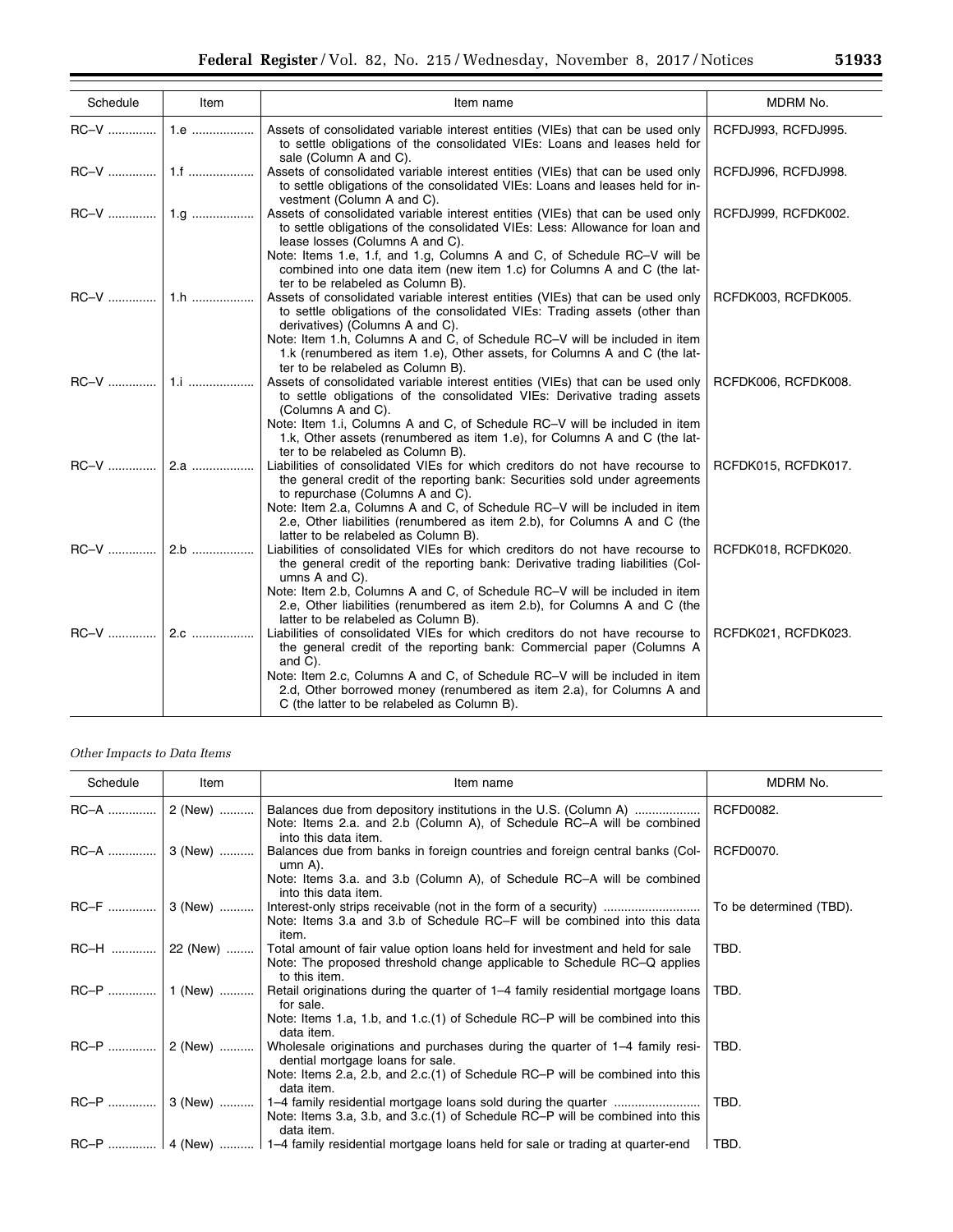| Schedule | Item | Item name | MDRM No. |
|---|---|---|---|
| RC–V | 1.e | Assets of consolidated variable interest entities (VIEs) that can be used only to settle obligations of the consolidated VIEs: Loans and leases held for sale (Column A and C). | RCFDJ993, RCFDJ995. |
| RC–V | 1.f | Assets of consolidated variable interest entities (VIEs) that can be used only to settle obligations of the consolidated VIEs: Loans and leases held for investment (Column A and C). | RCFDJ996, RCFDJ998. |
| RC–V | 1.g | Assets of consolidated variable interest entities (VIEs) that can be used only to settle obligations of the consolidated VIEs: Less: Allowance for loan and lease losses (Columns A and C). Note: Items 1.e, 1.f, and 1.g, Columns A and C, of Schedule RC–V will be combined into one data item (new item 1.c) for Columns A and C (the latter to be relabeled as Column B). | RCFDJ999, RCFDK002. |
| RC–V | 1.h | Assets of consolidated variable interest entities (VIEs) that can be used only to settle obligations of the consolidated VIEs: Trading assets (other than derivatives) (Columns A and C). Note: Item 1.h, Columns A and C, of Schedule RC–V will be included in item 1.k (renumbered as item 1.e), Other assets, for Columns A and C (the latter to be relabeled as Column B). | RCFDK003, RCFDK005. |
| RC–V | 1.i | Assets of consolidated variable interest entities (VIEs) that can be used only to settle obligations of the consolidated VIEs: Derivative trading assets (Columns A and C). Note: Item 1.i, Columns A and C, of Schedule RC–V will be included in item 1.k, Other assets (renumbered as item 1.e), for Columns A and C (the latter to be relabeled as Column B). | RCFDK006, RCFDK008. |
| RC–V | 2.a | Liabilities of consolidated VIEs for which creditors do not have recourse to the general credit of the reporting bank: Securities sold under agreements to repurchase (Columns A and C). Note: Item 2.a, Columns A and C, of Schedule RC–V will be included in item 2.e, Other liabilities (renumbered as item 2.b), for Columns A and C (the latter to be relabeled as Column B). | RCFDK015, RCFDK017. |
| RC–V | 2.b | Liabilities of consolidated VIEs for which creditors do not have recourse to the general credit of the reporting bank: Derivative trading liabilities (Columns A and C). Note: Item 2.b, Columns A and C, of Schedule RC–V will be included in item 2.e, Other liabilities (renumbered as item 2.b), for Columns A and C (the latter to be relabeled as Column B). | RCFDK018, RCFDK020. |
| RC–V | 2.c | Liabilities of consolidated VIEs for which creditors do not have recourse to the general credit of the reporting bank: Commercial paper (Columns A and C). Note: Item 2.c, Columns A and C, of Schedule RC–V will be included in item 2.d, Other borrowed money (renumbered as item 2.a), for Columns A and C (the latter to be relabeled as Column B). | RCFDK021, RCFDK023. |

*Other Impacts to Data Items*

| Schedule | Item | Item name | MDRM No. |
|---|---|---|---|
| RC–A | 2 (New) | Balances due from depository institutions in the U.S. (Column A). Note: Items 2.a. and 2.b (Column A), of Schedule RC–A will be combined into this data item. | RCFD0082. |
| RC–A | 3 (New) | Balances due from banks in foreign countries and foreign central banks (Column A). Note: Items 3.a. and 3.b (Column A), of Schedule RC–A will be combined into this data item. | RCFD0070. |
| RC–F | 3 (New) | Interest-only strips receivable (not in the form of a security). Note: Items 3.a and 3.b of Schedule RC–F will be combined into this data item. | To be determined (TBD). |
| RC–H | 22 (New) | Total amount of fair value option loans held for investment and held for sale. Note: The proposed threshold change applicable to Schedule RC–Q applies to this item. | TBD. |
| RC–P | 1 (New) | Retail originations during the quarter of 1–4 family residential mortgage loans for sale. Note: Items 1.a, 1.b, and 1.c.(1) of Schedule RC–P will be combined into this data item. | TBD. |
| RC–P | 2 (New) | Wholesale originations and purchases during the quarter of 1–4 family residential mortgage loans for sale. Note: Items 2.a, 2.b, and 2.c.(1) of Schedule RC–P will be combined into this data item. | TBD. |
| RC–P | 3 (New) | 1–4 family residential mortgage loans sold during the quarter. Note: Items 3.a, 3.b, and 3.c.(1) of Schedule RC–P will be combined into this data item. | TBD. |
| RC–P | 4 (New) | 1–4 family residential mortgage loans held for sale or trading at quarter-end | TBD. |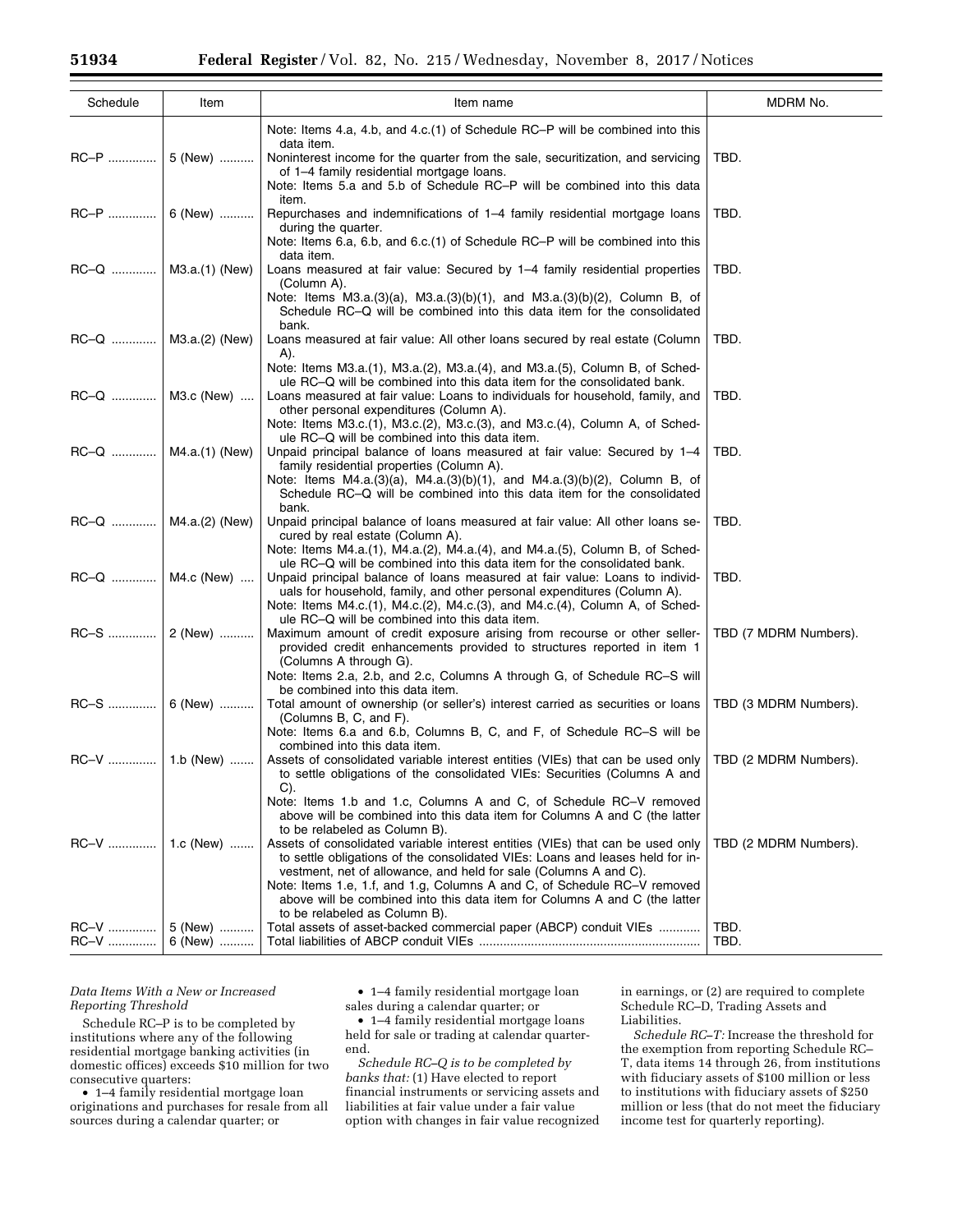| Schedule | Item | Item name | MDRM No. |
|---|---|---|---|
| | | Note: Items 4.a, 4.b, and 4.c.(1) of Schedule RC–P will be combined into this data item. | |
| RC–P | 5 (New) | Noninterest income for the quarter from the sale, securitization, and servicing of 1–4 family residential mortgage loans. Note: Items 5.a and 5.b of Schedule RC–P will be combined into this data item. | TBD. |
| RC–P | 6 (New) | Repurchases and indemnifications of 1–4 family residential mortgage loans during the quarter. Note: Items 6.a, 6.b, and 6.c.(1) of Schedule RC–P will be combined into this data item. | TBD. |
| RC–Q | M3.a.(1) (New) | Loans measured at fair value: Secured by 1–4 family residential properties (Column A). Note: Items M3.a.(3)(a), M3.a.(3)(b)(1), and M3.a.(3)(b)(2), Column B, of Schedule RC–Q will be combined into this data item for the consolidated bank. | TBD. |
| RC–Q | M3.a.(2) (New) | Loans measured at fair value: All other loans secured by real estate (Column A). Note: Items M3.a.(1), M3.a.(2), M3.a.(4), and M3.a.(5), Column B, of Schedule RC–Q will be combined into this data item for the consolidated bank. | TBD. |
| RC–Q | M3.c (New) | Loans measured at fair value: Loans to individuals for household, family, and other personal expenditures (Column A). Note: Items M3.c.(1), M3.c.(2), M3.c.(3), and M3.c.(4), Column A, of Schedule RC–Q will be combined into this data item. | TBD. |
| RC–Q | M4.a.(1) (New) | Unpaid principal balance of loans measured at fair value: Secured by 1–4 family residential properties (Column A). Note: Items M4.a.(3)(a), M4.a.(3)(b)(1), and M4.a.(3)(b)(2), Column B, of Schedule RC–Q will be combined into this data item for the consolidated bank. | TBD. |
| RC–Q | M4.a.(2) (New) | Unpaid principal balance of loans measured at fair value: All other loans secured by real estate (Column A). Note: Items M4.a.(1), M4.a.(2), M4.a.(4), and M4.a.(5), Column B, of Schedule RC–Q will be combined into this data item for the consolidated bank. | TBD. |
| RC–Q | M4.c (New) | Unpaid principal balance of loans measured at fair value: Loans to individuals for household, family, and other personal expenditures (Column A). Note: Items M4.c.(1), M4.c.(2), M4.c.(3), and M4.c.(4), Column A, of Schedule RC–Q will be combined into this data item. | TBD. |
| RC–S | 2 (New) | Maximum amount of credit exposure arising from recourse or other seller-provided credit enhancements provided to structures reported in item 1 (Columns A through G). Note: Items 2.a, 2.b, and 2.c, Columns A through G, of Schedule RC–S will be combined into this data item. | TBD (7 MDRM Numbers). |
| RC–S | 6 (New) | Total amount of ownership (or seller's) interest carried as securities or loans (Columns B, C, and F). Note: Items 6.a and 6.b, Columns B, C, and F, of Schedule RC–S will be combined into this data item. | TBD (3 MDRM Numbers). |
| RC–V | 1.b (New) | Assets of consolidated variable interest entities (VIEs) that can be used only to settle obligations of the consolidated VIEs: Securities (Columns A and C). Note: Items 1.b and 1.c, Columns A and C, of Schedule RC–V removed above will be combined into this data item for Columns A and C (the latter to be relabeled as Column B). | TBD (2 MDRM Numbers). |
| RC–V | 1.c (New) | Assets of consolidated variable interest entities (VIEs) that can be used only to settle obligations of the consolidated VIEs: Loans and leases held for investment, net of allowance, and held for sale (Columns A and C). Note: Items 1.e, 1.f, and 1.g, Columns A and C, of Schedule RC–V removed above will be combined into this data item for Columns A and C (the latter to be relabeled as Column B). | TBD (2 MDRM Numbers). |
| RC–V | 5 (New) | Total assets of asset-backed commercial paper (ABCP) conduit VIEs | TBD. |
| RC–V | 6 (New) | Total liabilities of ABCP conduit VIEs | TBD. |

*Data Items With a New or Increased Reporting Threshold*

Schedule RC–P is to be completed by institutions where any of the following residential mortgage banking activities (in domestic offices) exceeds $10 million for two consecutive quarters:

- 1–4 family residential mortgage loan originations and purchases for resale from all sources during a calendar quarter; or
- 1–4 family residential mortgage loan sales during a calendar quarter; or
- 1–4 family residential mortgage loans held for sale or trading at calendar quarter-end.

*Schedule RC–Q is to be completed by banks that:* (1) Have elected to report financial instruments or servicing assets and liabilities at fair value under a fair value option with changes in fair value recognized in earnings, or (2) are required to complete Schedule RC–D, Trading Assets and Liabilities.

*Schedule RC–T:* Increase the threshold for the exemption from reporting Schedule RC–T, data items 14 through 26, from institutions with fiduciary assets of $100 million or less to institutions with fiduciary assets of $250 million or less (that do not meet the fiduciary income test for quarterly reporting).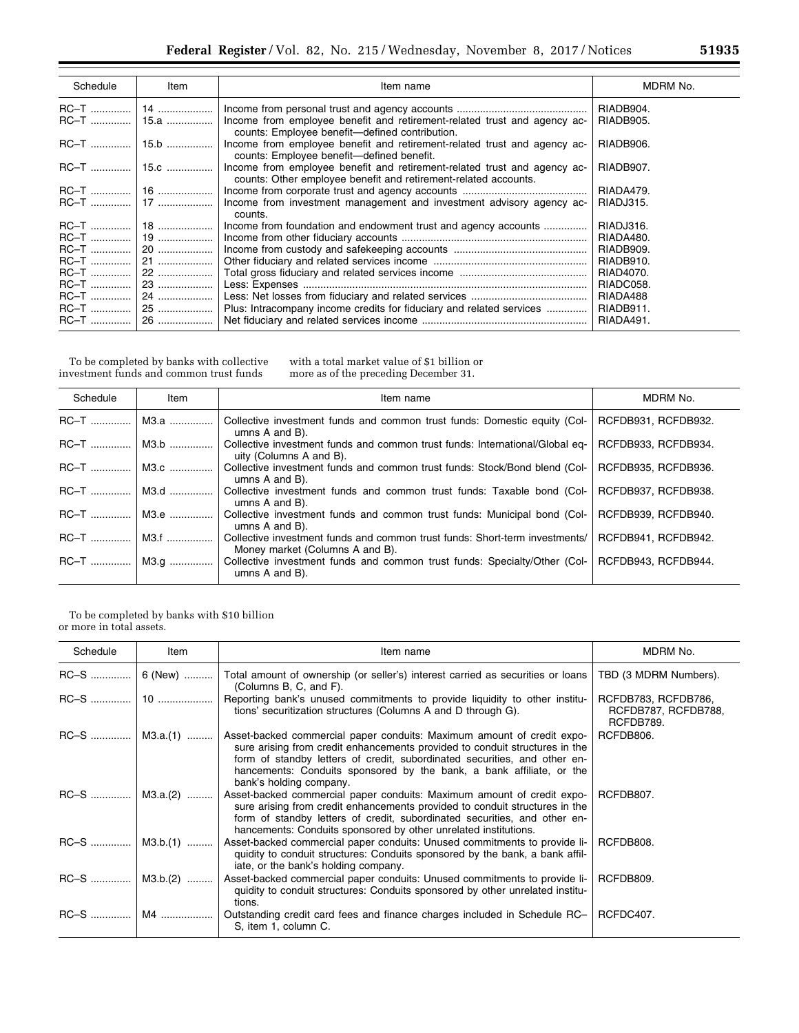| Schedule | Item | Item name | MDRM No. |
| --- | --- | --- | --- |
| RC–T | 14 | Income from personal trust and agency accounts | RIADB904. |
| RC–T | 15.a | Income from employee benefit and retirement-related trust and agency accounts: Employee benefit—defined contribution. | RIADB905. |
| RC–T | 15.b | Income from employee benefit and retirement-related trust and agency accounts: Employee benefit—defined benefit. | RIADB906. |
| RC–T | 15.c | Income from employee benefit and retirement-related trust and agency accounts: Other employee benefit and retirement-related accounts. | RIADB907. |
| RC–T | 16 | Income from corporate trust and agency accounts | RIADA479. |
| RC–T | 17 | Income from investment management and investment advisory agency accounts. | RIADJ315. |
| RC–T | 18 | Income from foundation and endowment trust and agency accounts | RIADJ316. |
| RC–T | 19 | Income from other fiduciary accounts | RIADA480. |
| RC–T | 20 | Income from custody and safekeeping accounts | RIADB909. |
| RC–T | 21 | Other fiduciary and related services income | RIADB910. |
| RC–T | 22 | Total gross fiduciary and related services income | RIAD4070. |
| RC–T | 23 | Less: Expenses | RIADC058. |
| RC–T | 24 | Less: Net losses from fiduciary and related services | RIADA488 |
| RC–T | 25 | Plus: Intracompany income credits for fiduciary and related services | RIADB911. |
| RC–T | 26 | Net fiduciary and related services income | RIADA491. |

To be completed by banks with collective investment funds and common trust funds with a total market value of $1 billion or more as of the preceding December 31.

| Schedule | Item | Item name | MDRM No. |
| --- | --- | --- | --- |
| RC–T | M3.a | Collective investment funds and common trust funds: Domestic equity (Columns A and B). | RCFDB931, RCFDB932. |
| RC–T | M3.b | Collective investment funds and common trust funds: International/Global equity (Columns A and B). | RCFDB933, RCFDB934. |
| RC–T | M3.c | Collective investment funds and common trust funds: Stock/Bond blend (Columns A and B). | RCFDB935, RCFDB936. |
| RC–T | M3.d | Collective investment funds and common trust funds: Taxable bond (Columns A and B). | RCFDB937, RCFDB938. |
| RC–T | M3.e | Collective investment funds and common trust funds: Municipal bond (Columns A and B). | RCFDB939, RCFDB940. |
| RC–T | M3.f | Collective investment funds and common trust funds: Short-term investments/ Money market (Columns A and B). | RCFDB941, RCFDB942. |
| RC–T | M3.g | Collective investment funds and common trust funds: Specialty/Other (Columns A and B). | RCFDB943, RCFDB944. |

To be completed by banks with $10 billion or more in total assets.

| Schedule | Item | Item name | MDRM No. |
| --- | --- | --- | --- |
| RC–S | 6 (New) | Total amount of ownership (or seller's) interest carried as securities or loans (Columns B, C, and F). | TBD (3 MDRM Numbers). |
| RC–S | 10 | Reporting bank's unused commitments to provide liquidity to other institutions' securitization structures (Columns A and D through G). | RCFDB783, RCFDB786, RCFDB787, RCFDB788, RCFDB789. |
| RC–S | M3.a.(1) | Asset-backed commercial paper conduits: Maximum amount of credit exposure arising from credit enhancements provided to conduit structures in the form of standby letters of credit, subordinated securities, and other enhancements: Conduits sponsored by the bank, a bank affiliate, or the bank's holding company. | RCFDB806. |
| RC–S | M3.a.(2) | Asset-backed commercial paper conduits: Maximum amount of credit exposure arising from credit enhancements provided to conduit structures in the form of standby letters of credit, subordinated securities, and other enhancements: Conduits sponsored by other unrelated institutions. | RCFDB807. |
| RC–S | M3.b.(1) | Asset-backed commercial paper conduits: Unused commitments to provide liquidity to conduit structures: Conduits sponsored by the bank, a bank affiliate, or the bank's holding company. | RCFDB808. |
| RC–S | M3.b.(2) | Asset-backed commercial paper conduits: Unused commitments to provide liquidity to conduit structures: Conduits sponsored by other unrelated institutions. | RCFDB809. |
| RC–S | M4 | Outstanding credit card fees and finance charges included in Schedule RC–S, item 1, column C. | RCFDC407. |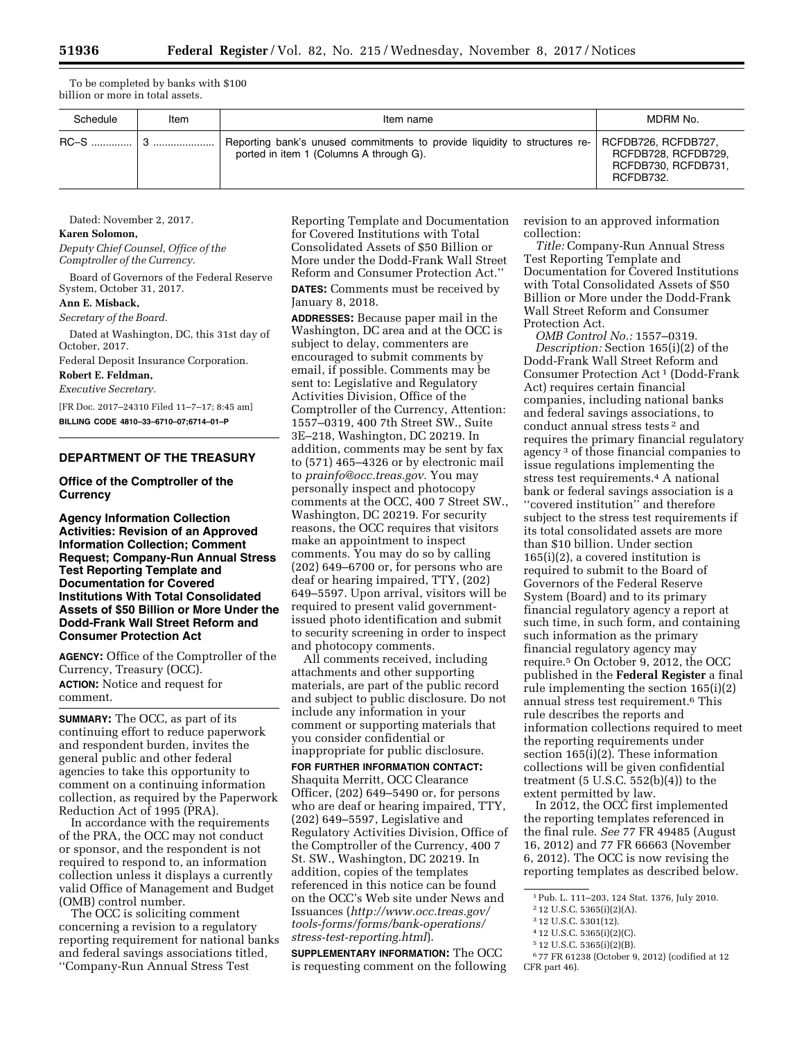To be completed by banks with $100 billion or more in total assets.

| Schedule | Item | Item name | MDRM No. |
| --- | --- | --- | --- |
| RC–S ............. | 3 .................... | Reporting bank's unused commitments to provide liquidity to structures reported in item 1 (Columns A through G). | RCFDB726, RCFDB727, RCFDB728, RCFDB729, RCFDB730, RCFDB731, RCFDB732. |

Dated: November 2, 2017.

**Karen Solomon,**

*Deputy Chief Counsel, Office of the Comptroller of the Currency.*

Board of Governors of the Federal Reserve System, October 31, 2017.

**Ann E. Misback,**

*Secretary of the Board.*

Dated at Washington, DC, this 31st day of October, 2017.

Federal Deposit Insurance Corporation.

**Robert E. Feldman,**

*Executive Secretary.*

[FR Doc. 2017–24310 Filed 11–7–17; 8:45 am]

**BILLING CODE 4810–33–6710–07;6714–01–P**

---

## DEPARTMENT OF THE TREASURY

### Office of the Comptroller of the Currency

### Agency Information Collection Activities: Revision of an Approved Information Collection; Comment Request; Company-Run Annual Stress Test Reporting Template and Documentation for Covered Institutions With Total Consolidated Assets of $50 Billion or More Under the Dodd-Frank Wall Street Reform and Consumer Protection Act

**AGENCY:** Office of the Comptroller of the Currency, Treasury (OCC).

**ACTION:** Notice and request for comment.

**SUMMARY:** The OCC, as part of its continuing effort to reduce paperwork and respondent burden, invites the general public and other federal agencies to take this opportunity to comment on a continuing information collection, as required by the Paperwork Reduction Act of 1995 (PRA).

In accordance with the requirements of the PRA, the OCC may not conduct or sponsor, and the respondent is not required to respond to, an information collection unless it displays a currently valid Office of Management and Budget (OMB) control number.

The OCC is soliciting comment concerning a revision to a regulatory reporting requirement for national banks and federal savings associations titled, ''Company-Run Annual Stress Test Reporting Template and Documentation for Covered Institutions with Total Consolidated Assets of $50 Billion or More under the Dodd-Frank Wall Street Reform and Consumer Protection Act.''

**DATES:** Comments must be received by January 8, 2018.

**ADDRESSES:** Because paper mail in the Washington, DC area and at the OCC is subject to delay, commenters are encouraged to submit comments by email, if possible. Comments may be sent to: Legislative and Regulatory Activities Division, Office of the Comptroller of the Currency, Attention: 1557–0319, 400 7th Street SW., Suite 3E–218, Washington, DC 20219. In addition, comments may be sent by fax to (571) 465–4326 or by electronic mail to *prainfo@occ.treas.gov*. You may personally inspect and photocopy comments at the OCC, 400 7 Street SW., Washington, DC 20219. For security reasons, the OCC requires that visitors make an appointment to inspect comments. You may do so by calling (202) 649–6700 or, for persons who are deaf or hearing impaired, TTY, (202) 649–5597. Upon arrival, visitors will be required to present valid government-issued photo identification and submit to security screening in order to inspect and photocopy comments.

All comments received, including attachments and other supporting materials, are part of the public record and subject to public disclosure. Do not include any information in your comment or supporting materials that you consider confidential or inappropriate for public disclosure.

**FOR FURTHER INFORMATION CONTACT:** Shaquita Merritt, OCC Clearance Officer, (202) 649–5490 or, for persons who are deaf or hearing impaired, TTY, (202) 649–5597, Legislative and Regulatory Activities Division, Office of the Comptroller of the Currency, 400 7 St. SW., Washington, DC 20219. In addition, copies of the templates referenced in this notice can be found on the OCC's Web site under News and Issuances (*http://www.occ.treas.gov/tools-forms/forms/bank-operations/stress-test-reporting.html*).

**SUPPLEMENTARY INFORMATION:** The OCC is requesting comment on the following revision to an approved information collection:

*Title:* Company-Run Annual Stress Test Reporting Template and Documentation for Covered Institutions with Total Consolidated Assets of $50 Billion or More under the Dodd-Frank Wall Street Reform and Consumer Protection Act.

*OMB Control No.:* 1557–0319.

*Description:* Section 165(i)(2) of the Dodd-Frank Wall Street Reform and Consumer Protection Act [1] (Dodd-Frank Act) requires certain financial companies, including national banks and federal savings associations, to conduct annual stress tests [2] and requires the primary financial regulatory agency [3] of those financial companies to issue regulations implementing the stress test requirements.[4] A national bank or federal savings association is a ''covered institution'' and therefore subject to the stress test requirements if its total consolidated assets are more than $10 billion. Under section 165(i)(2), a covered institution is required to submit to the Board of Governors of the Federal Reserve System (Board) and to its primary financial regulatory agency a report at such time, in such form, and containing such information as the primary financial regulatory agency may require.[5] On October 9, 2012, the OCC published in the **Federal Register** a final rule implementing the section 165(i)(2) annual stress test requirement.[6] This rule describes the reports and information collections required to meet the reporting requirements under section 165(i)(2). These information collections will be given confidential treatment (5 U.S.C. 552(b)(4)) to the extent permitted by law.

In 2012, the OCC first implemented the reporting templates referenced in the final rule. *See* 77 FR 49485 (August 16, 2012) and 77 FR 66663 (November 6, 2012). The OCC is now revising the reporting templates as described below.

---

[1] Pub. L. 111–203, 124 Stat. 1376, July 2010.

[2] 12 U.S.C. 5365(i)(2)(A).

[3] 12 U.S.C. 5301(12).

[4] 12 U.S.C. 5365(i)(2)(C).

[5] 12 U.S.C. 5365(i)(2)(B).

[6] 77 FR 61238 (October 9, 2012) (codified at 12 CFR part 46).